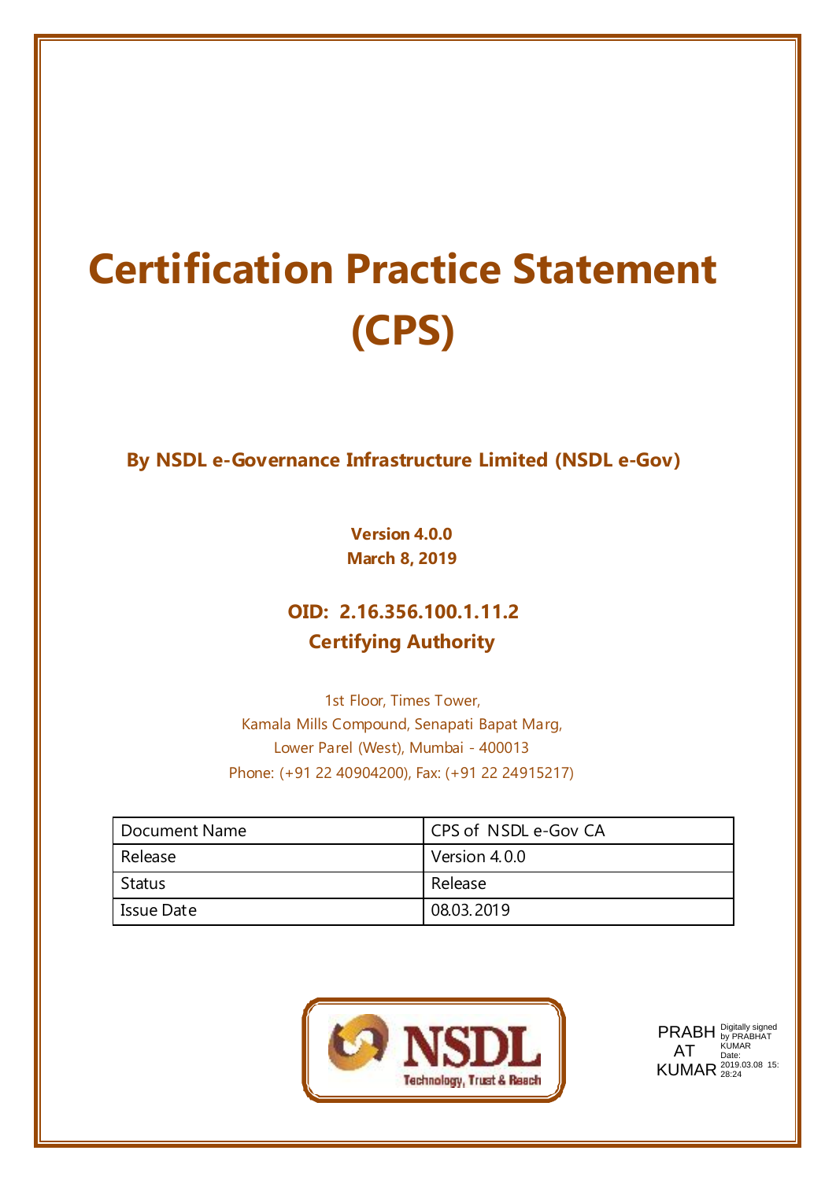# Certification Practice Statement (CPS)

**By NSDL e-Governance Infrastructure Limited (NSDL e-Gov)**

**Version 4.0.0**
**March 8, 2019**

**OID: 2.16.356.100.1.11.2**
**Certifying Authority**

1st Floor, Times Tower,
Kamala Mills Compound, Senapati Bapat Marg,
Lower Parel (West), Mumbai - 400013
Phone: (+91 22 40904200), Fax: (+91 22 24915217)

| Document Name | CPS of NSDL e-Gov CA |
|---|---|
| Release | Version 4.0.0 |
| Status | Release |
| Issue Date | 08.03.2019 |

NSDL
Technology, Trust & Reach

PRABHAT KUMAR Digitally signed by PRABHAT KUMAR Date: 2019.03.08 15:28:24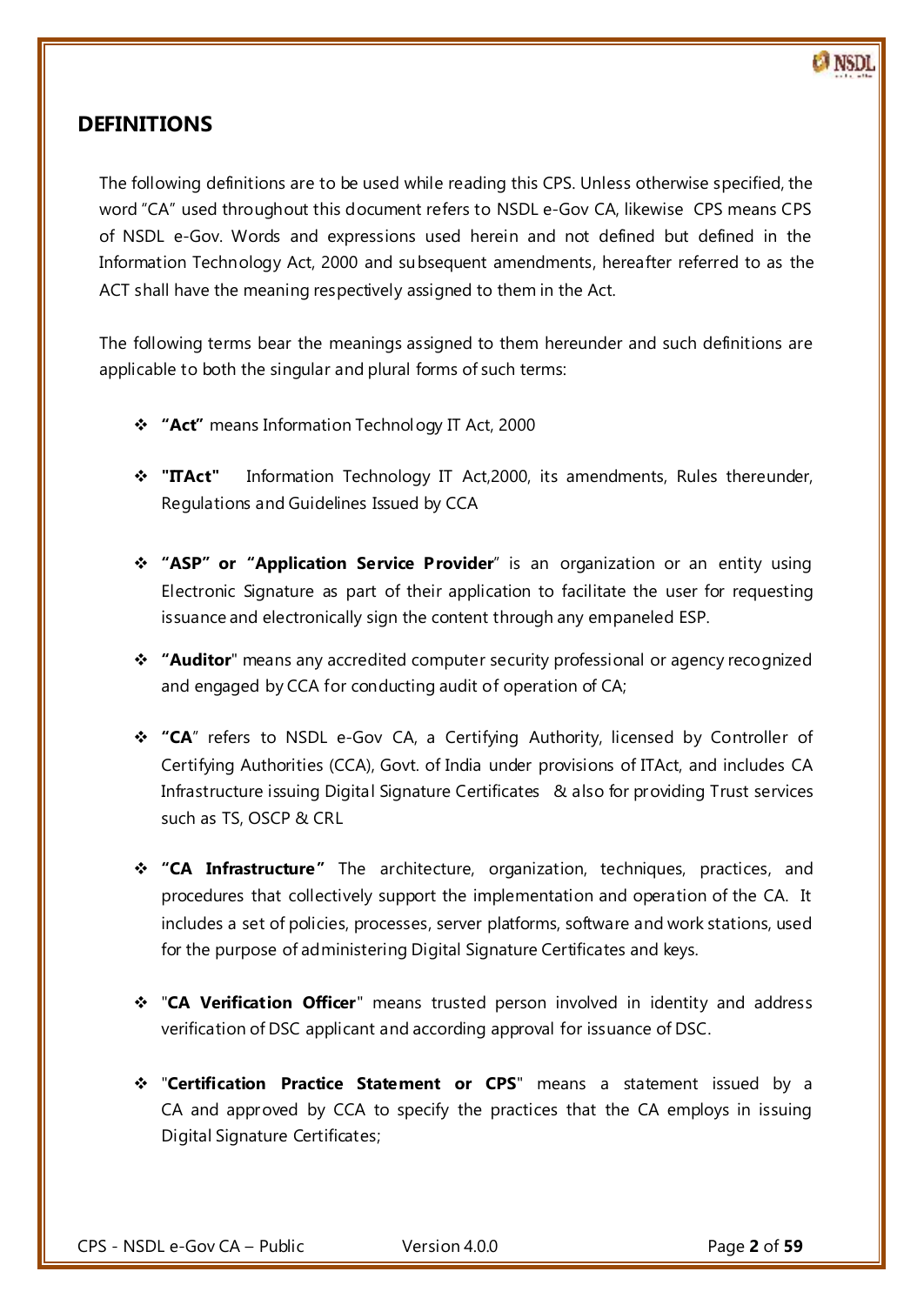## DEFINITIONS

The following definitions are to be used while reading this CPS. Unless otherwise specified, the word "CA" used throughout this document refers to NSDL e-Gov CA, likewise CPS means CPS of NSDL e-Gov. Words and expressions used herein and not defined but defined in the Information Technology Act, 2000 and subsequent amendments, hereafter referred to as the ACT shall have the meaning respectively assigned to them in the Act.

The following terms bear the meanings assigned to them hereunder and such definitions are applicable to both the singular and plural forms of such terms:

- **"Act"** means Information Technology IT Act, 2000
- **"ITAct"** Information Technology IT Act,2000, its amendments, Rules thereunder, Regulations and Guidelines Issued by CCA
- **"ASP" or "Application Service Provider"** is an organization or an entity using Electronic Signature as part of their application to facilitate the user for requesting issuance and electronically sign the content through any empaneled ESP.
- **"Auditor"** means any accredited computer security professional or agency recognized and engaged by CCA for conducting audit of operation of CA;
- **"CA"** refers to NSDL e-Gov CA, a Certifying Authority, licensed by Controller of Certifying Authorities (CCA), Govt. of India under provisions of ITAct, and includes CA Infrastructure issuing Digital Signature Certificates & also for providing Trust services such as TS, OSCP & CRL
- **"CA Infrastructure"** The architecture, organization, techniques, practices, and procedures that collectively support the implementation and operation of the CA. It includes a set of policies, processes, server platforms, software and work stations, used for the purpose of administering Digital Signature Certificates and keys.
- "**CA Verification Officer**" means trusted person involved in identity and address verification of DSC applicant and according approval for issuance of DSC.
- "**Certification Practice Statement or CPS**" means a statement issued by a CA and approved by CCA to specify the practices that the CA employs in issuing Digital Signature Certificates;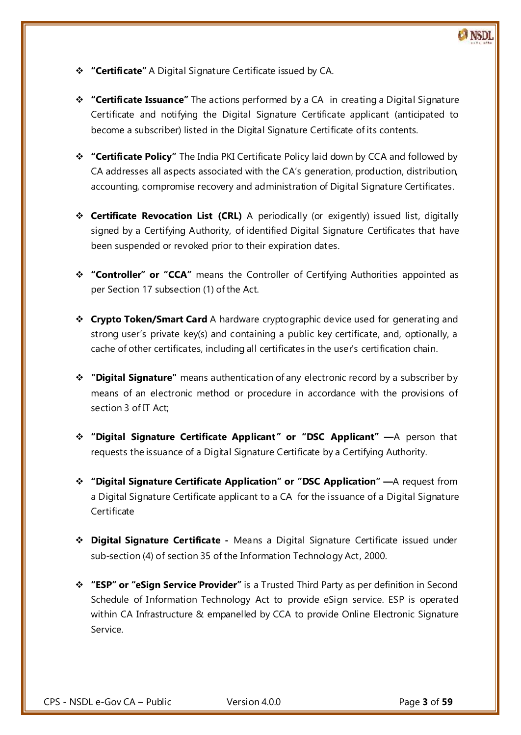- **"Certificate"** A Digital Signature Certificate issued by CA.

- **"Certificate Issuance"** The actions performed by a CA in creating a Digital Signature Certificate and notifying the Digital Signature Certificate applicant (anticipated to become a subscriber) listed in the Digital Signature Certificate of its contents.

- **"Certificate Policy"** The India PKI Certificate Policy laid down by CCA and followed by CA addresses all aspects associated with the CA's generation, production, distribution, accounting, compromise recovery and administration of Digital Signature Certificates.

- **Certificate Revocation List (CRL)** A periodically (or exigently) issued list, digitally signed by a Certifying Authority, of identified Digital Signature Certificates that have been suspended or revoked prior to their expiration dates.

- **"Controller" or "CCA"** means the Controller of Certifying Authorities appointed as per Section 17 subsection (1) of the Act.

- **Crypto Token/Smart Card** A hardware cryptographic device used for generating and strong user's private key(s) and containing a public key certificate, and, optionally, a cache of other certificates, including all certificates in the user's certification chain.

- **"Digital Signature"** means authentication of any electronic record by a subscriber by means of an electronic method or procedure in accordance with the provisions of section 3 of IT Act;

- **"Digital Signature Certificate Applicant" or "DSC Applicant" —**A person that requests the issuance of a Digital Signature Certificate by a Certifying Authority.

- **"Digital Signature Certificate Application" or "DSC Application" —**A request from a Digital Signature Certificate applicant to a CA for the issuance of a Digital Signature Certificate

- **Digital Signature Certificate -** Means a Digital Signature Certificate issued under sub-section (4) of section 35 of the Information Technology Act, 2000.

- **"ESP" or "eSign Service Provider"** is a Trusted Third Party as per definition in Second Schedule of Information Technology Act to provide eSign service. ESP is operated within CA Infrastructure & empanelled by CCA to provide Online Electronic Signature Service.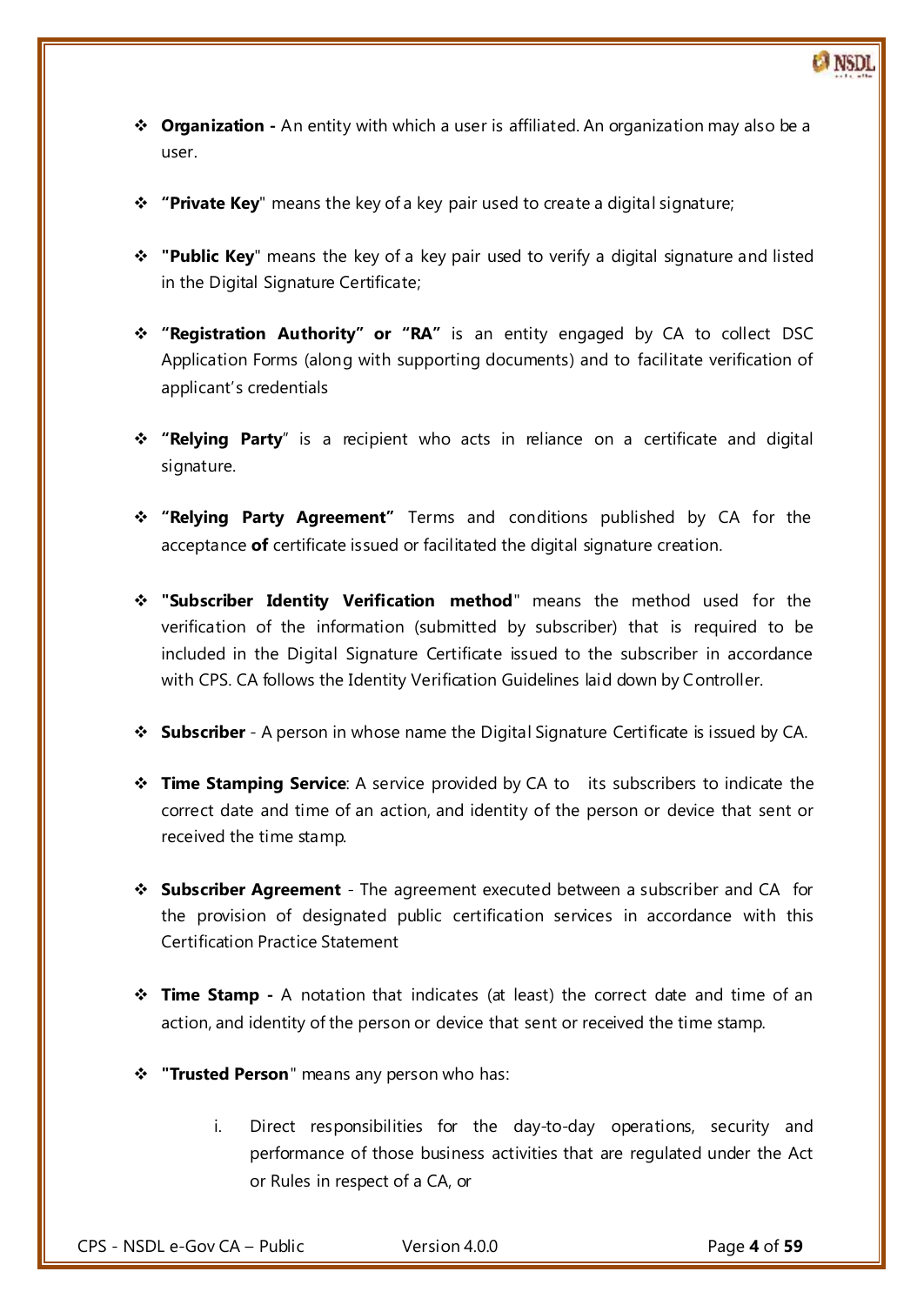- **Organization -** An entity with which a user is affiliated. An organization may also be a user.

- **"Private Key**" means the key of a key pair used to create a digital signature;

- **"Public Key**" means the key of a key pair used to verify a digital signature and listed in the Digital Signature Certificate;

- **"Registration Authority" or "RA"** is an entity engaged by CA to collect DSC Application Forms (along with supporting documents) and to facilitate verification of applicant's credentials

- **"Relying Party**" is a recipient who acts in reliance on a certificate and digital signature.

- **"Relying Party Agreement"** Terms and conditions published by CA for the acceptance **of** certificate issued or facilitated the digital signature creation.

- **"Subscriber Identity Verification method**" means the method used for the verification of the information (submitted by subscriber) that is required to be included in the Digital Signature Certificate issued to the subscriber in accordance with CPS. CA follows the Identity Verification Guidelines laid down by Controller.

- **Subscriber** - A person in whose name the Digital Signature Certificate is issued by CA.

- **Time Stamping Service**: A service provided by CA to its subscribers to indicate the correct date and time of an action, and identity of the person or device that sent or received the time stamp.

- **Subscriber Agreement** - The agreement executed between a subscriber and CA for the provision of designated public certification services in accordance with this Certification Practice Statement

- **Time Stamp -** A notation that indicates (at least) the correct date and time of an action, and identity of the person or device that sent or received the time stamp.

- **"Trusted Person**" means any person who has:

    i. Direct responsibilities for the day-to-day operations, security and performance of those business activities that are regulated under the Act or Rules in respect of a CA, or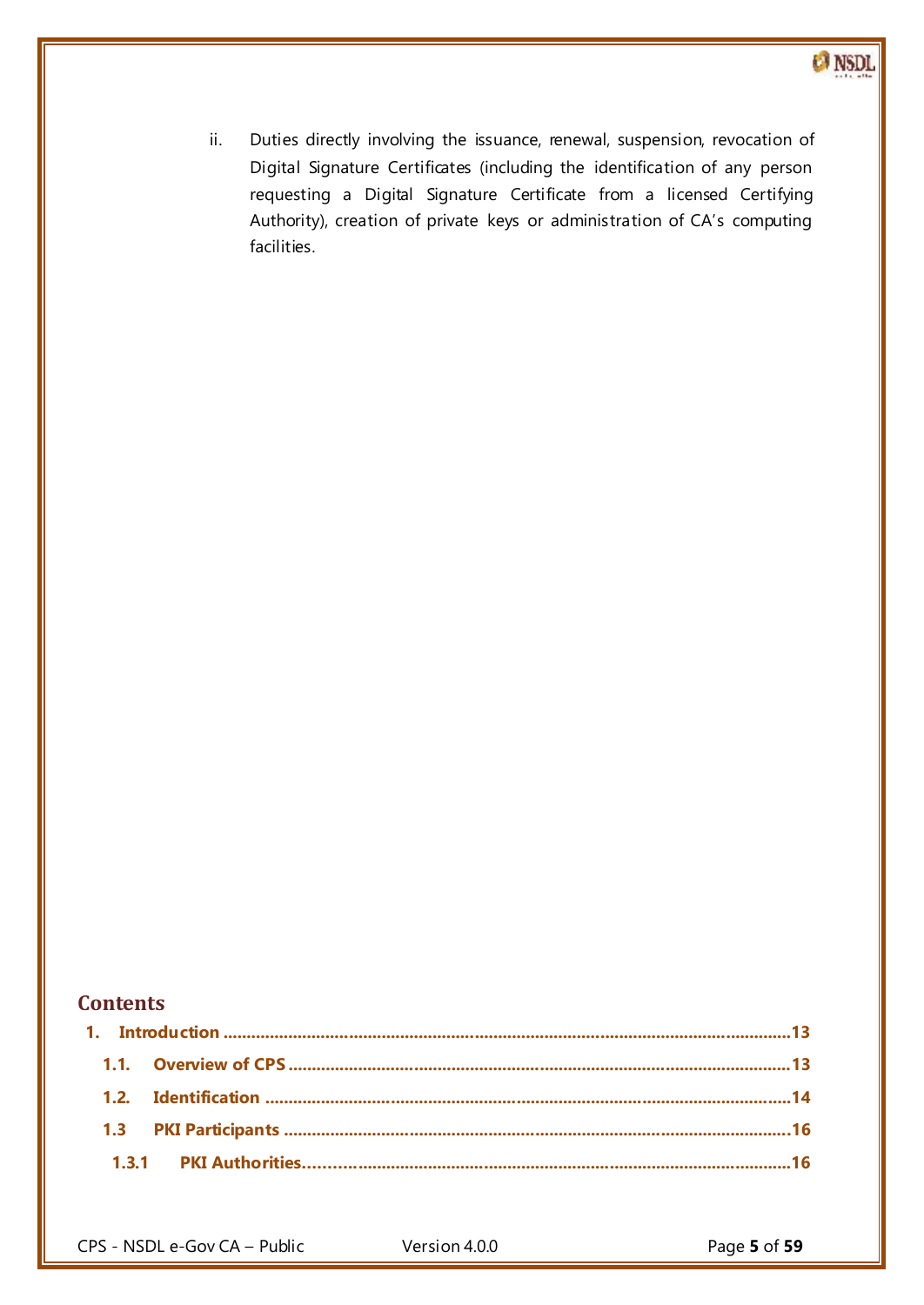ii. Duties directly involving the issuance, renewal, suspension, revocation of Digital Signature Certificates (including the identification of any person requesting a Digital Signature Certificate from a licensed Certifying Authority), creation of private keys or administration of CA's computing facilities.

# Contents

**1. Introduction** .......................................................................................... **13**

**1.1. Overview of CPS** .......................................................................................... **13**

**1.2. Identification** .......................................................................................... **14**

**1.3 PKI Participants** .......................................................................................... **16**

**1.3.1 PKI Authorities** .......................................................................................... **16**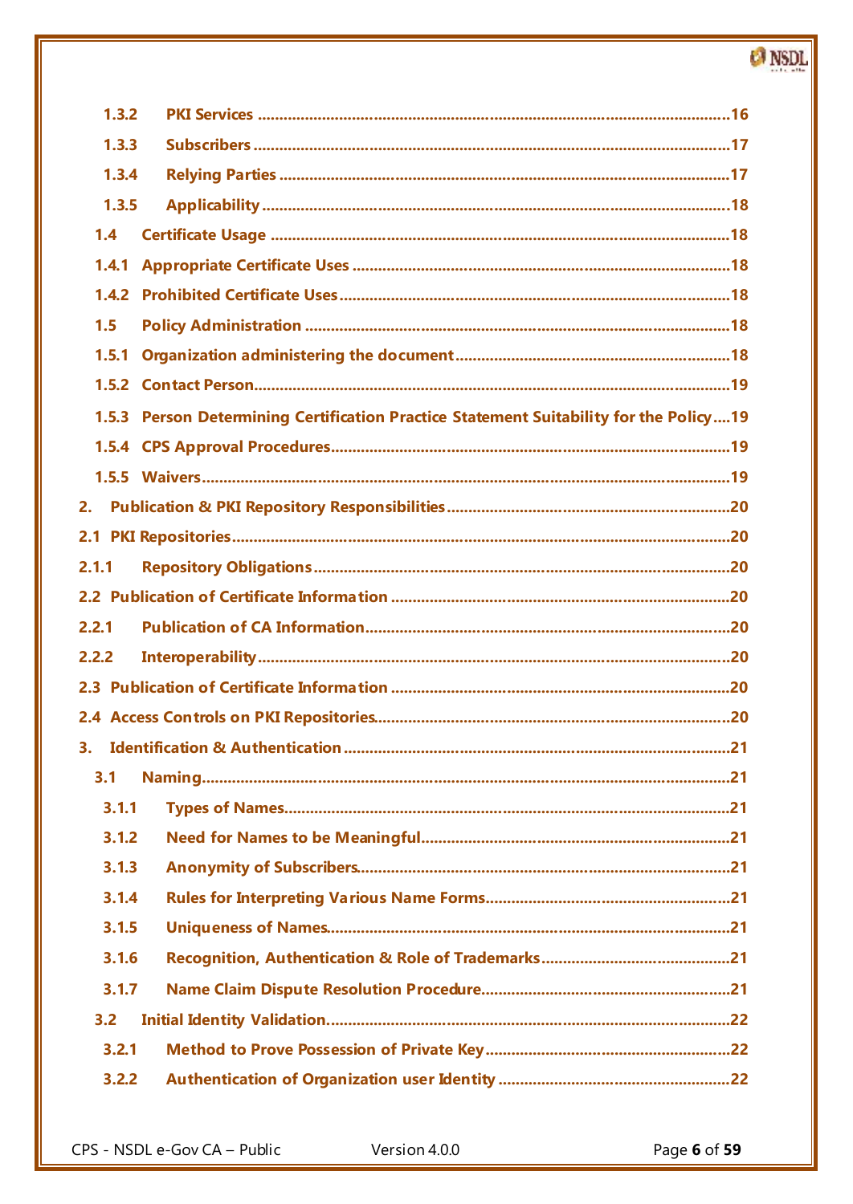| | | |
|---|---|---|
| 1.3.2 | PKI Services | 16 |
| 1.3.3 | Subscribers | 17 |
| 1.3.4 | Relying Parties | 17 |
| 1.3.5 | Applicability | 18 |
| 1.4 | Certificate Usage | 18 |
| 1.4.1 | Appropriate Certificate Uses | 18 |
| 1.4.2 | Prohibited Certificate Uses | 18 |
| 1.5 | Policy Administration | 18 |
| 1.5.1 | Organization administering the document | 18 |
| 1.5.2 | Contact Person | 19 |
| 1.5.3 | Person Determining Certification Practice Statement Suitability for the Policy | 19 |
| 1.5.4 | CPS Approval Procedures | 19 |
| 1.5.5 | Waivers | 19 |
| 2. | Publication & PKI Repository Responsibilities | 20 |
| 2.1 | PKI Repositories | 20 |
| 2.1.1 | Repository Obligations | 20 |
| 2.2 | Publication of Certificate Information | 20 |
| 2.2.1 | Publication of CA Information | 20 |
| 2.2.2 | Interoperability | 20 |
| 2.3 | Publication of Certificate Information | 20 |
| 2.4 | Access Controls on PKI Repositories | 20 |
| 3. | Identification & Authentication | 21 |
| 3.1 | Naming | 21 |
| 3.1.1 | Types of Names | 21 |
| 3.1.2 | Need for Names to be Meaningful | 21 |
| 3.1.3 | Anonymity of Subscribers | 21 |
| 3.1.4 | Rules for Interpreting Various Name Forms | 21 |
| 3.1.5 | Uniqueness of Names | 21 |
| 3.1.6 | Recognition, Authentication & Role of Trademarks | 21 |
| 3.1.7 | Name Claim Dispute Resolution Procedure | 21 |
| 3.2 | Initial Identity Validation | 22 |
| 3.2.1 | Method to Prove Possession of Private Key | 22 |
| 3.2.2 | Authentication of Organization user Identity | 22 |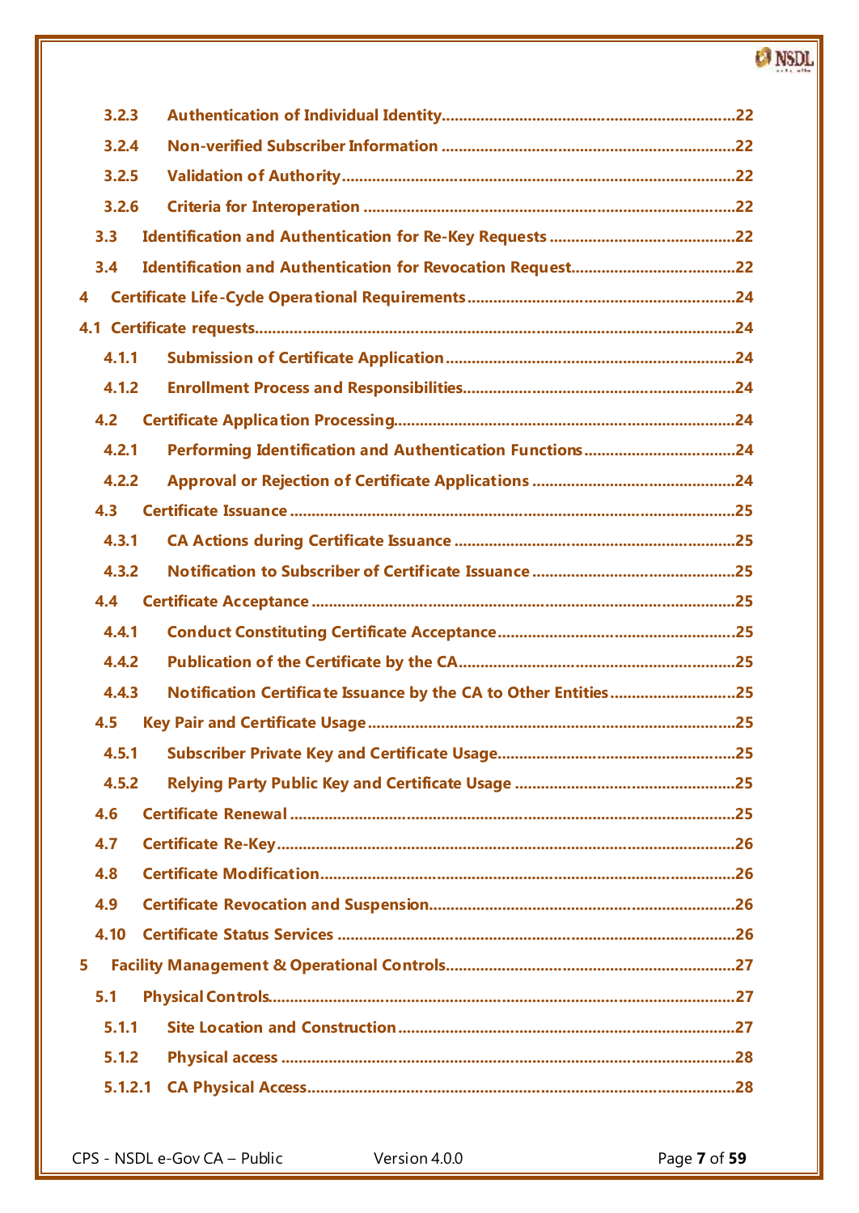3.2.3 Authentication of Individual Identity....................................................................22

3.2.4 Non-verified Subscriber Information ....................................................................22

3.2.5 Validation of Authority...........................................................................................22

3.2.6 Criteria for Interoperation .....................................................................................22

3.3 Identification and Authentication for Re-Key Requests ...........................................22

3.4 Identification and Authentication for Revocation Request.......................................22

4 Certificate Life-Cycle Operational Requirements..............................................................24

4.1 Certificate requests.................................................................................................................24

4.1.1 Submission of Certificate Application...................................................................24

4.1.2 Enrollment Process and Responsibilities..............................................................24

4.2 Certificate Application Processing..............................................................................24

4.2.1 Performing Identification and Authentication Functions...................................24

4.2.2 Approval or Rejection of Certificate Applications ...............................................24

4.3 Certificate Issuance ......................................................................................................25

4.3.1 CA Actions during Certificate Issuance .................................................................25

4.3.2 Notification to Subscriber of Certificate Issuance ...............................................25

4.4 Certificate Acceptance .................................................................................................25

4.4.1 Conduct Constituting Certificate Acceptance.......................................................25

4.4.2 Publication of the Certificate by the CA................................................................25

4.4.3 Notification Certificate Issuance by the CA to Other Entities.............................25

4.5 Key Pair and Certificate Usage.....................................................................................25

4.5.1 Subscriber Private Key and Certificate Usage.......................................................25

4.5.2 Relying Party Public Key and Certificate Usage ...................................................25

4.6 Certificate Renewal .......................................................................................................25

4.7 Certificate Re-Key..........................................................................................................26

4.8 Certificate Modification................................................................................................26

4.9 Certificate Revocation and Suspension.......................................................................26

4.10 Certificate Status Services ............................................................................................26

5 Facility Management & Operational Controls...................................................................27

5.1 Physical Controls............................................................................................................27

5.1.1 Site Location and Construction..............................................................................27

5.1.2 Physical access .........................................................................................................28

5.1.2.1 CA Physical Access...................................................................................................28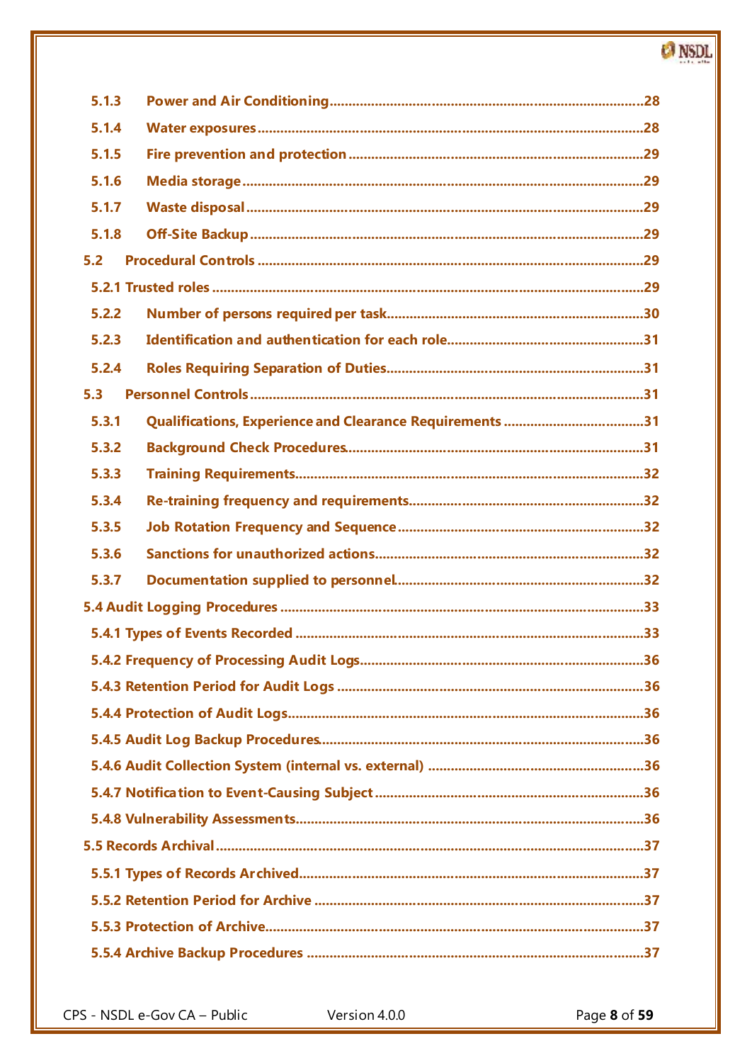| | | |
|---|---|---|
| 5.1.3 | Power and Air Conditioning | 28 |
| 5.1.4 | Water exposures | 28 |
| 5.1.5 | Fire prevention and protection | 29 |
| 5.1.6 | Media storage | 29 |
| 5.1.7 | Waste disposal | 29 |
| 5.1.8 | Off-Site Backup | 29 |
| 5.2 | Procedural Controls | 29 |
| 5.2.1 | Trusted roles | 29 |
| 5.2.2 | Number of persons required per task | 30 |
| 5.2.3 | Identification and authentication for each role | 31 |
| 5.2.4 | Roles Requiring Separation of Duties | 31 |
| 5.3 | Personnel Controls | 31 |
| 5.3.1 | Qualifications, Experience and Clearance Requirements | 31 |
| 5.3.2 | Background Check Procedures | 31 |
| 5.3.3 | Training Requirements | 32 |
| 5.3.4 | Re-training frequency and requirements | 32 |
| 5.3.5 | Job Rotation Frequency and Sequence | 32 |
| 5.3.6 | Sanctions for unauthorized actions | 32 |
| 5.3.7 | Documentation supplied to personnel | 32 |
| 5.4 | Audit Logging Procedures | 33 |
| 5.4.1 | Types of Events Recorded | 33 |
| 5.4.2 | Frequency of Processing Audit Logs | 36 |
| 5.4.3 | Retention Period for Audit Logs | 36 |
| 5.4.4 | Protection of Audit Logs | 36 |
| 5.4.5 | Audit Log Backup Procedures | 36 |
| 5.4.6 | Audit Collection System (internal vs. external) | 36 |
| 5.4.7 | Notification to Event-Causing Subject | 36 |
| 5.4.8 | Vulnerability Assessments | 36 |
| 5.5 | Records Archival | 37 |
| 5.5.1 | Types of Records Archived | 37 |
| 5.5.2 | Retention Period for Archive | 37 |
| 5.5.3 | Protection of Archive | 37 |
| 5.5.4 | Archive Backup Procedures | 37 |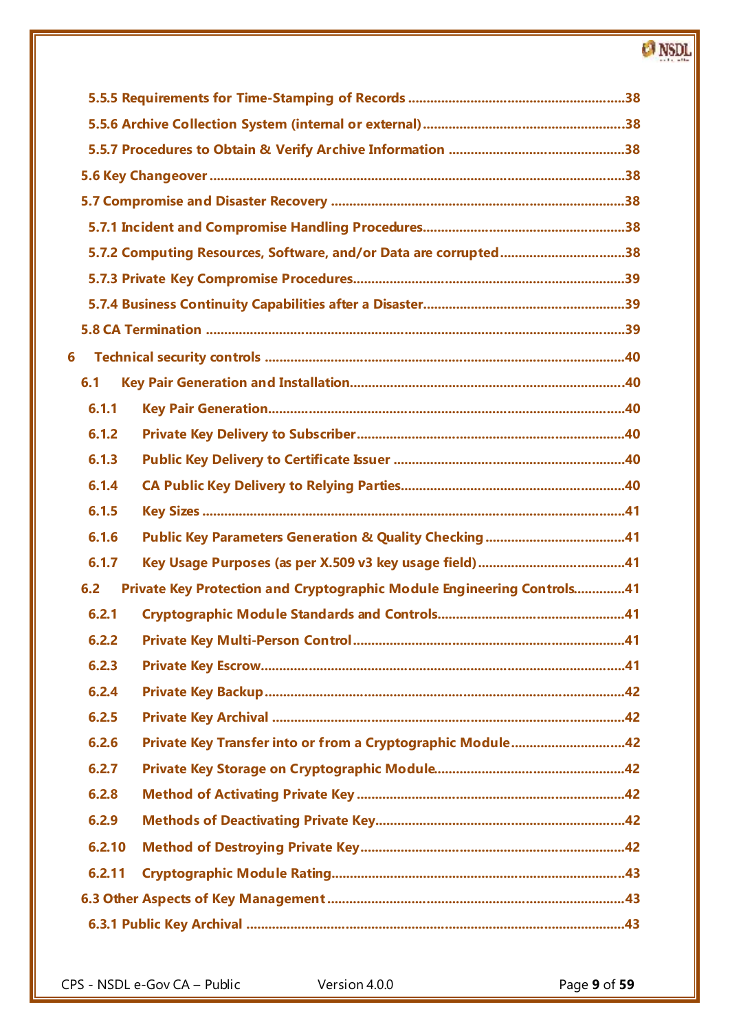5.5.5 Requirements for Time-Stamping of Records .......................................................... 38

5.5.6 Archive Collection System (internal or external) ....................................................... 38

5.5.7 Procedures to Obtain & Verify Archive Information ................................................ 38

5.6 Key Changeover ............................................................................................................... 38

5.7 Compromise and Disaster Recovery ............................................................................. 38

5.7.1 Incident and Compromise Handling Procedures ...................................................... 38

5.7.2 Computing Resources, Software, and/or Data are corrupted ................................. 38

5.7.3 Private Key Compromise Procedures ......................................................................... 39

5.7.4 Business Continuity Capabilities after a Disaster ...................................................... 39

5.8 CA Termination ................................................................................................................. 39

6 Technical security controls ................................................................................................ 40

6.1 Key Pair Generation and Installation ........................................................................... 40

6.1.1 Key Pair Generation ..................................................................................................... 40

6.1.2 Private Key Delivery to Subscriber ............................................................................. 40

6.1.3 Public Key Delivery to Certificate Issuer ................................................................... 40

6.1.4 CA Public Key Delivery to Relying Parties ................................................................. 40

6.1.5 Key Sizes ........................................................................................................................ 41

6.1.6 Public Key Parameters Generation & Quality Checking ......................................... 41

6.1.7 Key Usage Purposes (as per X.509 v3 key usage field) ........................................... 41

6.2 Private Key Protection and Cryptographic Module Engineering Controls ............. 41

6.2.1 Cryptographic Module Standards and Controls ....................................................... 41

6.2.2 Private Key Multi-Person Control ............................................................................... 41

6.2.3 Private Key Escrow ........................................................................................................ 41

6.2.4 Private Key Backup ........................................................................................................ 42

6.2.5 Private Key Archival ...................................................................................................... 42

6.2.6 Private Key Transfer into or from a Cryptographic Module .................................. 42

6.2.7 Private Key Storage on Cryptographic Module ........................................................ 42

6.2.8 Method of Activating Private Key ............................................................................... 42

6.2.9 Methods of Deactivating Private Key ......................................................................... 42

6.2.10 Method of Destroying Private Key ............................................................................. 42

6.2.11 Cryptographic Module Rating ..................................................................................... 43

6.3 Other Aspects of Key Management ............................................................................... 43

6.3.1 Public Key Archival ........................................................................................................ 43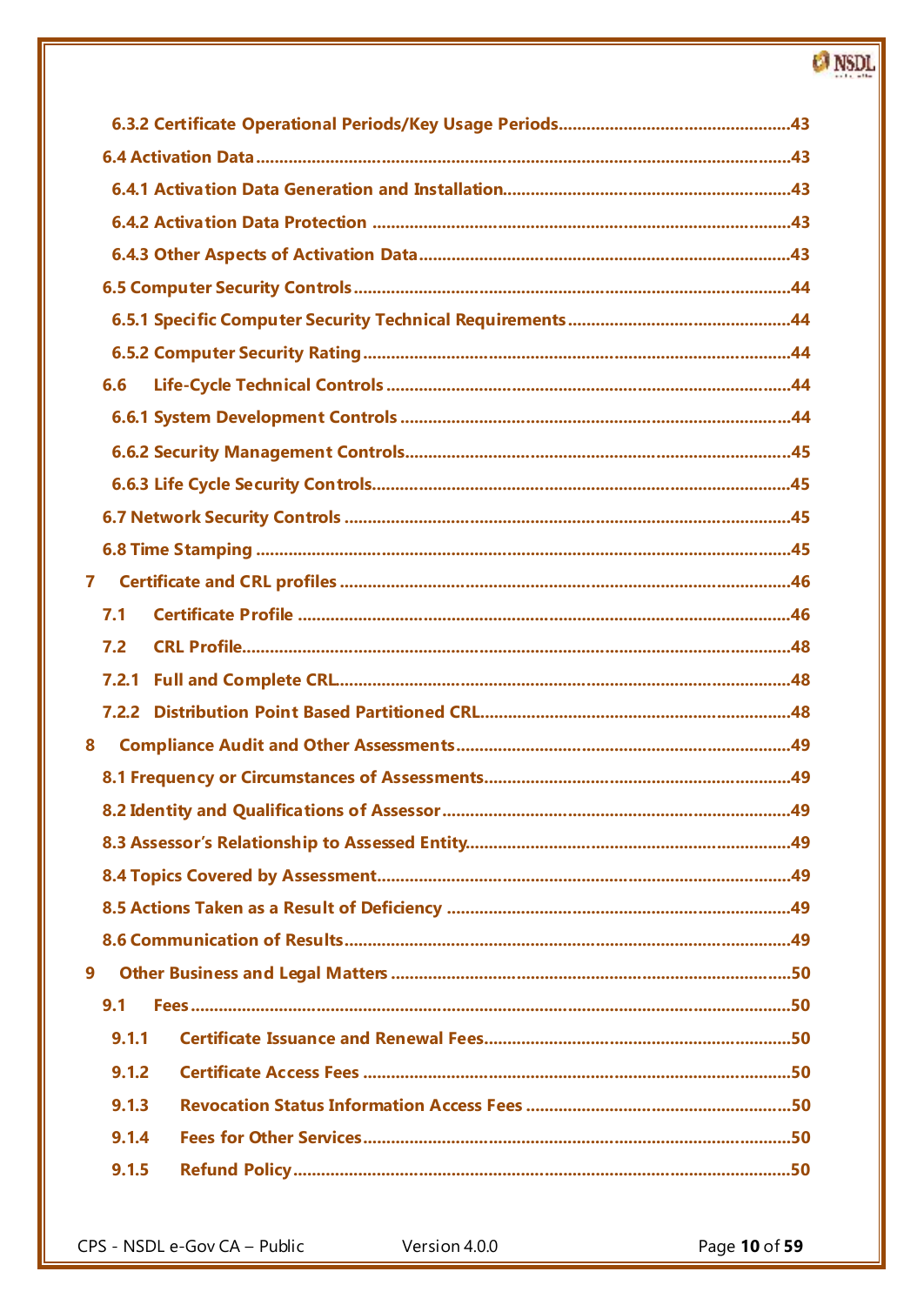6.3.2 Certificate Operational Periods/Key Usage Periods ........................................................ 43

6.4 Activation Data ........................................................................................................ 43

6.4.1 Activation Data Generation and Installation ................................................................ 43

6.4.2 Activation Data Protection ........................................................................................ 43

6.4.3 Other Aspects of Activation Data ............................................................................... 43

6.5 Computer Security Controls ....................................................................................... 44

6.5.1 Specific Computer Security Technical Requirements .................................................... 44

6.5.2 Computer Security Rating .......................................................................................... 44

6.6 Life-Cycle Technical Controls ....................................................................................... 44

6.6.1 System Development Controls ................................................................................... 44

6.6.2 Security Management Controls .................................................................................. 45

6.6.3 Life Cycle Security Controls ........................................................................................ 45

6.7 Network Security Controls .......................................................................................... 45

6.8 Time Stamping ............................................................................................................ 45

7 Certificate and CRL profiles ............................................................................................ 46

7.1 Certificate Profile ........................................................................................................ 46

7.2 CRL Profile .................................................................................................................. 48

7.2.1 Full and Complete CRL .............................................................................................. 48

7.2.2 Distribution Point Based Partitioned CRL .................................................................... 48

8 Compliance Audit and Other Assessments ...................................................................... 49

8.1 Frequency or Circumstances of Assessments .................................................................. 49

8.2 Identity and Qualifications of Assessor .......................................................................... 49

8.3 Assessor's Relationship to Assessed Entity ..................................................................... 49

8.4 Topics Covered by Assessment ..................................................................................... 49

8.5 Actions Taken as a Result of Deficiency ......................................................................... 49

8.6 Communication of Results ............................................................................................ 49

9 Other Business and Legal Matters .................................................................................. 50

9.1 Fees ............................................................................................................................ 50

9.1.1 Certificate Issuance and Renewal Fees ........................................................................ 50

9.1.2 Certificate Access Fees ............................................................................................... 50

9.1.3 Revocation Status Information Access Fees ................................................................. 50

9.1.4 Fees for Other Services .............................................................................................. 50

9.1.5 Refund Policy ............................................................................................................ 50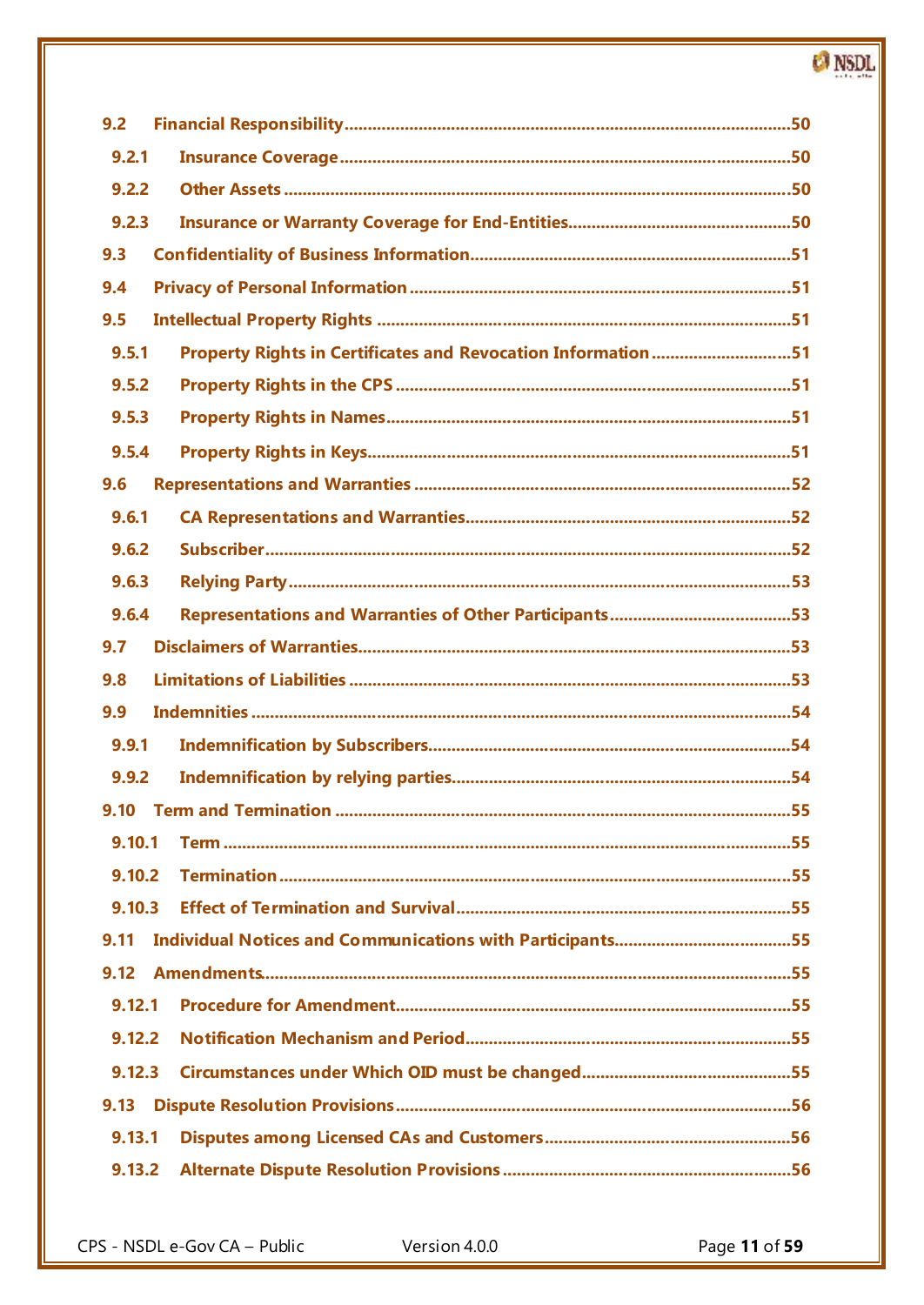- 9.2 Financial Responsibility ........ 50
  - 9.2.1 Insurance Coverage ........ 50
  - 9.2.2 Other Assets ........ 50
  - 9.2.3 Insurance or Warranty Coverage for End-Entities ........ 50
- 9.3 Confidentiality of Business Information ........ 51
- 9.4 Privacy of Personal Information ........ 51
- 9.5 Intellectual Property Rights ........ 51
  - 9.5.1 Property Rights in Certificates and Revocation Information ........ 51
  - 9.5.2 Property Rights in the CPS ........ 51
  - 9.5.3 Property Rights in Names ........ 51
  - 9.5.4 Property Rights in Keys ........ 51
- 9.6 Representations and Warranties ........ 52
  - 9.6.1 CA Representations and Warranties ........ 52
  - 9.6.2 Subscriber ........ 52
  - 9.6.3 Relying Party ........ 53
  - 9.6.4 Representations and Warranties of Other Participants ........ 53
- 9.7 Disclaimers of Warranties ........ 53
- 9.8 Limitations of Liabilities ........ 53
- 9.9 Indemnities ........ 54
  - 9.9.1 Indemnification by Subscribers ........ 54
  - 9.9.2 Indemnification by relying parties ........ 54
- 9.10 Term and Termination ........ 55
  - 9.10.1 Term ........ 55
  - 9.10.2 Termination ........ 55
  - 9.10.3 Effect of Termination and Survival ........ 55
- 9.11 Individual Notices and Communications with Participants ........ 55
- 9.12 Amendments ........ 55
  - 9.12.1 Procedure for Amendment ........ 55
  - 9.12.2 Notification Mechanism and Period ........ 55
  - 9.12.3 Circumstances under Which OID must be changed ........ 55
- 9.13 Dispute Resolution Provisions ........ 56
  - 9.13.1 Disputes among Licensed CAs and Customers ........ 56
  - 9.13.2 Alternate Dispute Resolution Provisions ........ 56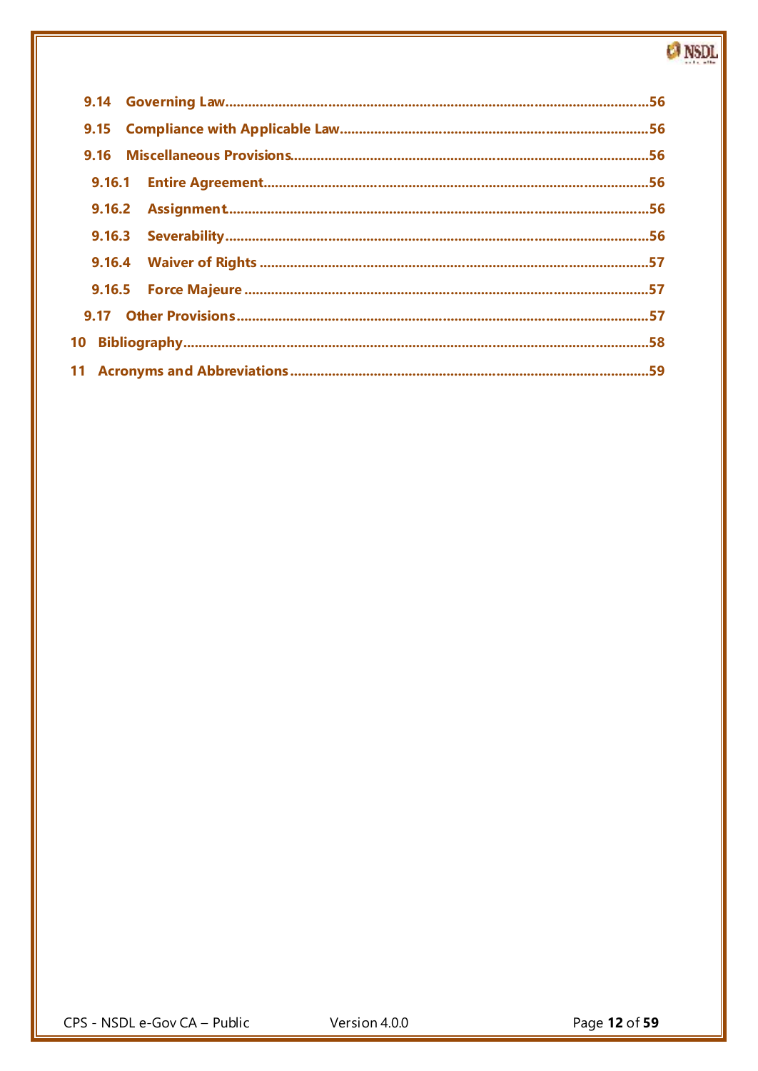9.14 Governing Law ....................................................................................................56

9.15 Compliance with Applicable Law ...........................................................................56

9.16 Miscellaneous Provisions .......................................................................................56

9.16.1 Entire Agreement ...............................................................................................56

9.16.2 Assignment ........................................................................................................56

9.16.3 Severability .........................................................................................................56

9.16.4 Waiver of Rights .................................................................................................57

9.16.5 Force Majeure ....................................................................................................57

9.17 Other Provisions ....................................................................................................57

10 Bibliography ...........................................................................................................58

11 Acronyms and Abbreviations ..................................................................................59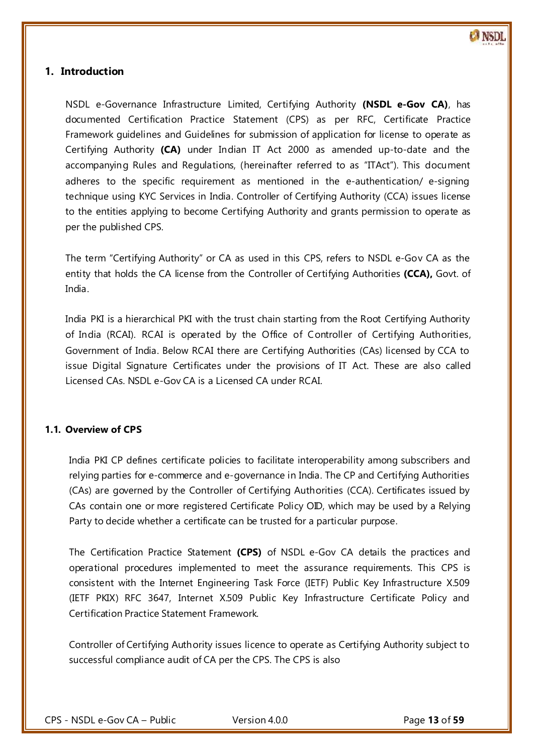# 1. Introduction

NSDL e-Governance Infrastructure Limited, Certifying Authority **(NSDL e-Gov CA)**, has documented Certification Practice Statement (CPS) as per RFC, Certificate Practice Framework guidelines and Guidelines for submission of application for license to operate as Certifying Authority **(CA)** under Indian IT Act 2000 as amended up-to-date and the accompanying Rules and Regulations, (hereinafter referred to as "ITAct"). This document adheres to the specific requirement as mentioned in the e-authentication/ e-signing technique using KYC Services in India. Controller of Certifying Authority (CCA) issues license to the entities applying to become Certifying Authority and grants permission to operate as per the published CPS.

The term "Certifying Authority" or CA as used in this CPS, refers to NSDL e-Gov CA as the entity that holds the CA license from the Controller of Certifying Authorities **(CCA),** Govt. of India.

India PKI is a hierarchical PKI with the trust chain starting from the Root Certifying Authority of India (RCAI). RCAI is operated by the Office of Controller of Certifying Authorities, Government of India. Below RCAI there are Certifying Authorities (CAs) licensed by CCA to issue Digital Signature Certificates under the provisions of IT Act. These are also called Licensed CAs. NSDL e-Gov CA is a Licensed CA under RCAI.

## 1.1. Overview of CPS

India PKI CP defines certificate policies to facilitate interoperability among subscribers and relying parties for e-commerce and e-governance in India. The CP and Certifying Authorities (CAs) are governed by the Controller of Certifying Authorities (CCA). Certificates issued by CAs contain one or more registered Certificate Policy OID, which may be used by a Relying Party to decide whether a certificate can be trusted for a particular purpose.

The Certification Practice Statement **(CPS)** of NSDL e-Gov CA details the practices and operational procedures implemented to meet the assurance requirements. This CPS is consistent with the Internet Engineering Task Force (IETF) Public Key Infrastructure X.509 (IETF PKIX) RFC 3647, Internet X.509 Public Key Infrastructure Certificate Policy and Certification Practice Statement Framework.

Controller of Certifying Authority issues licence to operate as Certifying Authority subject to successful compliance audit of CA per the CPS. The CPS is also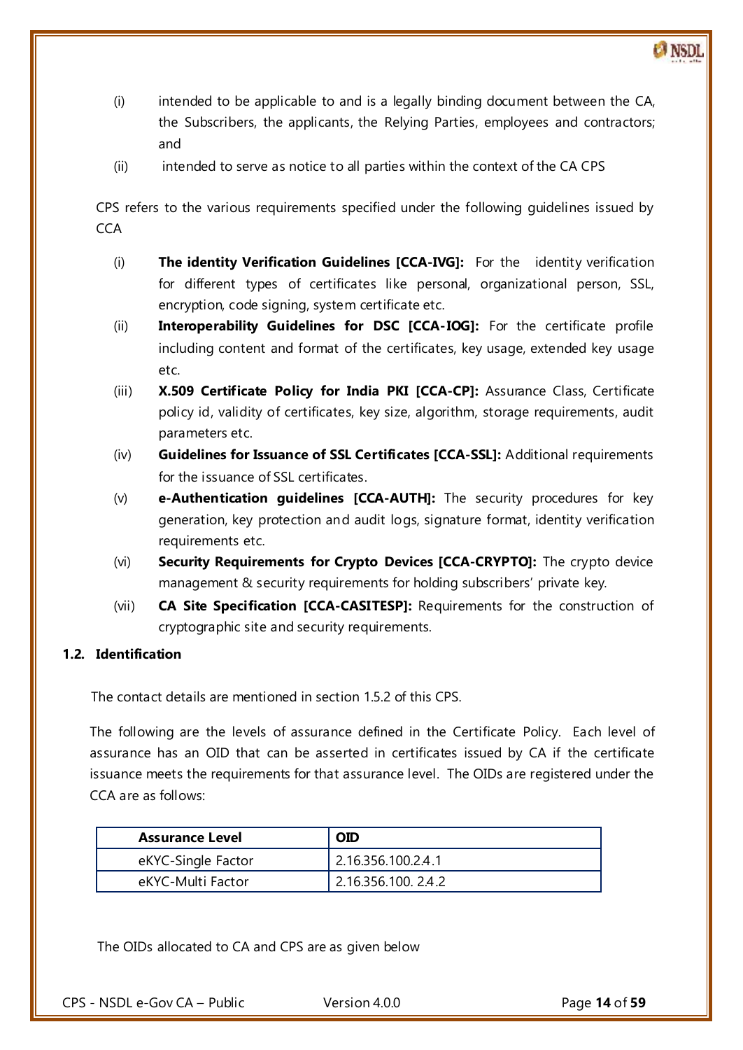(i) intended to be applicable to and is a legally binding document between the CA, the Subscribers, the applicants, the Relying Parties, employees and contractors; and

(ii) intended to serve as notice to all parties within the context of the CA CPS

CPS refers to the various requirements specified under the following guidelines issued by CCA

(i) **The identity Verification Guidelines [CCA-IVG]:** For the identity verification for different types of certificates like personal, organizational person, SSL, encryption, code signing, system certificate etc.

(ii) **Interoperability Guidelines for DSC [CCA-IOG]:** For the certificate profile including content and format of the certificates, key usage, extended key usage etc.

(iii) **X.509 Certificate Policy for India PKI [CCA-CP]:** Assurance Class, Certificate policy id, validity of certificates, key size, algorithm, storage requirements, audit parameters etc.

(iv) **Guidelines for Issuance of SSL Certificates [CCA-SSL]:** Additional requirements for the issuance of SSL certificates.

(v) **e-Authentication guidelines [CCA-AUTH]:** The security procedures for key generation, key protection and audit logs, signature format, identity verification requirements etc.

(vi) **Security Requirements for Crypto Devices [CCA-CRYPTO]:** The crypto device management & security requirements for holding subscribers' private key.

(vii) **CA Site Specification [CCA-CASITESP]:** Requirements for the construction of cryptographic site and security requirements.

## 1.2. Identification

The contact details are mentioned in section 1.5.2 of this CPS.

The following are the levels of assurance defined in the Certificate Policy. Each level of assurance has an OID that can be asserted in certificates issued by CA if the certificate issuance meets the requirements for that assurance level. The OIDs are registered under the CCA are as follows:

| Assurance Level | OID |
|---|---|
| eKYC-Single Factor | 2.16.356.100.2.4.1 |
| eKYC-Multi Factor | 2.16.356.100. 2.4.2 |

The OIDs allocated to CA and CPS are as given below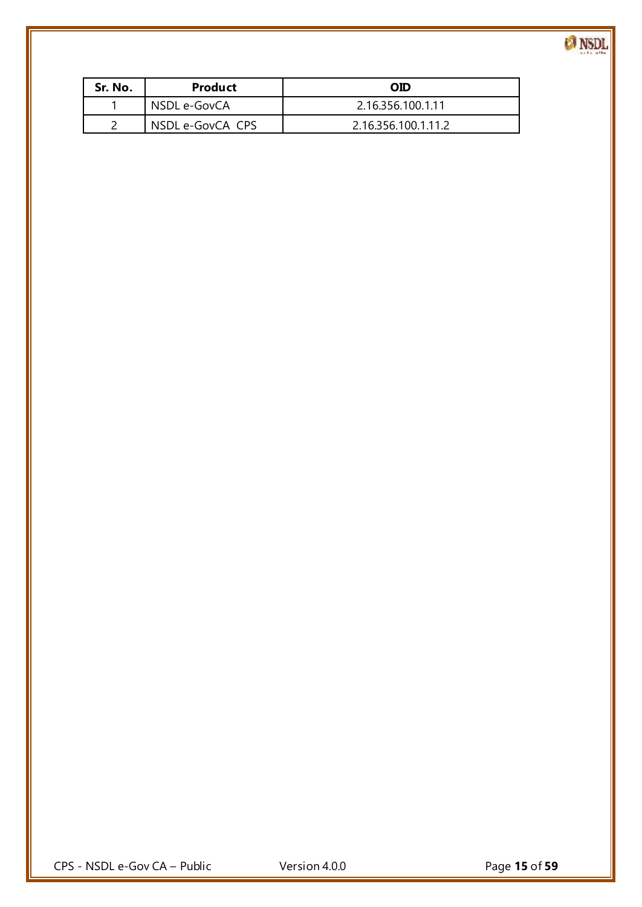| Sr. No. | Product | OID |
|---|---|---|
| 1 | NSDL e-GovCA | 2.16.356.100.1.11 |
| 2 | NSDL e-GovCA CPS | 2.16.356.100.1.11.2 |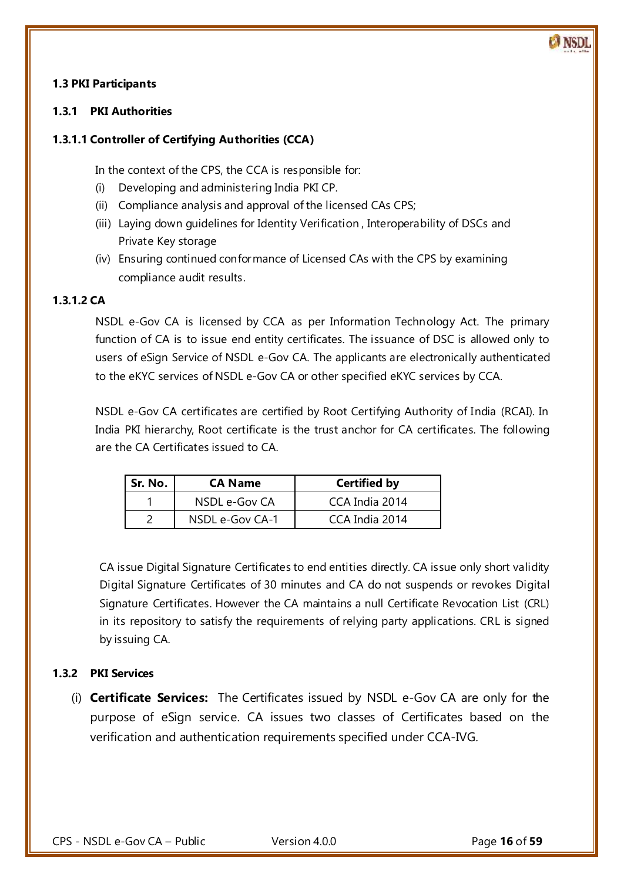## 1.3 PKI Participants

### 1.3.1 PKI Authorities

#### 1.3.1.1 Controller of Certifying Authorities (CCA)

In the context of the CPS, the CCA is responsible for:

(i) Developing and administering India PKI CP.
(ii) Compliance analysis and approval of the licensed CAs CPS;
(iii) Laying down guidelines for Identity Verification , Interoperability of DSCs and Private Key storage
(iv) Ensuring continued conformance of Licensed CAs with the CPS by examining compliance audit results.

#### 1.3.1.2 CA

NSDL e-Gov CA is licensed by CCA as per Information Technology Act. The primary function of CA is to issue end entity certificates. The issuance of DSC is allowed only to users of eSign Service of NSDL e-Gov CA. The applicants are electronically authenticated to the eKYC services of NSDL e-Gov CA or other specified eKYC services by CCA.

NSDL e-Gov CA certificates are certified by Root Certifying Authority of India (RCAI). In India PKI hierarchy, Root certificate is the trust anchor for CA certificates. The following are the CA Certificates issued to CA.

| Sr. No. | CA Name | Certified by |
|---|---|---|
| 1 | NSDL e-Gov CA | CCA India 2014 |
| 2 | NSDL e-Gov CA-1 | CCA India 2014 |

CA issue Digital Signature Certificates to end entities directly. CA issue only short validity Digital Signature Certificates of 30 minutes and CA do not suspends or revokes Digital Signature Certificates. However the CA maintains a null Certificate Revocation List (CRL) in its repository to satisfy the requirements of relying party applications. CRL is signed by issuing CA.

### 1.3.2 PKI Services

(i) **Certificate Services:** The Certificates issued by NSDL e-Gov CA are only for the purpose of eSign service. CA issues two classes of Certificates based on the verification and authentication requirements specified under CCA-IVG.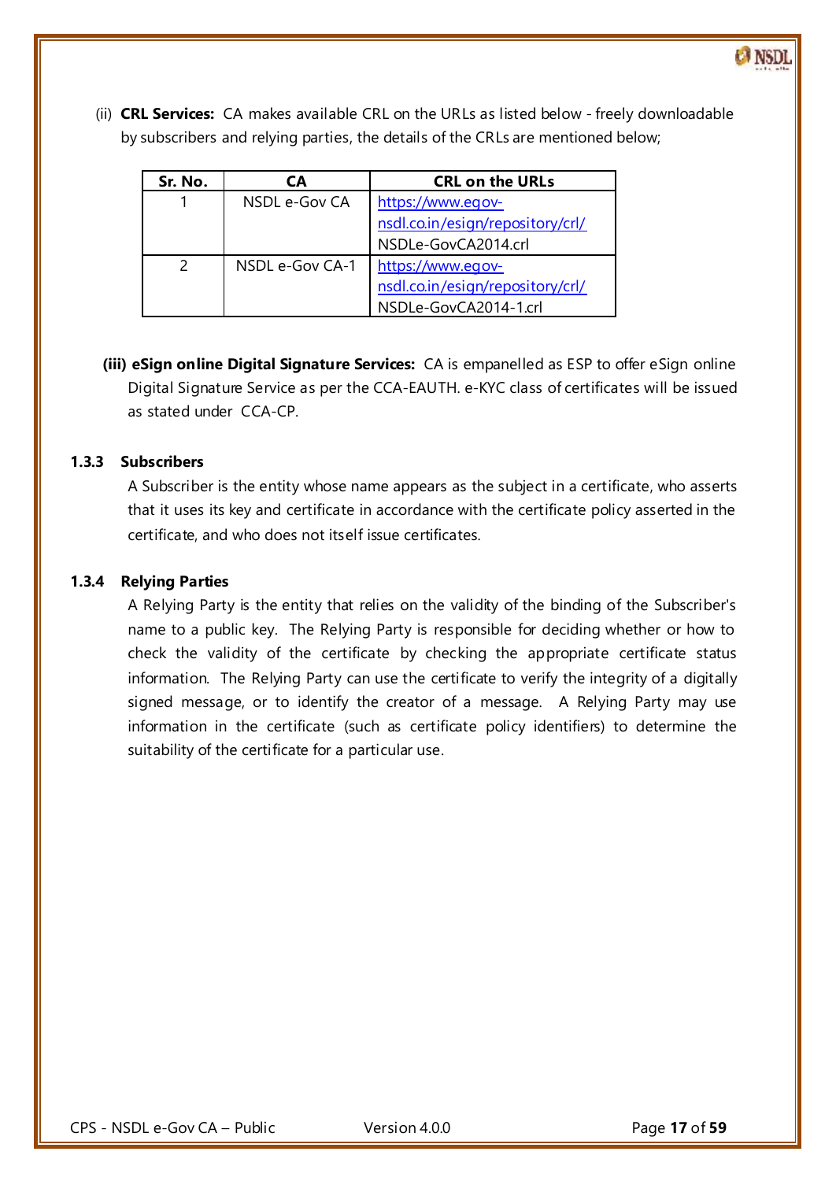(ii) **CRL Services:** CA makes available CRL on the URLs as listed below - freely downloadable by subscribers and relying parties, the details of the CRLs are mentioned below;

| Sr. No. | CA | CRL on the URLs |
|---|---|---|
| 1 | NSDL e-Gov CA | https://www.egov-nsdl.co.in/esign/repository/crl/NSDLe-GovCA2014.crl |
| 2 | NSDL e-Gov CA-1 | https://www.egov-nsdl.co.in/esign/repository/crl/NSDLe-GovCA2014-1.crl |

**(iii) eSign online Digital Signature Services:** CA is empanelled as ESP to offer eSign online Digital Signature Service as per the CCA-EAUTH. e-KYC class of certificates will be issued as stated under CCA-CP.

### 1.3.3 Subscribers

A Subscriber is the entity whose name appears as the subject in a certificate, who asserts that it uses its key and certificate in accordance with the certificate policy asserted in the certificate, and who does not itself issue certificates.

### 1.3.4 Relying Parties

A Relying Party is the entity that relies on the validity of the binding of the Subscriber's name to a public key. The Relying Party is responsible for deciding whether or how to check the validity of the certificate by checking the appropriate certificate status information. The Relying Party can use the certificate to verify the integrity of a digitally signed message, or to identify the creator of a message. A Relying Party may use information in the certificate (such as certificate policy identifiers) to determine the suitability of the certificate for a particular use.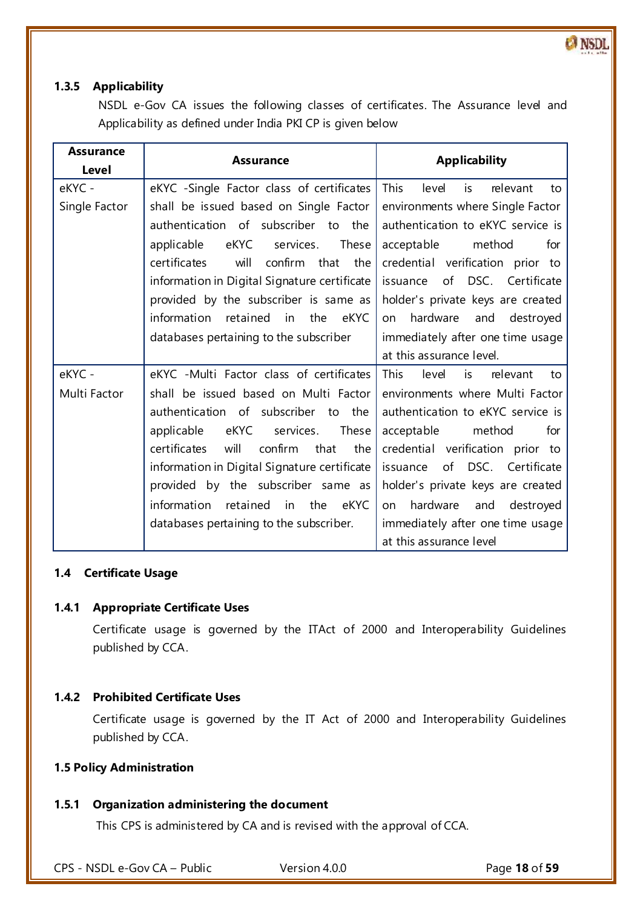#### 1.3.5 Applicability

NSDL e-Gov CA issues the following classes of certificates. The Assurance level and Applicability as defined under India PKI CP is given below

| Assurance Level | Assurance | Applicability |
|---|---|---|
| eKYC - Single Factor | eKYC -Single Factor class of certificates shall be issued based on Single Factor authentication of subscriber to the applicable eKYC services. These certificates will confirm that the information in Digital Signature certificate provided by the subscriber is same as information retained in the eKYC databases pertaining to the subscriber | This level is relevant to environments where Single Factor authentication to eKYC service is acceptable method for credential verification prior to issuance of DSC. Certificate holder's private keys are created on hardware and destroyed immediately after one time usage at this assurance level. |
| eKYC - Multi Factor | eKYC -Multi Factor class of certificates shall be issued based on Multi Factor authentication of subscriber to the applicable eKYC services. These certificates will confirm that the information in Digital Signature certificate provided by the subscriber same as information retained in the eKYC databases pertaining to the subscriber. | This level is relevant to environments where Multi Factor authentication to eKYC service is acceptable method for credential verification prior to issuance of DSC. Certificate holder's private keys are created on hardware and destroyed immediately after one time usage at this assurance level |

### 1.4 Certificate Usage

#### 1.4.1 Appropriate Certificate Uses

Certificate usage is governed by the ITAct of 2000 and Interoperability Guidelines published by CCA.

#### 1.4.2 Prohibited Certificate Uses

Certificate usage is governed by the IT Act of 2000 and Interoperability Guidelines published by CCA.

### 1.5 Policy Administration

#### 1.5.1 Organization administering the document

This CPS is administered by CA and is revised with the approval of CCA.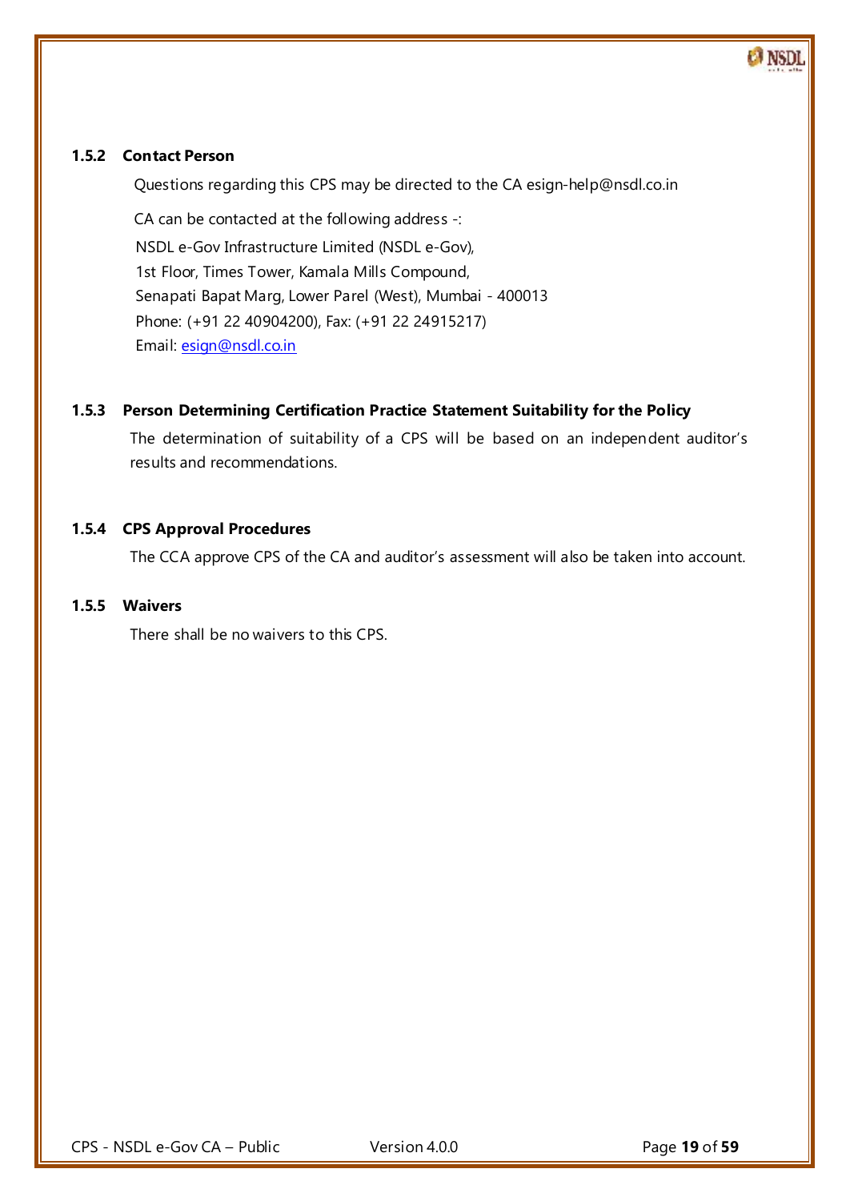### 1.5.2 Contact Person

Questions regarding this CPS may be directed to the CA esign-help@nsdl.co.in

CA can be contacted at the following address -:

NSDL e-Gov Infrastructure Limited (NSDL e-Gov),
1st Floor, Times Tower, Kamala Mills Compound,
Senapati Bapat Marg, Lower Parel (West), Mumbai - 400013
Phone: (+91 22 40904200), Fax: (+91 22 24915217)
Email: esign@nsdl.co.in

### 1.5.3 Person Determining Certification Practice Statement Suitability for the Policy

The determination of suitability of a CPS will be based on an independent auditor's results and recommendations.

### 1.5.4 CPS Approval Procedures

The CCA approve CPS of the CA and auditor's assessment will also be taken into account.

### 1.5.5 Waivers

There shall be no waivers to this CPS.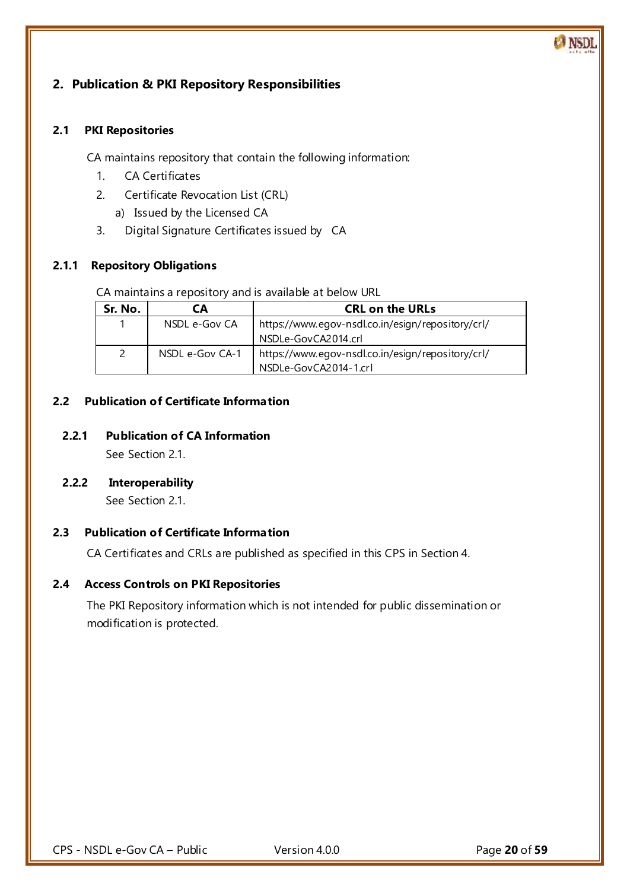## 2. Publication & PKI Repository Responsibilities

### 2.1 PKI Repositories

CA maintains repository that contain the following information:

1. CA Certificates
2. Certificate Revocation List (CRL)
   a) Issued by the Licensed CA
3. Digital Signature Certificates issued by CA

#### 2.1.1 Repository Obligations

CA maintains a repository and is available at below URL

| Sr. No. | CA | CRL on the URLs |
|---|---|---|
| 1 | NSDL e-Gov CA | https://www.egov-nsdl.co.in/esign/repository/crl/NSDLe-GovCA2014.crl |
| 2 | NSDL e-Gov CA-1 | https://www.egov-nsdl.co.in/esign/repository/crl/NSDLe-GovCA2014-1.crl |

### 2.2 Publication of Certificate Information

#### 2.2.1 Publication of CA Information

See Section 2.1.

#### 2.2.2 Interoperability

See Section 2.1.

### 2.3 Publication of Certificate Information

CA Certificates and CRLs are published as specified in this CPS in Section 4.

### 2.4 Access Controls on PKI Repositories

The PKI Repository information which is not intended for public dissemination or modification is protected.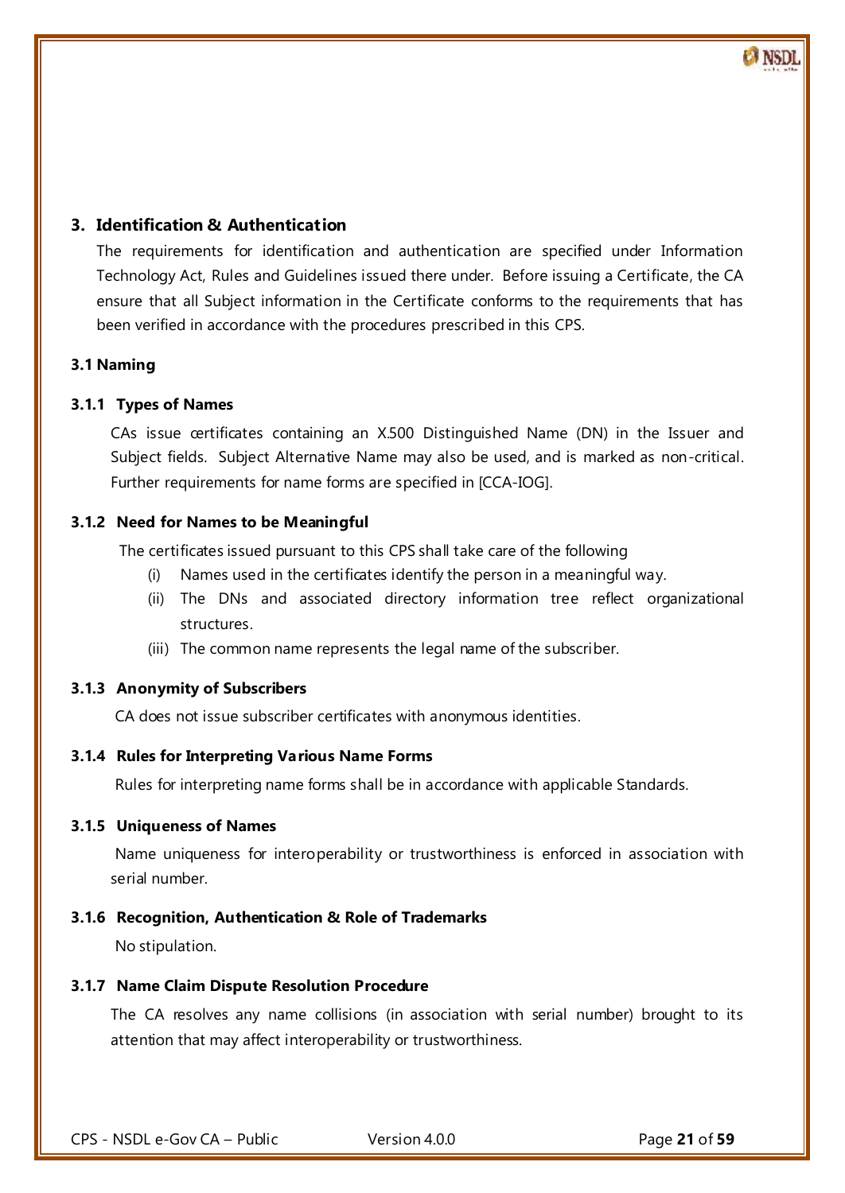# 3. Identification & Authentication

The requirements for identification and authentication are specified under Information Technology Act, Rules and Guidelines issued there under. Before issuing a Certificate, the CA ensure that all Subject information in the Certificate conforms to the requirements that has been verified in accordance with the procedures prescribed in this CPS.

## 3.1 Naming

### 3.1.1 Types of Names

CAs issue certificates containing an X.500 Distinguished Name (DN) in the Issuer and Subject fields. Subject Alternative Name may also be used, and is marked as non-critical. Further requirements for name forms are specified in [CCA-IOG].

### 3.1.2 Need for Names to be Meaningful

The certificates issued pursuant to this CPS shall take care of the following

(i) Names used in the certificates identify the person in a meaningful way.

(ii) The DNs and associated directory information tree reflect organizational structures.

(iii) The common name represents the legal name of the subscriber.

### 3.1.3 Anonymity of Subscribers

CA does not issue subscriber certificates with anonymous identities.

### 3.1.4 Rules for Interpreting Various Name Forms

Rules for interpreting name forms shall be in accordance with applicable Standards.

### 3.1.5 Uniqueness of Names

Name uniqueness for interoperability or trustworthiness is enforced in association with serial number.

### 3.1.6 Recognition, Authentication & Role of Trademarks

No stipulation.

### 3.1.7 Name Claim Dispute Resolution Procedure

The CA resolves any name collisions (in association with serial number) brought to its attention that may affect interoperability or trustworthiness.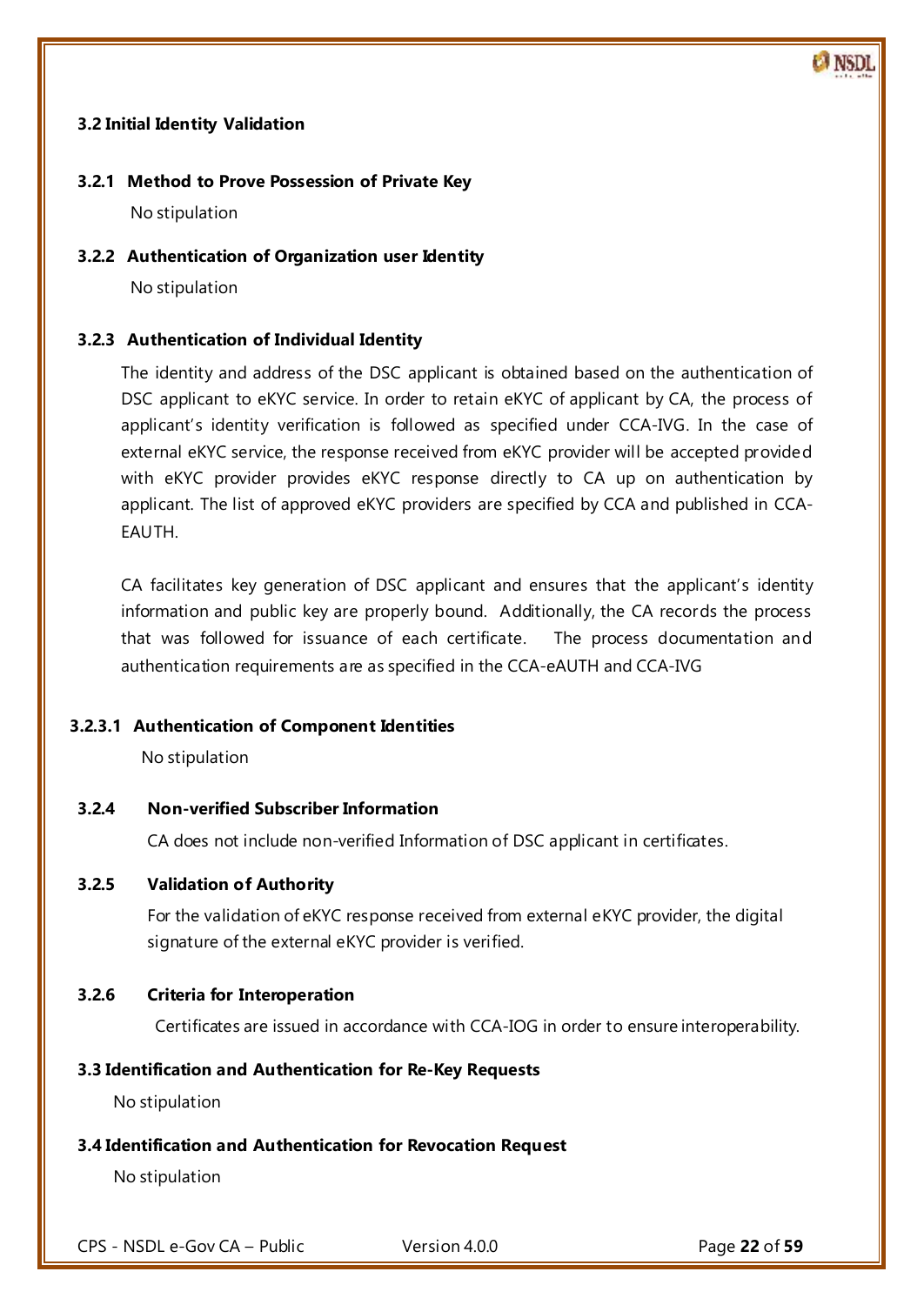### 3.2 Initial Identity Validation

#### 3.2.1 Method to Prove Possession of Private Key

No stipulation

#### 3.2.2 Authentication of Organization user Identity

No stipulation

#### 3.2.3 Authentication of Individual Identity

The identity and address of the DSC applicant is obtained based on the authentication of DSC applicant to eKYC service. In order to retain eKYC of applicant by CA, the process of applicant's identity verification is followed as specified under CCA-IVG. In the case of external eKYC service, the response received from eKYC provider will be accepted provided with eKYC provider provides eKYC response directly to CA up on authentication by applicant. The list of approved eKYC providers are specified by CCA and published in CCA-EAUTH.

CA facilitates key generation of DSC applicant and ensures that the applicant's identity information and public key are properly bound. Additionally, the CA records the process that was followed for issuance of each certificate. The process documentation and authentication requirements are as specified in the CCA-eAUTH and CCA-IVG

##### 3.2.3.1 Authentication of Component Identities

No stipulation

#### 3.2.4 Non-verified Subscriber Information

CA does not include non-verified Information of DSC applicant in certificates.

#### 3.2.5 Validation of Authority

For the validation of eKYC response received from external eKYC provider, the digital signature of the external eKYC provider is verified.

#### 3.2.6 Criteria for Interoperation

Certificates are issued in accordance with CCA-IOG in order to ensure interoperability.

### 3.3 Identification and Authentication for Re-Key Requests

No stipulation

### 3.4 Identification and Authentication for Revocation Request

No stipulation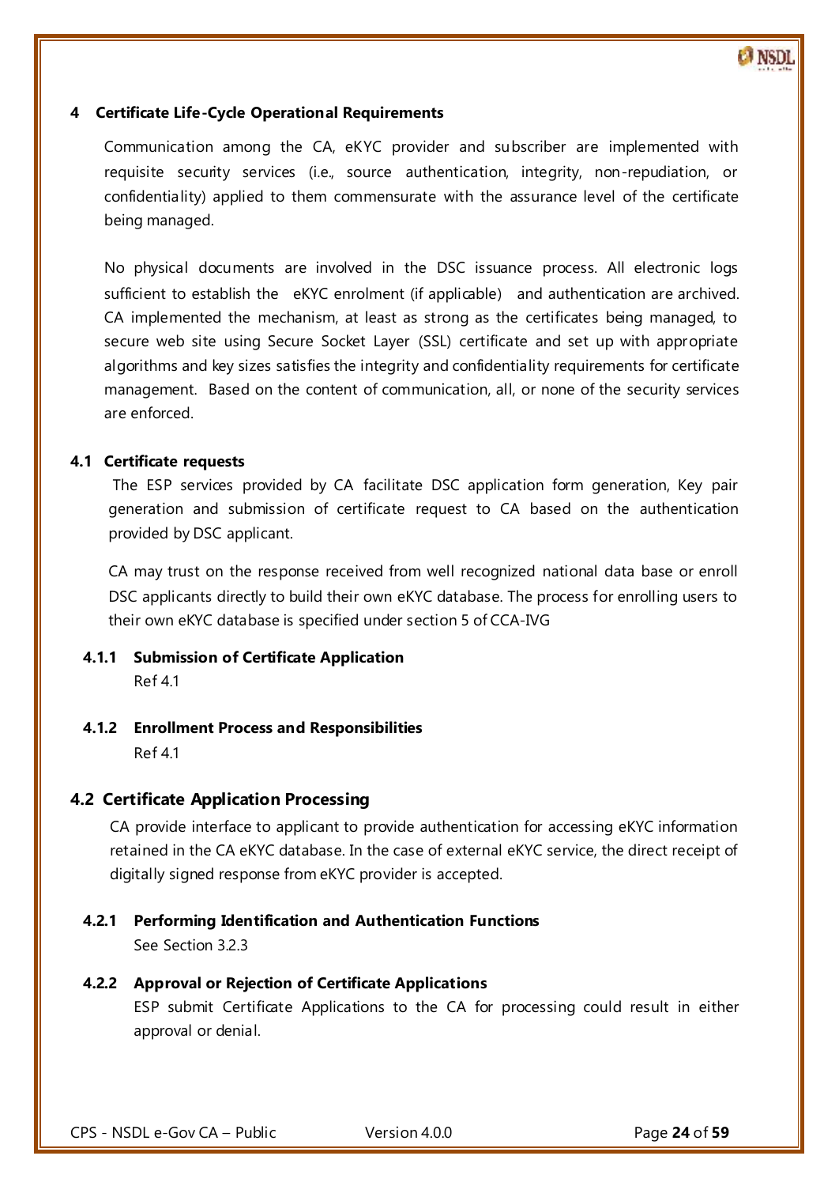# 4 Certificate Life-Cycle Operational Requirements

Communication among the CA, eKYC provider and subscriber are implemented with requisite security services (i.e., source authentication, integrity, non-repudiation, or confidentiality) applied to them commensurate with the assurance level of the certificate being managed.

No physical documents are involved in the DSC issuance process. All electronic logs sufficient to establish the eKYC enrolment (if applicable) and authentication are archived. CA implemented the mechanism, at least as strong as the certificates being managed, to secure web site using Secure Socket Layer (SSL) certificate and set up with appropriate algorithms and key sizes satisfies the integrity and confidentiality requirements for certificate management. Based on the content of communication, all, or none of the security services are enforced.

## 4.1 Certificate requests

The ESP services provided by CA facilitate DSC application form generation, Key pair generation and submission of certificate request to CA based on the authentication provided by DSC applicant.

CA may trust on the response received from well recognized national data base or enroll DSC applicants directly to build their own eKYC database. The process for enrolling users to their own eKYC database is specified under section 5 of CCA-IVG

### 4.1.1 Submission of Certificate Application

Ref 4.1

### 4.1.2 Enrollment Process and Responsibilities

Ref 4.1

## 4.2 Certificate Application Processing

CA provide interface to applicant to provide authentication for accessing eKYC information retained in the CA eKYC database. In the case of external eKYC service, the direct receipt of digitally signed response from eKYC provider is accepted.

### 4.2.1 Performing Identification and Authentication Functions

See Section 3.2.3

### 4.2.2 Approval or Rejection of Certificate Applications

ESP submit Certificate Applications to the CA for processing could result in either approval or denial.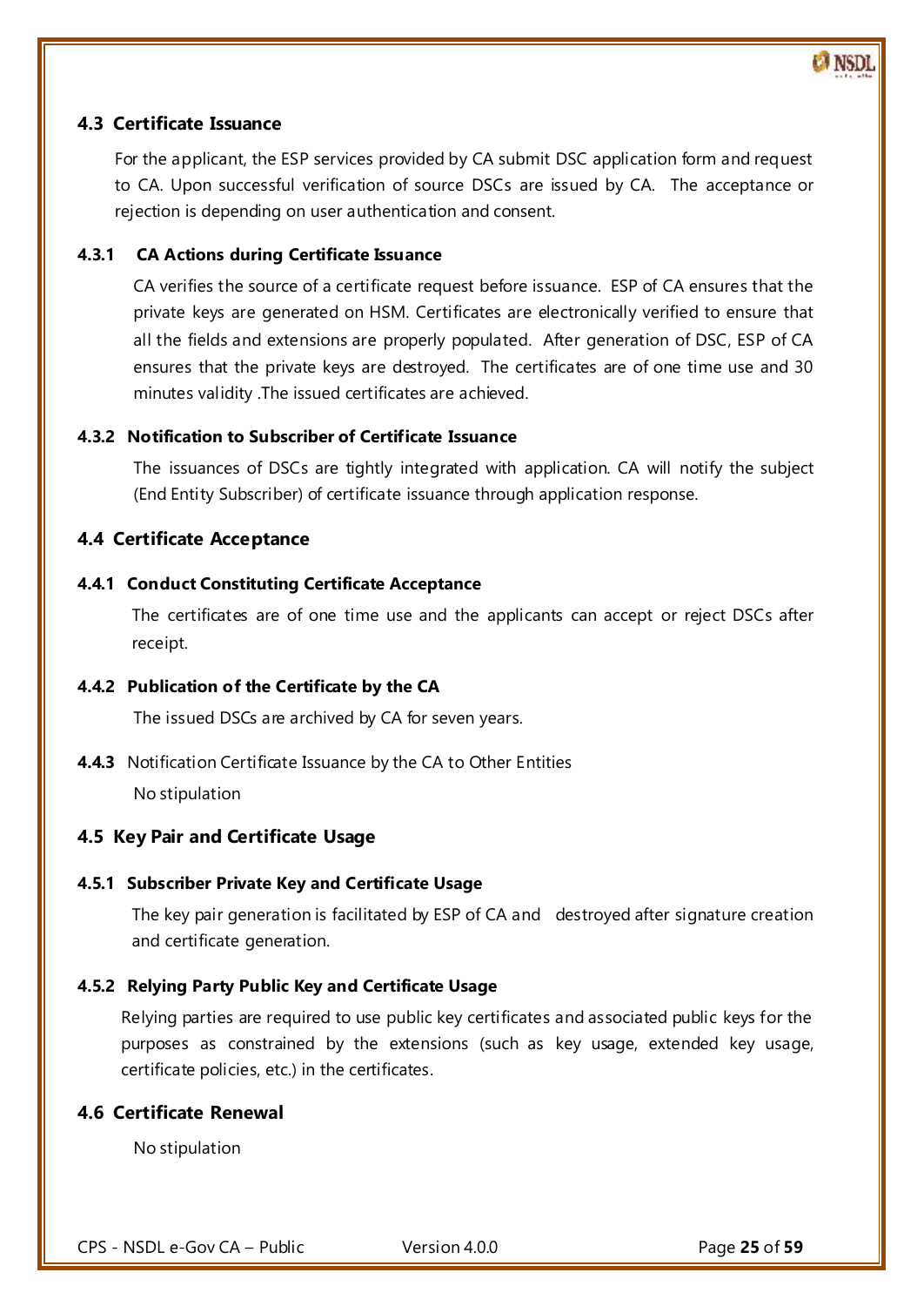## 4.3 Certificate Issuance

For the applicant, the ESP services provided by CA submit DSC application form and request to CA. Upon successful verification of source DSCs are issued by CA. The acceptance or rejection is depending on user authentication and consent.

### 4.3.1 CA Actions during Certificate Issuance

CA verifies the source of a certificate request before issuance. ESP of CA ensures that the private keys are generated on HSM. Certificates are electronically verified to ensure that all the fields and extensions are properly populated. After generation of DSC, ESP of CA ensures that the private keys are destroyed. The certificates are of one time use and 30 minutes validity .The issued certificates are achieved.

### 4.3.2 Notification to Subscriber of Certificate Issuance

The issuances of DSCs are tightly integrated with application. CA will notify the subject (End Entity Subscriber) of certificate issuance through application response.

## 4.4 Certificate Acceptance

### 4.4.1 Conduct Constituting Certificate Acceptance

The certificates are of one time use and the applicants can accept or reject DSCs after receipt.

### 4.4.2 Publication of the Certificate by the CA

The issued DSCs are archived by CA for seven years.

**4.4.3** Notification Certificate Issuance by the CA to Other Entities

No stipulation

## 4.5 Key Pair and Certificate Usage

### 4.5.1 Subscriber Private Key and Certificate Usage

The key pair generation is facilitated by ESP of CA and destroyed after signature creation and certificate generation.

### 4.5.2 Relying Party Public Key and Certificate Usage

Relying parties are required to use public key certificates and associated public keys for the purposes as constrained by the extensions (such as key usage, extended key usage, certificate policies, etc.) in the certificates.

## 4.6 Certificate Renewal

No stipulation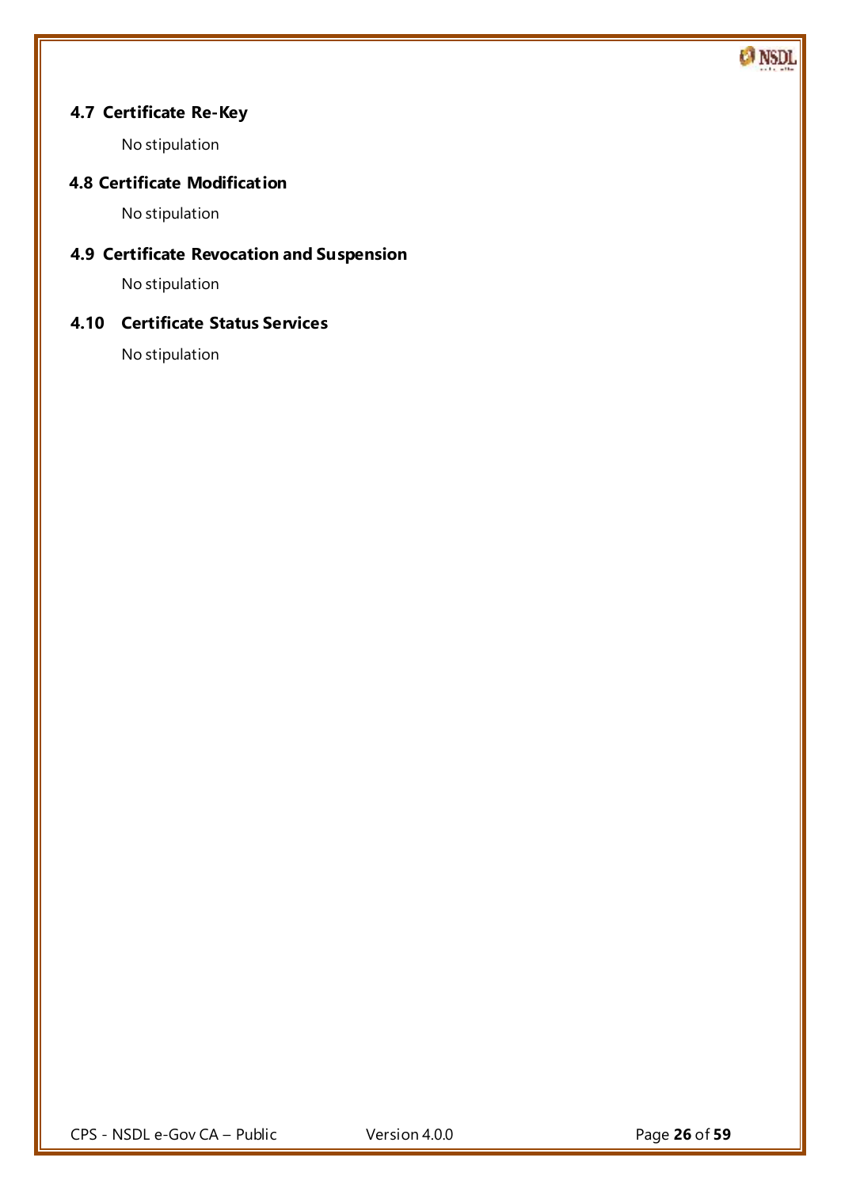## 4.7 Certificate Re-Key

No stipulation

## 4.8 Certificate Modification

No stipulation

## 4.9 Certificate Revocation and Suspension

No stipulation

## 4.10 Certificate Status Services

No stipulation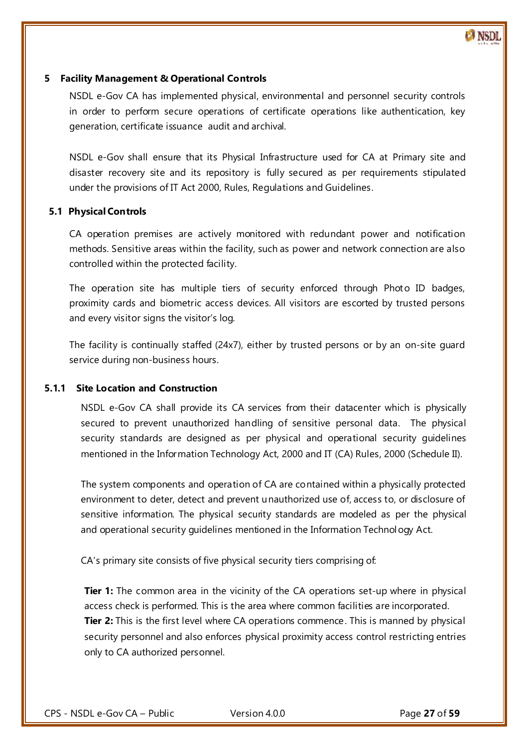# 5 Facility Management & Operational Controls

NSDL e-Gov CA has implemented physical, environmental and personnel security controls in order to perform secure operations of certificate operations like authentication, key generation, certificate issuance audit and archival.

NSDL e-Gov shall ensure that its Physical Infrastructure used for CA at Primary site and disaster recovery site and its repository is fully secured as per requirements stipulated under the provisions of IT Act 2000, Rules, Regulations and Guidelines.

## 5.1 Physical Controls

CA operation premises are actively monitored with redundant power and notification methods. Sensitive areas within the facility, such as power and network connection are also controlled within the protected facility.

The operation site has multiple tiers of security enforced through Photo ID badges, proximity cards and biometric access devices. All visitors are escorted by trusted persons and every visitor signs the visitor's log.

The facility is continually staffed (24x7), either by trusted persons or by an on-site guard service during non-business hours.

### 5.1.1 Site Location and Construction

NSDL e-Gov CA shall provide its CA services from their datacenter which is physically secured to prevent unauthorized handling of sensitive personal data. The physical security standards are designed as per physical and operational security guidelines mentioned in the Information Technology Act, 2000 and IT (CA) Rules, 2000 (Schedule II).

The system components and operation of CA are contained within a physically protected environment to deter, detect and prevent unauthorized use of, access to, or disclosure of sensitive information. The physical security standards are modeled as per the physical and operational security guidelines mentioned in the Information Technology Act.

CA's primary site consists of five physical security tiers comprising of:

**Tier 1:** The common area in the vicinity of the CA operations set-up where in physical access check is performed. This is the area where common facilities are incorporated.
**Tier 2:** This is the first level where CA operations commence. This is manned by physical security personnel and also enforces physical proximity access control restricting entries only to CA authorized personnel.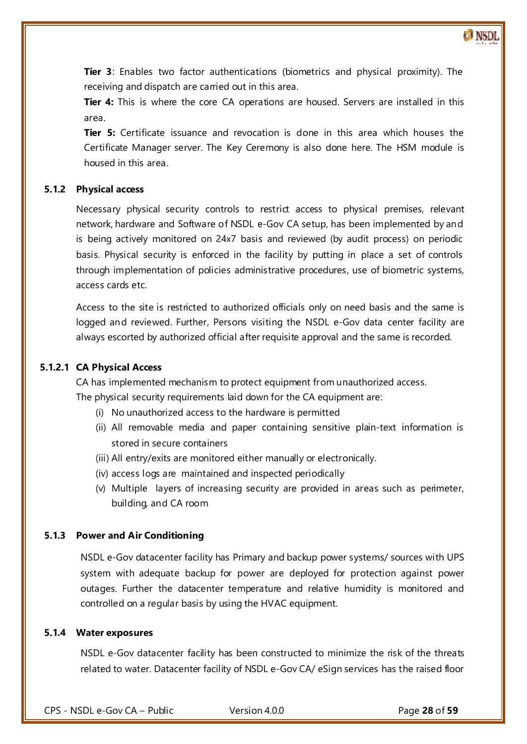**Tier 3**: Enables two factor authentications (biometrics and physical proximity). The receiving and dispatch are carried out in this area.

**Tier 4:** This is where the core CA operations are housed. Servers are installed in this area.

**Tier 5:** Certificate issuance and revocation is done in this area which houses the Certificate Manager server. The Key Ceremony is also done here. The HSM module is housed in this area.

### 5.1.2 Physical access

Necessary physical security controls to restrict access to physical premises, relevant network, hardware and Software of NSDL e-Gov CA setup, has been implemented by and is being actively monitored on 24x7 basis and reviewed (by audit process) on periodic basis. Physical security is enforced in the facility by putting in place a set of controls through implementation of policies administrative procedures, use of biometric systems, access cards etc.

Access to the site is restricted to authorized officials only on need basis and the same is logged and reviewed. Further, Persons visiting the NSDL e-Gov data center facility are always escorted by authorized official after requisite approval and the same is recorded.

#### 5.1.2.1 CA Physical Access

CA has implemented mechanism to protect equipment from unauthorized access.
The physical security requirements laid down for the CA equipment are:

(i) No unauthorized access to the hardware is permitted
(ii) All removable media and paper containing sensitive plain-text information is stored in secure containers
(iii) All entry/exits are monitored either manually or electronically.
(iv) access logs are maintained and inspected periodically
(v) Multiple layers of increasing security are provided in areas such as perimeter, building, and CA room

### 5.1.3 Power and Air Conditioning

NSDL e-Gov datacenter facility has Primary and backup power systems/ sources with UPS system with adequate backup for power are deployed for protection against power outages. Further the datacenter temperature and relative humidity is monitored and controlled on a regular basis by using the HVAC equipment.

### 5.1.4 Water exposures

NSDL e-Gov datacenter facility has been constructed to minimize the risk of the threats related to water. Datacenter facility of NSDL e-Gov CA/ eSign services has the raised floor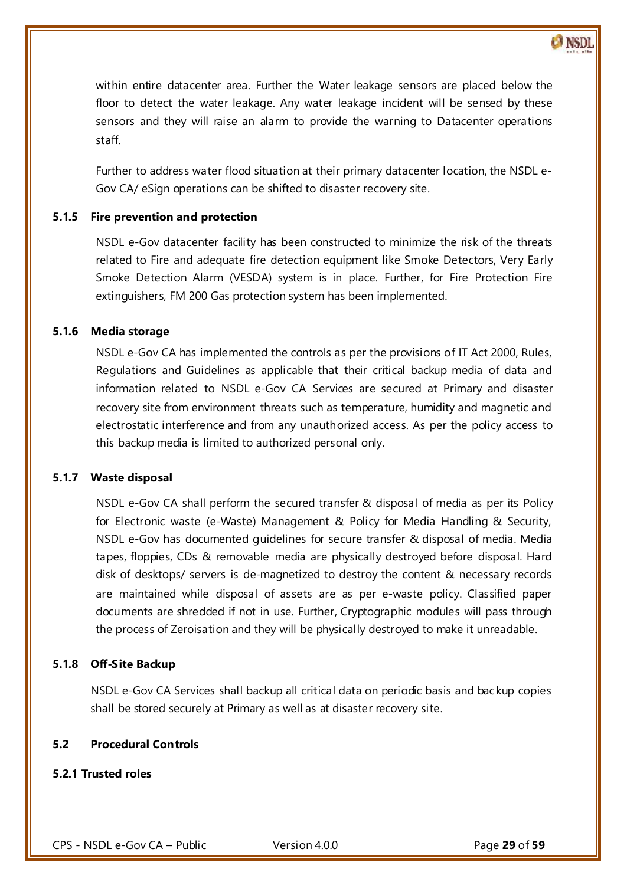within entire datacenter area. Further the Water leakage sensors are placed below the floor to detect the water leakage. Any water leakage incident will be sensed by these sensors and they will raise an alarm to provide the warning to Datacenter operations staff.

Further to address water flood situation at their primary datacenter location, the NSDL e-Gov CA/ eSign operations can be shifted to disaster recovery site.

### 5.1.5 Fire prevention and protection

NSDL e-Gov datacenter facility has been constructed to minimize the risk of the threats related to Fire and adequate fire detection equipment like Smoke Detectors, Very Early Smoke Detection Alarm (VESDA) system is in place. Further, for Fire Protection Fire extinguishers, FM 200 Gas protection system has been implemented.

### 5.1.6 Media storage

NSDL e-Gov CA has implemented the controls as per the provisions of IT Act 2000, Rules, Regulations and Guidelines as applicable that their critical backup media of data and information related to NSDL e-Gov CA Services are secured at Primary and disaster recovery site from environment threats such as temperature, humidity and magnetic and electrostatic interference and from any unauthorized access. As per the policy access to this backup media is limited to authorized personal only.

### 5.1.7 Waste disposal

NSDL e-Gov CA shall perform the secured transfer & disposal of media as per its Policy for Electronic waste (e-Waste) Management & Policy for Media Handling & Security, NSDL e-Gov has documented guidelines for secure transfer & disposal of media. Media tapes, floppies, CDs & removable media are physically destroyed before disposal. Hard disk of desktops/ servers is de-magnetized to destroy the content & necessary records are maintained while disposal of assets are as per e-waste policy. Classified paper documents are shredded if not in use. Further, Cryptographic modules will pass through the process of Zeroisation and they will be physically destroyed to make it unreadable.

### 5.1.8 Off-Site Backup

NSDL e-Gov CA Services shall backup all critical data on periodic basis and backup copies shall be stored securely at Primary as well as at disaster recovery site.

## 5.2 Procedural Controls

### 5.2.1 Trusted roles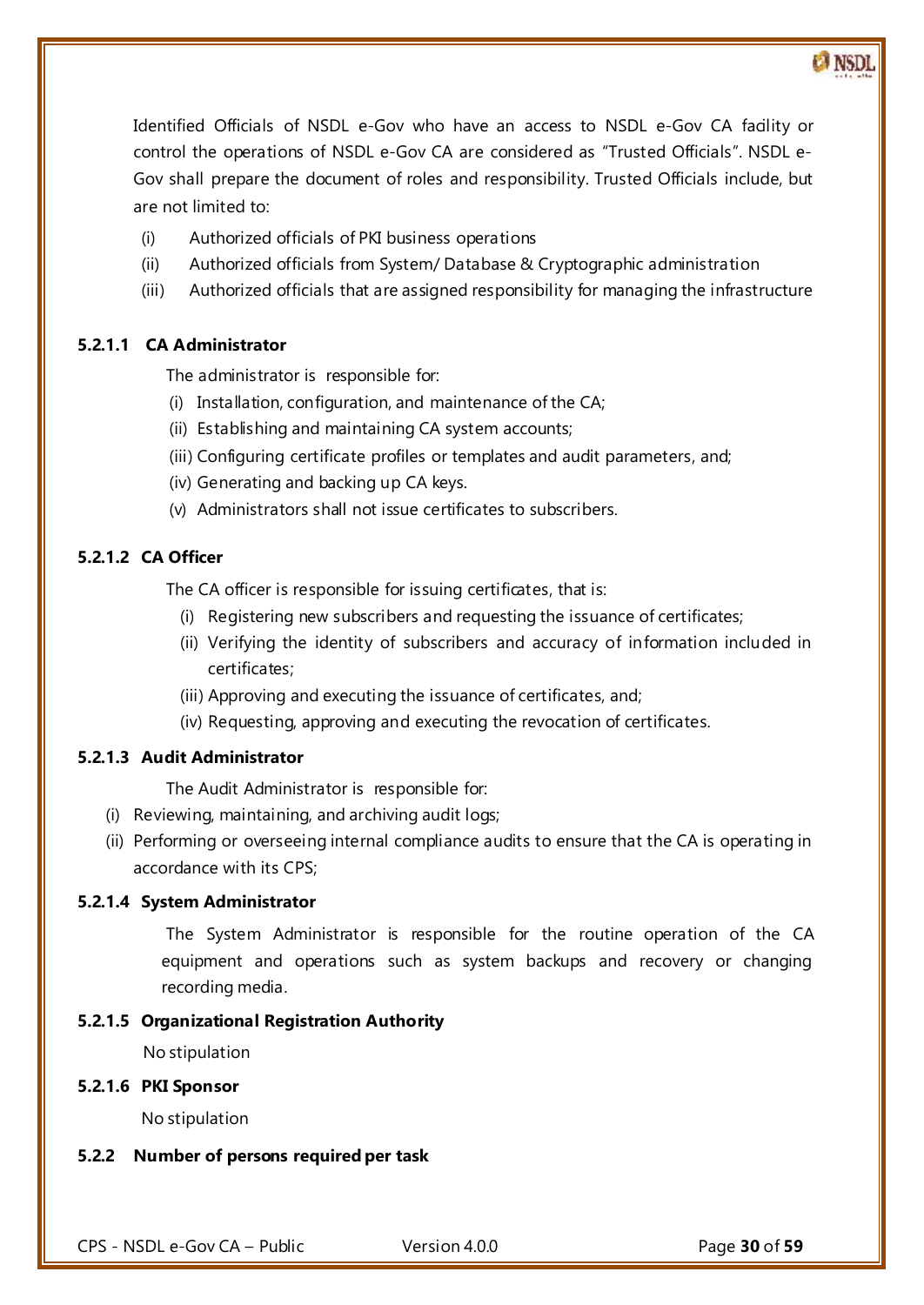Identified Officials of NSDL e-Gov who have an access to NSDL e-Gov CA facility or control the operations of NSDL e-Gov CA are considered as "Trusted Officials". NSDL e-Gov shall prepare the document of roles and responsibility. Trusted Officials include, but are not limited to:

(i) Authorized officials of PKI business operations
(ii) Authorized officials from System/ Database & Cryptographic administration
(iii) Authorized officials that are assigned responsibility for managing the infrastructure

#### 5.2.1.1 CA Administrator

The administrator is responsible for:

(i) Installation, configuration, and maintenance of the CA;
(ii) Establishing and maintaining CA system accounts;
(iii) Configuring certificate profiles or templates and audit parameters, and;
(iv) Generating and backing up CA keys.
(v) Administrators shall not issue certificates to subscribers.

#### 5.2.1.2 CA Officer

The CA officer is responsible for issuing certificates, that is:

(i) Registering new subscribers and requesting the issuance of certificates;
(ii) Verifying the identity of subscribers and accuracy of information included in certificates;
(iii) Approving and executing the issuance of certificates, and;
(iv) Requesting, approving and executing the revocation of certificates.

#### 5.2.1.3 Audit Administrator

The Audit Administrator is responsible for:

(i) Reviewing, maintaining, and archiving audit logs;
(ii) Performing or overseeing internal compliance audits to ensure that the CA is operating in accordance with its CPS;

#### 5.2.1.4 System Administrator

The System Administrator is responsible for the routine operation of the CA equipment and operations such as system backups and recovery or changing recording media.

#### 5.2.1.5 Organizational Registration Authority

No stipulation

#### 5.2.1.6 PKI Sponsor

No stipulation

### 5.2.2 Number of persons required per task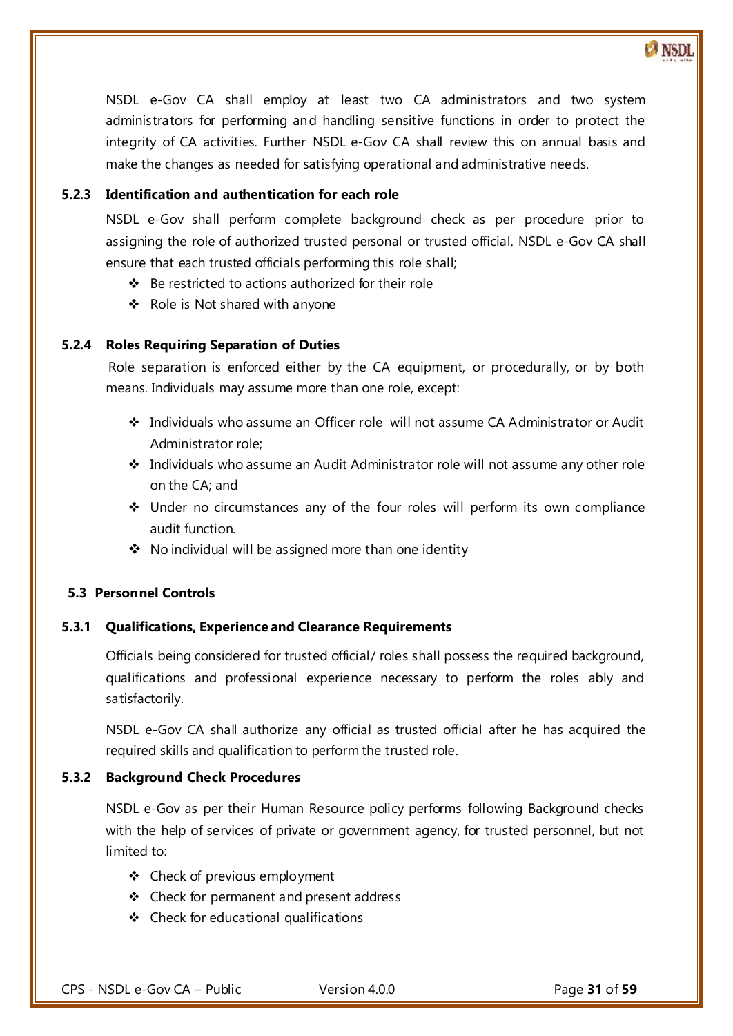NSDL e-Gov CA shall employ at least two CA administrators and two system administrators for performing and handling sensitive functions in order to protect the integrity of CA activities. Further NSDL e-Gov CA shall review this on annual basis and make the changes as needed for satisfying operational and administrative needs.

### 5.2.3 Identification and authentication for each role

NSDL e-Gov shall perform complete background check as per procedure prior to assigning the role of authorized trusted personal or trusted official. NSDL e-Gov CA shall ensure that each trusted officials performing this role shall;

- Be restricted to actions authorized for their role
- Role is Not shared with anyone

### 5.2.4 Roles Requiring Separation of Duties

Role separation is enforced either by the CA equipment, or procedurally, or by both means. Individuals may assume more than one role, except:

- Individuals who assume an Officer role will not assume CA Administrator or Audit Administrator role;
- Individuals who assume an Audit Administrator role will not assume any other role on the CA; and
- Under no circumstances any of the four roles will perform its own compliance audit function.
- No individual will be assigned more than one identity

## 5.3 Personnel Controls

### 5.3.1 Qualifications, Experience and Clearance Requirements

Officials being considered for trusted official/ roles shall possess the required background, qualifications and professional experience necessary to perform the roles ably and satisfactorily.

NSDL e-Gov CA shall authorize any official as trusted official after he has acquired the required skills and qualification to perform the trusted role.

### 5.3.2 Background Check Procedures

NSDL e-Gov as per their Human Resource policy performs following Background checks with the help of services of private or government agency, for trusted personnel, but not limited to:

- Check of previous employment
- Check for permanent and present address
- Check for educational qualifications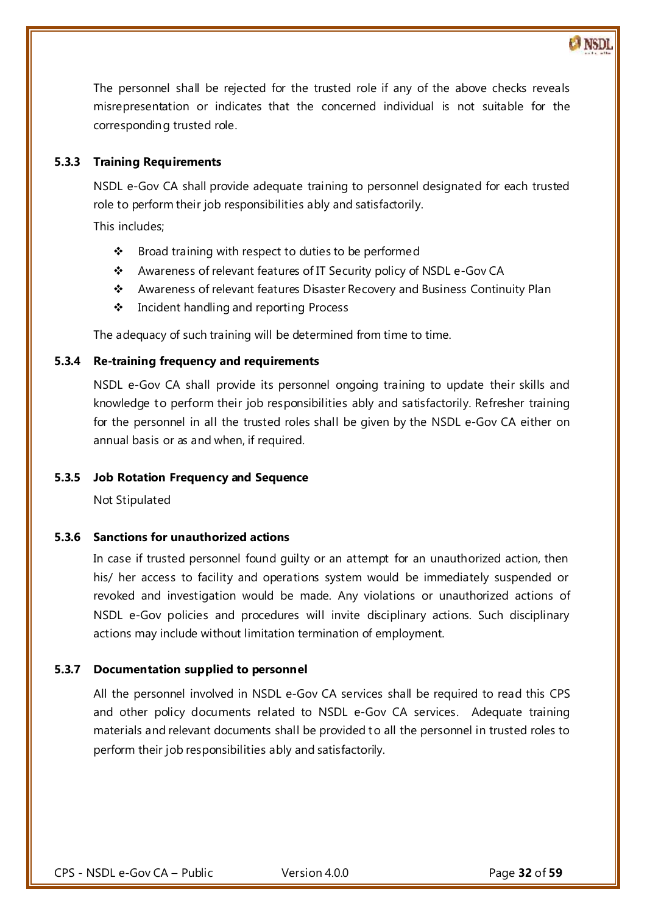The personnel shall be rejected for the trusted role if any of the above checks reveals misrepresentation or indicates that the concerned individual is not suitable for the corresponding trusted role.

### 5.3.3 Training Requirements

NSDL e-Gov CA shall provide adequate training to personnel designated for each trusted role to perform their job responsibilities ably and satisfactorily.

This includes;

- Broad training with respect to duties to be performed
- Awareness of relevant features of IT Security policy of NSDL e-Gov CA
- Awareness of relevant features Disaster Recovery and Business Continuity Plan
- Incident handling and reporting Process

The adequacy of such training will be determined from time to time.

### 5.3.4 Re-training frequency and requirements

NSDL e-Gov CA shall provide its personnel ongoing training to update their skills and knowledge to perform their job responsibilities ably and satisfactorily. Refresher training for the personnel in all the trusted roles shall be given by the NSDL e-Gov CA either on annual basis or as and when, if required.

### 5.3.5 Job Rotation Frequency and Sequence

Not Stipulated

### 5.3.6 Sanctions for unauthorized actions

In case if trusted personnel found guilty or an attempt for an unauthorized action, then his/ her access to facility and operations system would be immediately suspended or revoked and investigation would be made. Any violations or unauthorized actions of NSDL e-Gov policies and procedures will invite disciplinary actions. Such disciplinary actions may include without limitation termination of employment.

### 5.3.7 Documentation supplied to personnel

All the personnel involved in NSDL e-Gov CA services shall be required to read this CPS and other policy documents related to NSDL e-Gov CA services. Adequate training materials and relevant documents shall be provided to all the personnel in trusted roles to perform their job responsibilities ably and satisfactorily.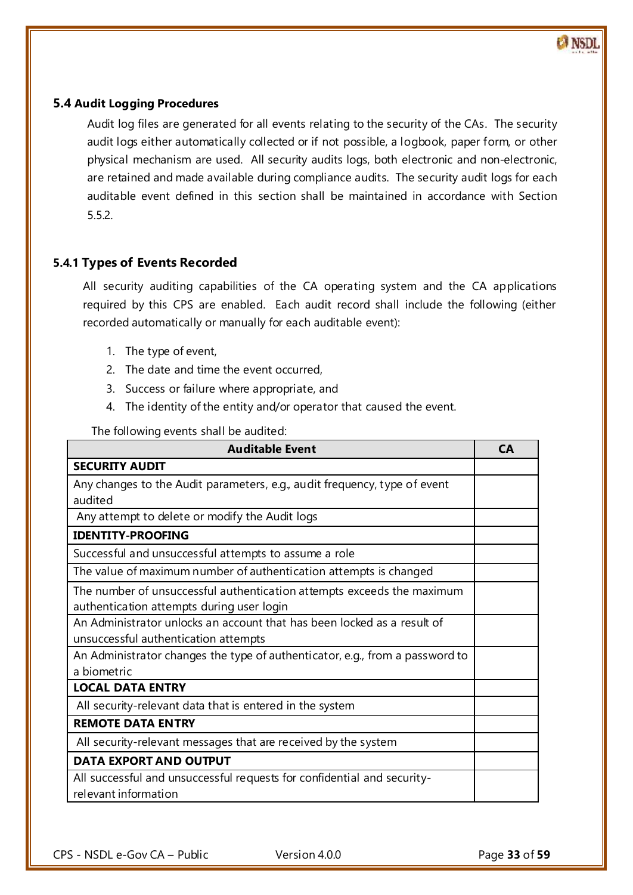### 5.4 Audit Logging Procedures

Audit log files are generated for all events relating to the security of the CAs. The security audit logs either automatically collected or if not possible, a logbook, paper form, or other physical mechanism are used. All security audits logs, both electronic and non-electronic, are retained and made available during compliance audits. The security audit logs for each auditable event defined in this section shall be maintained in accordance with Section 5.5.2.

### 5.4.1 Types of Events Recorded

All security auditing capabilities of the CA operating system and the CA applications required by this CPS are enabled. Each audit record shall include the following (either recorded automatically or manually for each auditable event):

1. The type of event,
2. The date and time the event occurred,
3. Success or failure where appropriate, and
4. The identity of the entity and/or operator that caused the event.

The following events shall be audited:

| Auditable Event | CA |
|---|---|
| **SECURITY AUDIT** | |
| Any changes to the Audit parameters, e.g., audit frequency, type of event audited | |
| Any attempt to delete or modify the Audit logs | |
| **IDENTITY-PROOFING** | |
| Successful and unsuccessful attempts to assume a role | |
| The value of maximum number of authentication attempts is changed | |
| The number of unsuccessful authentication attempts exceeds the maximum authentication attempts during user login | |
| An Administrator unlocks an account that has been locked as a result of unsuccessful authentication attempts | |
| An Administrator changes the type of authenticator, e.g., from a password to a biometric | |
| **LOCAL DATA ENTRY** | |
| All security-relevant data that is entered in the system | |
| **REMOTE DATA ENTRY** | |
| All security-relevant messages that are received by the system | |
| **DATA EXPORT AND OUTPUT** | |
| All successful and unsuccessful requests for confidential and security-relevant information | |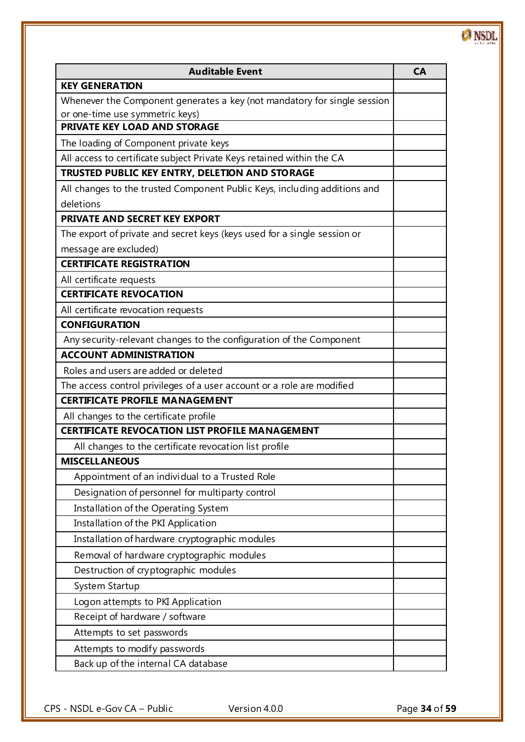| Auditable Event | CA |
| --- | --- |
| **KEY GENERATION** | |
| Whenever the Component generates a key (not mandatory for single session or one-time use symmetric keys) | |
| **PRIVATE KEY LOAD AND STORAGE** | |
| The loading of Component private keys | |
| All access to certificate subject Private Keys retained within the CA | |
| **TRUSTED PUBLIC KEY ENTRY, DELETION AND STORAGE** | |
| All changes to the trusted Component Public Keys, including additions and deletions | |
| **PRIVATE AND SECRET KEY EXPORT** | |
| The export of private and secret keys (keys used for a single session or message are excluded) | |
| **CERTIFICATE REGISTRATION** | |
| All certificate requests | |
| **CERTIFICATE REVOCATION** | |
| All certificate revocation requests | |
| **CONFIGURATION** | |
| Any security-relevant changes to the configuration of the Component | |
| **ACCOUNT ADMINISTRATION** | |
| Roles and users are added or deleted | |
| The access control privileges of a user account or a role are modified | |
| **CERTIFICATE PROFILE MANAGEMENT** | |
| All changes to the certificate profile | |
| **CERTIFICATE REVOCATION LIST PROFILE MANAGEMENT** | |
| All changes to the certificate revocation list profile | |
| **MISCELLANEOUS** | |
| Appointment of an individual to a Trusted Role | |
| Designation of personnel for multiparty control | |
| Installation of the Operating System | |
| Installation of the PKI Application | |
| Installation of hardware cryptographic modules | |
| Removal of hardware cryptographic modules | |
| Destruction of cryptographic modules | |
| System Startup | |
| Logon attempts to PKI Application | |
| Receipt of hardware / software | |
| Attempts to set passwords | |
| Attempts to modify passwords | |
| Back up of the internal CA database | |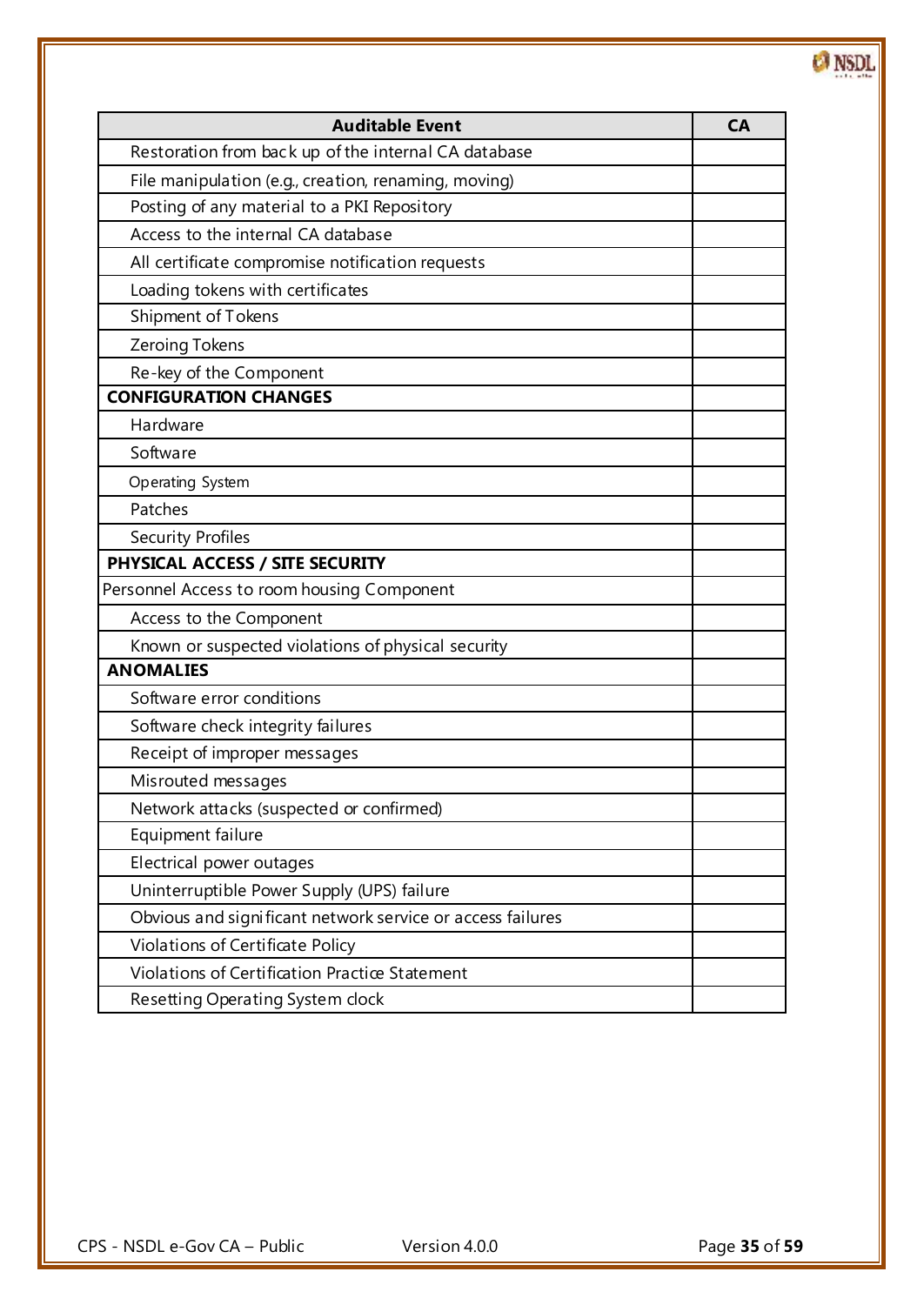| Auditable Event | CA |
|---|---|
| Restoration from back up of the internal CA database | |
| File manipulation (e.g., creation, renaming, moving) | |
| Posting of any material to a PKI Repository | |
| Access to the internal CA database | |
| All certificate compromise notification requests | |
| Loading tokens with certificates | |
| Shipment of Tokens | |
| Zeroing Tokens | |
| Re-key of the Component | |
| **CONFIGURATION CHANGES** | |
| Hardware | |
| Software | |
| Operating System | |
| Patches | |
| Security Profiles | |
| **PHYSICAL ACCESS / SITE SECURITY** | |
| Personnel Access to room housing Component | |
| Access to the Component | |
| Known or suspected violations of physical security | |
| **ANOMALIES** | |
| Software error conditions | |
| Software check integrity failures | |
| Receipt of improper messages | |
| Misrouted messages | |
| Network attacks (suspected or confirmed) | |
| Equipment failure | |
| Electrical power outages | |
| Uninterruptible Power Supply (UPS) failure | |
| Obvious and significant network service or access failures | |
| Violations of Certificate Policy | |
| Violations of Certification Practice Statement | |
| Resetting Operating System clock | |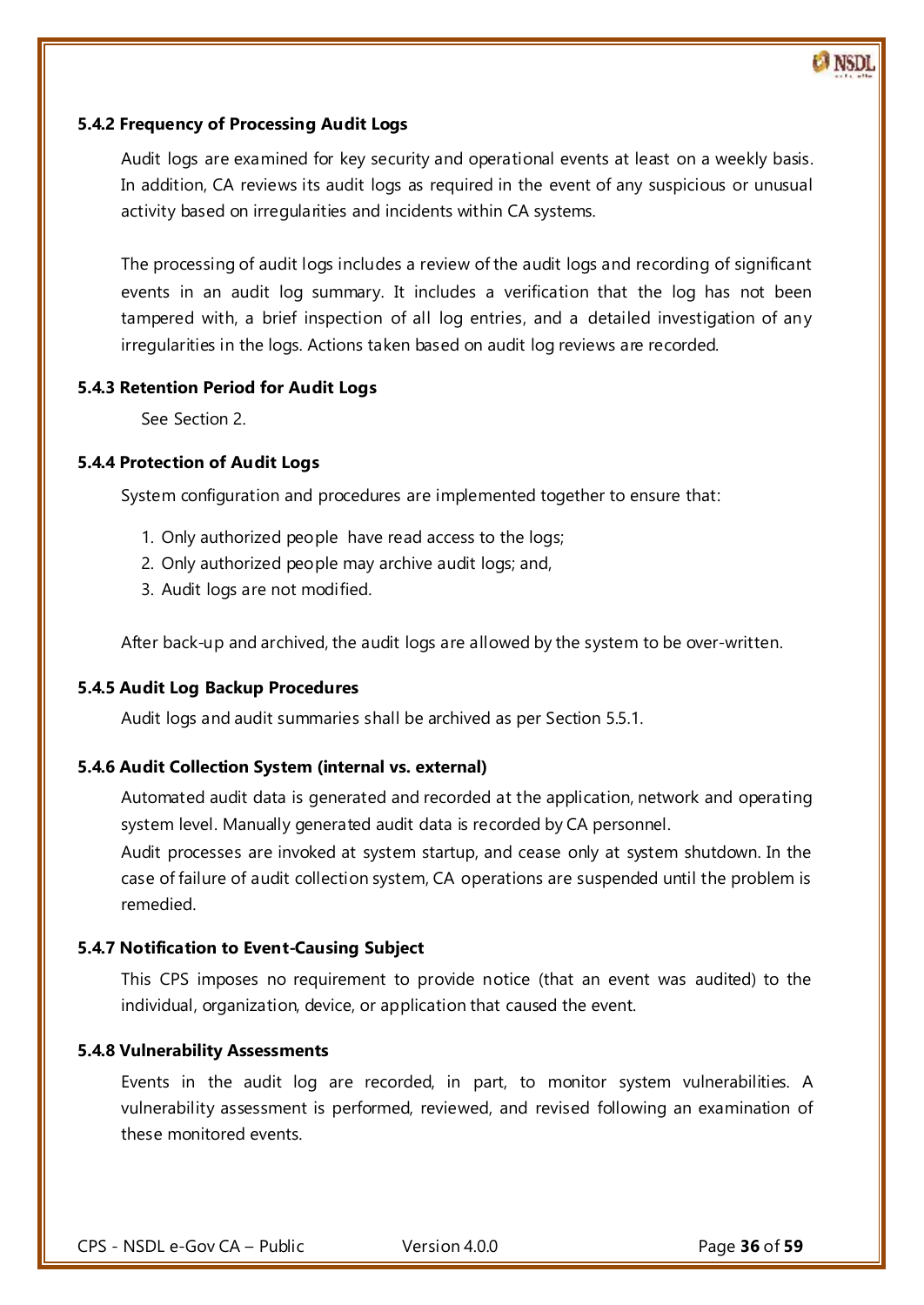### 5.4.2 Frequency of Processing Audit Logs

Audit logs are examined for key security and operational events at least on a weekly basis. In addition, CA reviews its audit logs as required in the event of any suspicious or unusual activity based on irregularities and incidents within CA systems.

The processing of audit logs includes a review of the audit logs and recording of significant events in an audit log summary. It includes a verification that the log has not been tampered with, a brief inspection of all log entries, and a detailed investigation of any irregularities in the logs. Actions taken based on audit log reviews are recorded.

### 5.4.3 Retention Period for Audit Logs

See Section 2.

### 5.4.4 Protection of Audit Logs

System configuration and procedures are implemented together to ensure that:

1. Only authorized people have read access to the logs;
2. Only authorized people may archive audit logs; and,
3. Audit logs are not modified.

After back-up and archived, the audit logs are allowed by the system to be over-written.

### 5.4.5 Audit Log Backup Procedures

Audit logs and audit summaries shall be archived as per Section 5.5.1.

### 5.4.6 Audit Collection System (internal vs. external)

Automated audit data is generated and recorded at the application, network and operating system level. Manually generated audit data is recorded by CA personnel.

Audit processes are invoked at system startup, and cease only at system shutdown. In the case of failure of audit collection system, CA operations are suspended until the problem is remedied.

### 5.4.7 Notification to Event-Causing Subject

This CPS imposes no requirement to provide notice (that an event was audited) to the individual, organization, device, or application that caused the event.

### 5.4.8 Vulnerability Assessments

Events in the audit log are recorded, in part, to monitor system vulnerabilities. A vulnerability assessment is performed, reviewed, and revised following an examination of these monitored events.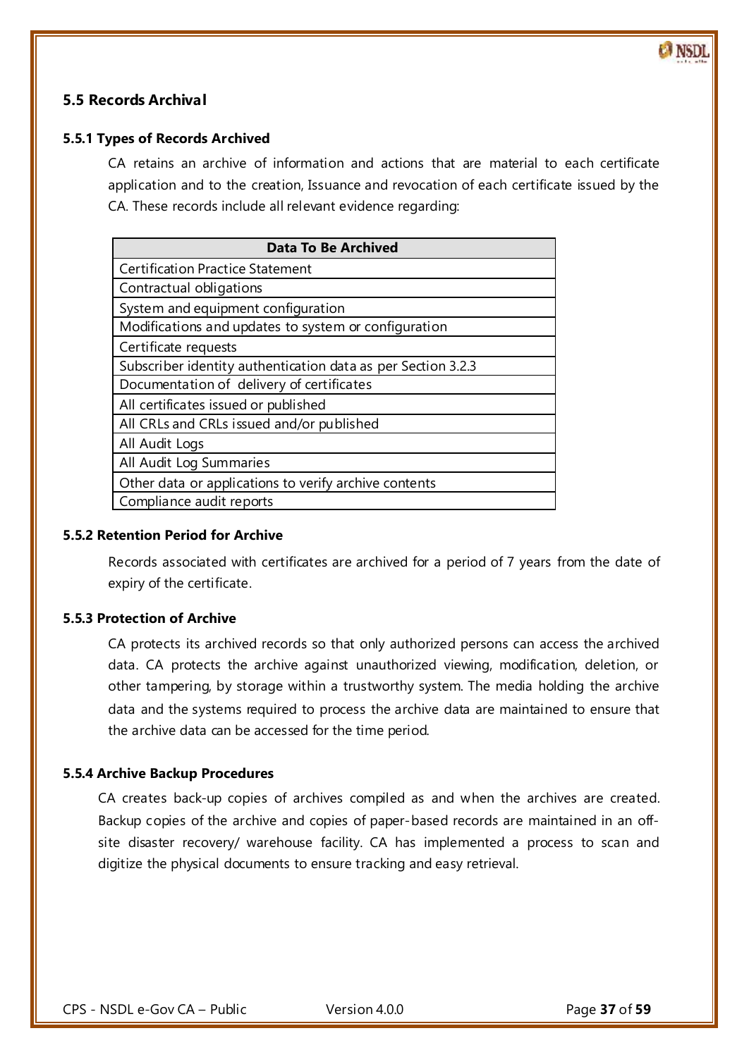## 5.5 Records Archival

### 5.5.1 Types of Records Archived

CA retains an archive of information and actions that are material to each certificate application and to the creation, Issuance and revocation of each certificate issued by the CA. These records include all relevant evidence regarding:

| Data To Be Archived |
|---|
| Certification Practice Statement |
| Contractual obligations |
| System and equipment configuration |
| Modifications and updates to system or configuration |
| Certificate requests |
| Subscriber identity authentication data as per Section 3.2.3 |
| Documentation of delivery of certificates |
| All certificates issued or published |
| All CRLs and CRLs issued and/or published |
| All Audit Logs |
| All Audit Log Summaries |
| Other data or applications to verify archive contents |
| Compliance audit reports |

### 5.5.2 Retention Period for Archive

Records associated with certificates are archived for a period of 7 years from the date of expiry of the certificate.

### 5.5.3 Protection of Archive

CA protects its archived records so that only authorized persons can access the archived data. CA protects the archive against unauthorized viewing, modification, deletion, or other tampering, by storage within a trustworthy system. The media holding the archive data and the systems required to process the archive data are maintained to ensure that the archive data can be accessed for the time period.

### 5.5.4 Archive Backup Procedures

CA creates back-up copies of archives compiled as and when the archives are created. Backup copies of the archive and copies of paper-based records are maintained in an off-site disaster recovery/ warehouse facility. CA has implemented a process to scan and digitize the physical documents to ensure tracking and easy retrieval.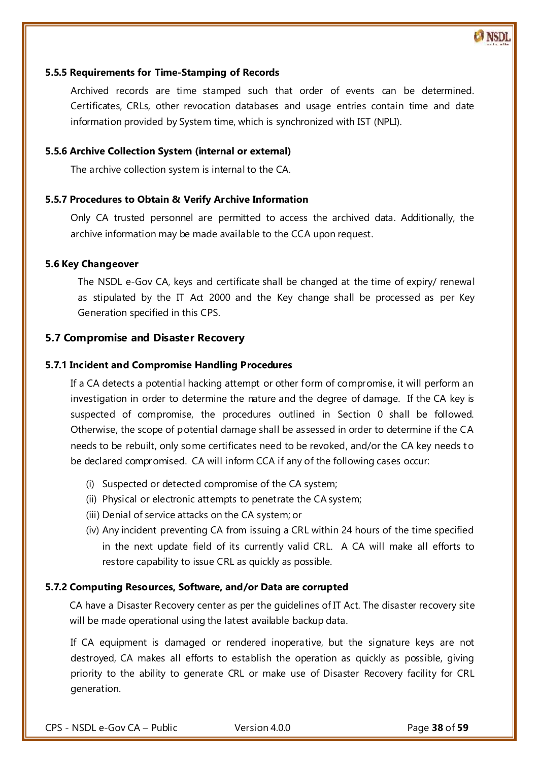#### 5.5.5 Requirements for Time-Stamping of Records

Archived records are time stamped such that order of events can be determined. Certificates, CRLs, other revocation databases and usage entries contain time and date information provided by System time, which is synchronized with IST (NPLI).

#### 5.5.6 Archive Collection System (internal or external)

The archive collection system is internal to the CA.

#### 5.5.7 Procedures to Obtain & Verify Archive Information

Only CA trusted personnel are permitted to access the archived data. Additionally, the archive information may be made available to the CCA upon request.

#### 5.6 Key Changeover

The NSDL e-Gov CA, keys and certificate shall be changed at the time of expiry/ renewal as stipulated by the IT Act 2000 and the Key change shall be processed as per Key Generation specified in this CPS.

### 5.7 Compromise and Disaster Recovery

#### 5.7.1 Incident and Compromise Handling Procedures

If a CA detects a potential hacking attempt or other form of compromise, it will perform an investigation in order to determine the nature and the degree of damage. If the CA key is suspected of compromise, the procedures outlined in Section 0 shall be followed. Otherwise, the scope of potential damage shall be assessed in order to determine if the CA needs to be rebuilt, only some certificates need to be revoked, and/or the CA key needs to be declared compromised. CA will inform CCA if any of the following cases occur:

(i) Suspected or detected compromise of the CA system;

(ii) Physical or electronic attempts to penetrate the CA system;

(iii) Denial of service attacks on the CA system; or

(iv) Any incident preventing CA from issuing a CRL within 24 hours of the time specified in the next update field of its currently valid CRL. A CA will make all efforts to restore capability to issue CRL as quickly as possible.

#### 5.7.2 Computing Resources, Software, and/or Data are corrupted

CA have a Disaster Recovery center as per the guidelines of IT Act. The disaster recovery site will be made operational using the latest available backup data.

If CA equipment is damaged or rendered inoperative, but the signature keys are not destroyed, CA makes all efforts to establish the operation as quickly as possible, giving priority to the ability to generate CRL or make use of Disaster Recovery facility for CRL generation.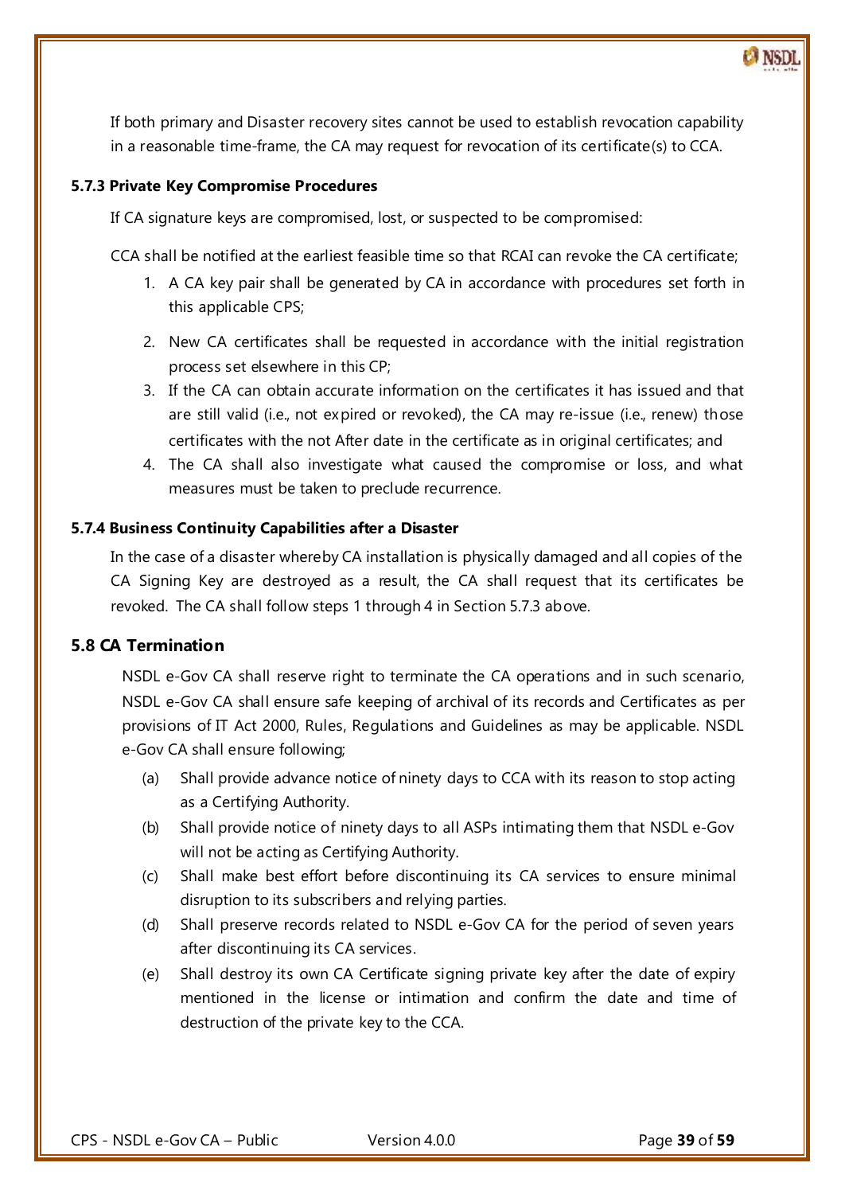If both primary and Disaster recovery sites cannot be used to establish revocation capability in a reasonable time-frame, the CA may request for revocation of its certificate(s) to CCA.

### 5.7.3 Private Key Compromise Procedures

If CA signature keys are compromised, lost, or suspected to be compromised:

CCA shall be notified at the earliest feasible time so that RCAI can revoke the CA certificate;

1. A CA key pair shall be generated by CA in accordance with procedures set forth in this applicable CPS;
2. New CA certificates shall be requested in accordance with the initial registration process set elsewhere in this CP;
3. If the CA can obtain accurate information on the certificates it has issued and that are still valid (i.e., not expired or revoked), the CA may re-issue (i.e., renew) those certificates with the not After date in the certificate as in original certificates; and
4. The CA shall also investigate what caused the compromise or loss, and what measures must be taken to preclude recurrence.

### 5.7.4 Business Continuity Capabilities after a Disaster

In the case of a disaster whereby CA installation is physically damaged and all copies of the CA Signing Key are destroyed as a result, the CA shall request that its certificates be revoked. The CA shall follow steps 1 through 4 in Section 5.7.3 above.

## 5.8 CA Termination

NSDL e-Gov CA shall reserve right to terminate the CA operations and in such scenario, NSDL e-Gov CA shall ensure safe keeping of archival of its records and Certificates as per provisions of IT Act 2000, Rules, Regulations and Guidelines as may be applicable. NSDL e-Gov CA shall ensure following;

(a) Shall provide advance notice of ninety days to CCA with its reason to stop acting as a Certifying Authority.

(b) Shall provide notice of ninety days to all ASPs intimating them that NSDL e-Gov will not be acting as Certifying Authority.

(c) Shall make best effort before discontinuing its CA services to ensure minimal disruption to its subscribers and relying parties.

(d) Shall preserve records related to NSDL e-Gov CA for the period of seven years after discontinuing its CA services.

(e) Shall destroy its own CA Certificate signing private key after the date of expiry mentioned in the license or intimation and confirm the date and time of destruction of the private key to the CCA.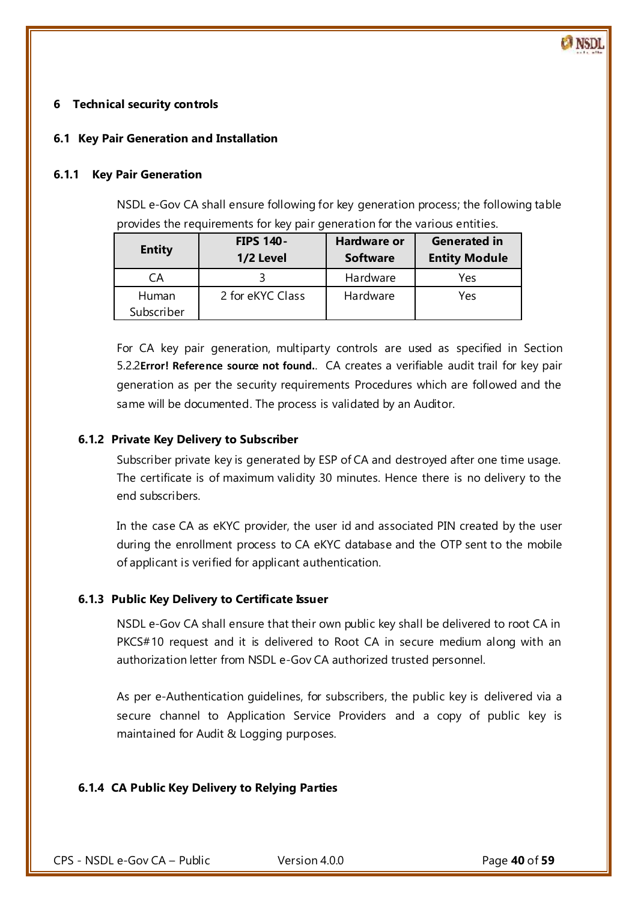# 6 Technical security controls

## 6.1 Key Pair Generation and Installation

### 6.1.1 Key Pair Generation

NSDL e-Gov CA shall ensure following for key generation process; the following table provides the requirements for key pair generation for the various entities.

| Entity | FIPS 140-1/2 Level | Hardware or Software | Generated in Entity Module |
|---|---|---|---|
| CA | 3 | Hardware | Yes |
| Human Subscriber | 2 for eKYC Class | Hardware | Yes |

For CA key pair generation, multiparty controls are used as specified in Section 5.2.2**Error! Reference source not found.**. CA creates a verifiable audit trail for key pair generation as per the security requirements Procedures which are followed and the same will be documented. The process is validated by an Auditor.

### 6.1.2 Private Key Delivery to Subscriber

Subscriber private key is generated by ESP of CA and destroyed after one time usage. The certificate is of maximum validity 30 minutes. Hence there is no delivery to the end subscribers.

In the case CA as eKYC provider, the user id and associated PIN created by the user during the enrollment process to CA eKYC database and the OTP sent to the mobile of applicant is verified for applicant authentication.

### 6.1.3 Public Key Delivery to Certificate Issuer

NSDL e-Gov CA shall ensure that their own public key shall be delivered to root CA in PKCS#10 request and it is delivered to Root CA in secure medium along with an authorization letter from NSDL e-Gov CA authorized trusted personnel.

As per e-Authentication guidelines, for subscribers, the public key is delivered via a secure channel to Application Service Providers and a copy of public key is maintained for Audit & Logging purposes.

### 6.1.4 CA Public Key Delivery to Relying Parties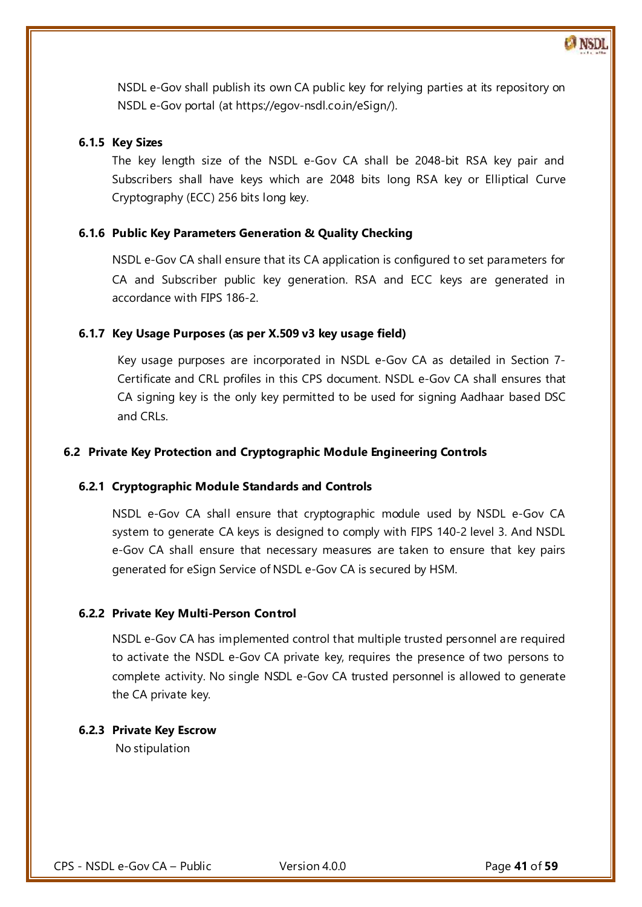NSDL e-Gov shall publish its own CA public key for relying parties at its repository on NSDL e-Gov portal (at https://egov-nsdl.co.in/eSign/).

### 6.1.5 Key Sizes

The key length size of the NSDL e-Gov CA shall be 2048-bit RSA key pair and Subscribers shall have keys which are 2048 bits long RSA key or Elliptical Curve Cryptography (ECC) 256 bits long key.

### 6.1.6 Public Key Parameters Generation & Quality Checking

NSDL e-Gov CA shall ensure that its CA application is configured to set parameters for CA and Subscriber public key generation. RSA and ECC keys are generated in accordance with FIPS 186-2.

### 6.1.7 Key Usage Purposes (as per X.509 v3 key usage field)

Key usage purposes are incorporated in NSDL e-Gov CA as detailed in Section 7- Certificate and CRL profiles in this CPS document. NSDL e-Gov CA shall ensures that CA signing key is the only key permitted to be used for signing Aadhaar based DSC and CRLs.

## 6.2 Private Key Protection and Cryptographic Module Engineering Controls

### 6.2.1 Cryptographic Module Standards and Controls

NSDL e-Gov CA shall ensure that cryptographic module used by NSDL e-Gov CA system to generate CA keys is designed to comply with FIPS 140-2 level 3. And NSDL e-Gov CA shall ensure that necessary measures are taken to ensure that key pairs generated for eSign Service of NSDL e-Gov CA is secured by HSM.

### 6.2.2 Private Key Multi-Person Control

NSDL e-Gov CA has implemented control that multiple trusted personnel are required to activate the NSDL e-Gov CA private key, requires the presence of two persons to complete activity. No single NSDL e-Gov CA trusted personnel is allowed to generate the CA private key.

### 6.2.3 Private Key Escrow

No stipulation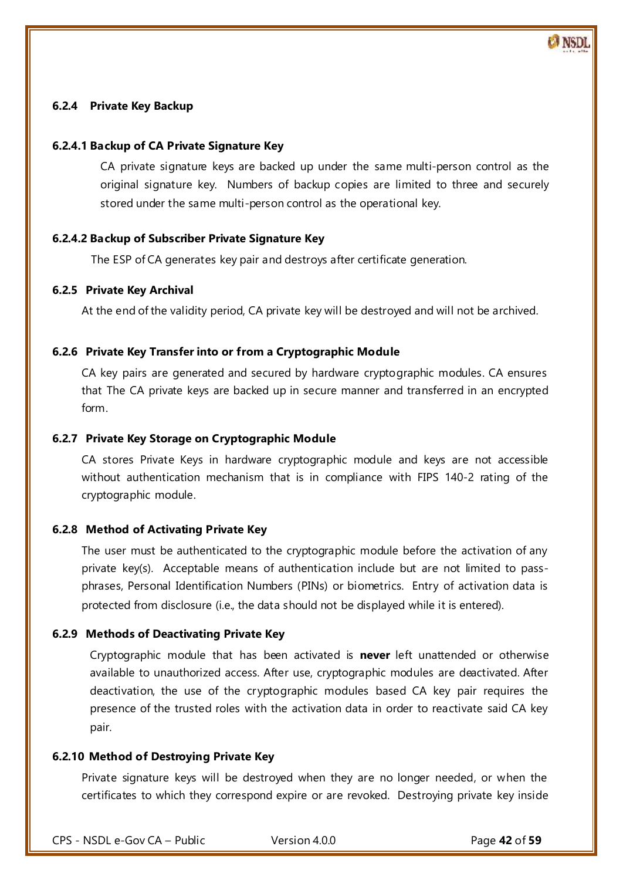### 6.2.4 Private Key Backup

#### 6.2.4.1 Backup of CA Private Signature Key

CA private signature keys are backed up under the same multi-person control as the original signature key. Numbers of backup copies are limited to three and securely stored under the same multi-person control as the operational key.

#### 6.2.4.2 Backup of Subscriber Private Signature Key

The ESP of CA generates key pair and destroys after certificate generation.

### 6.2.5 Private Key Archival

At the end of the validity period, CA private key will be destroyed and will not be archived.

### 6.2.6 Private Key Transfer into or from a Cryptographic Module

CA key pairs are generated and secured by hardware cryptographic modules. CA ensures that The CA private keys are backed up in secure manner and transferred in an encrypted form.

### 6.2.7 Private Key Storage on Cryptographic Module

CA stores Private Keys in hardware cryptographic module and keys are not accessible without authentication mechanism that is in compliance with FIPS 140-2 rating of the cryptographic module.

### 6.2.8 Method of Activating Private Key

The user must be authenticated to the cryptographic module before the activation of any private key(s). Acceptable means of authentication include but are not limited to pass-phrases, Personal Identification Numbers (PINs) or biometrics. Entry of activation data is protected from disclosure (i.e., the data should not be displayed while it is entered).

### 6.2.9 Methods of Deactivating Private Key

Cryptographic module that has been activated is **never** left unattended or otherwise available to unauthorized access. After use, cryptographic modules are deactivated. After deactivation, the use of the cryptographic modules based CA key pair requires the presence of the trusted roles with the activation data in order to reactivate said CA key pair.

### 6.2.10 Method of Destroying Private Key

Private signature keys will be destroyed when they are no longer needed, or when the certificates to which they correspond expire or are revoked. Destroying private key inside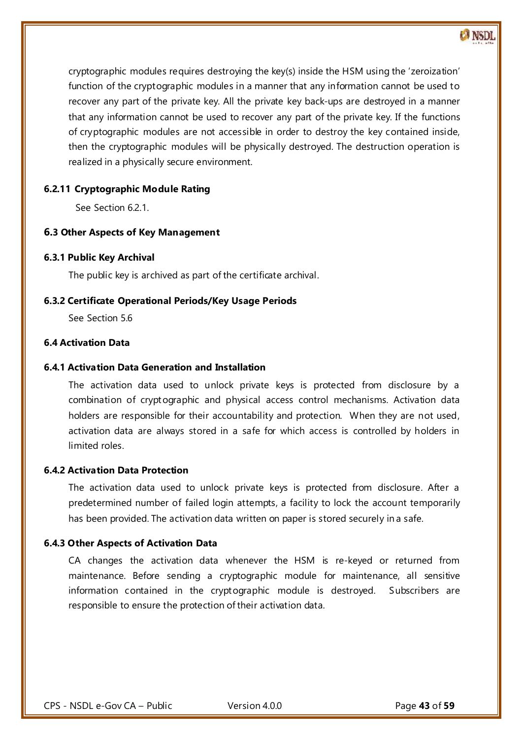cryptographic modules requires destroying the key(s) inside the HSM using the 'zeroization' function of the cryptographic modules in a manner that any information cannot be used to recover any part of the private key. All the private key back-ups are destroyed in a manner that any information cannot be used to recover any part of the private key. If the functions of cryptographic modules are not accessible in order to destroy the key contained inside, then the cryptographic modules will be physically destroyed. The destruction operation is realized in a physically secure environment.

#### 6.2.11 Cryptographic Module Rating

See Section 6.2.1.

### 6.3 Other Aspects of Key Management

#### 6.3.1 Public Key Archival

The public key is archived as part of the certificate archival.

#### 6.3.2 Certificate Operational Periods/Key Usage Periods

See Section 5.6

### 6.4 Activation Data

#### 6.4.1 Activation Data Generation and Installation

The activation data used to unlock private keys is protected from disclosure by a combination of cryptographic and physical access control mechanisms. Activation data holders are responsible for their accountability and protection. When they are not used, activation data are always stored in a safe for which access is controlled by holders in limited roles.

#### 6.4.2 Activation Data Protection

The activation data used to unlock private keys is protected from disclosure. After a predetermined number of failed login attempts, a facility to lock the account temporarily has been provided. The activation data written on paper is stored securely in a safe.

#### 6.4.3 Other Aspects of Activation Data

CA changes the activation data whenever the HSM is re-keyed or returned from maintenance. Before sending a cryptographic module for maintenance, all sensitive information contained in the cryptographic module is destroyed. Subscribers are responsible to ensure the protection of their activation data.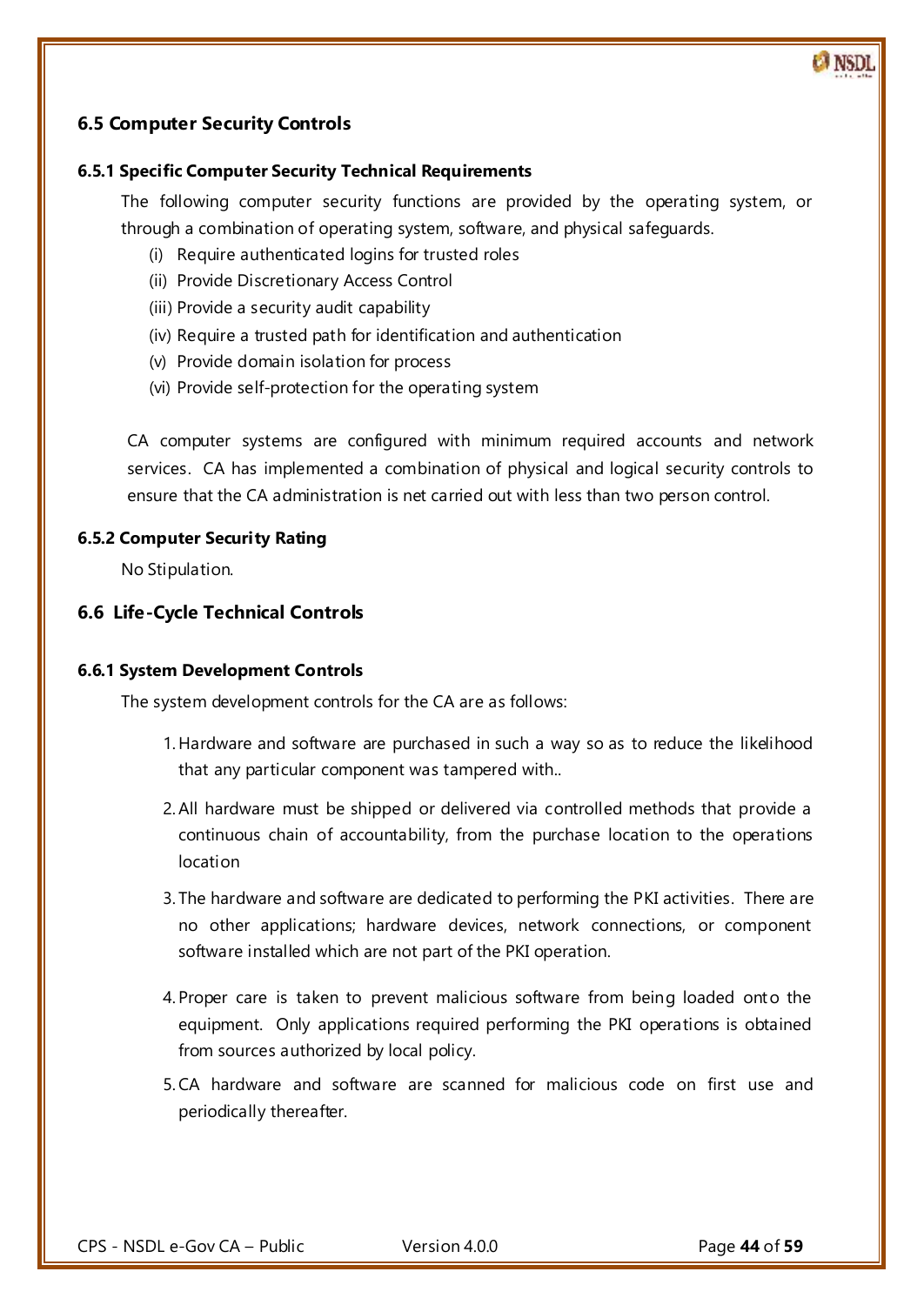## 6.5 Computer Security Controls

### 6.5.1 Specific Computer Security Technical Requirements

The following computer security functions are provided by the operating system, or through a combination of operating system, software, and physical safeguards.

(i) Require authenticated logins for trusted roles
(ii) Provide Discretionary Access Control
(iii) Provide a security audit capability
(iv) Require a trusted path for identification and authentication
(v) Provide domain isolation for process
(vi) Provide self-protection for the operating system

CA computer systems are configured with minimum required accounts and network services. CA has implemented a combination of physical and logical security controls to ensure that the CA administration is net carried out with less than two person control.

### 6.5.2 Computer Security Rating

No Stipulation.

## 6.6 Life-Cycle Technical Controls

### 6.6.1 System Development Controls

The system development controls for the CA are as follows:

1. Hardware and software are purchased in such a way so as to reduce the likelihood that any particular component was tampered with..
2. All hardware must be shipped or delivered via controlled methods that provide a continuous chain of accountability, from the purchase location to the operations location
3. The hardware and software are dedicated to performing the PKI activities. There are no other applications; hardware devices, network connections, or component software installed which are not part of the PKI operation.
4. Proper care is taken to prevent malicious software from being loaded onto the equipment. Only applications required performing the PKI operations is obtained from sources authorized by local policy.
5. CA hardware and software are scanned for malicious code on first use and periodically thereafter.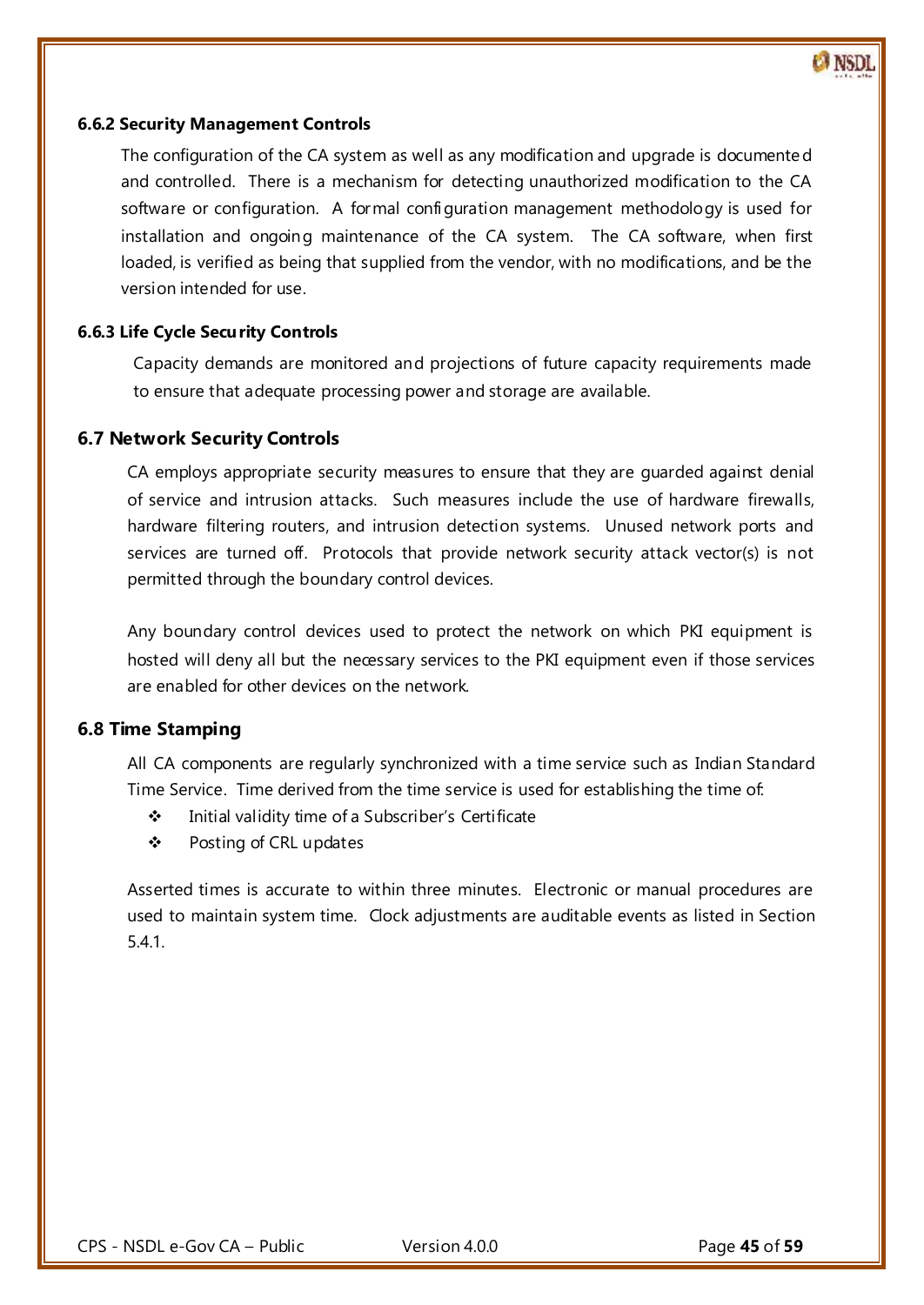### 6.6.2 Security Management Controls

The configuration of the CA system as well as any modification and upgrade is documented and controlled. There is a mechanism for detecting unauthorized modification to the CA software or configuration. A formal configuration management methodology is used for installation and ongoing maintenance of the CA system. The CA software, when first loaded, is verified as being that supplied from the vendor, with no modifications, and be the version intended for use.

### 6.6.3 Life Cycle Security Controls

Capacity demands are monitored and projections of future capacity requirements made to ensure that adequate processing power and storage are available.

## 6.7 Network Security Controls

CA employs appropriate security measures to ensure that they are guarded against denial of service and intrusion attacks. Such measures include the use of hardware firewalls, hardware filtering routers, and intrusion detection systems. Unused network ports and services are turned off. Protocols that provide network security attack vector(s) is not permitted through the boundary control devices.

Any boundary control devices used to protect the network on which PKI equipment is hosted will deny all but the necessary services to the PKI equipment even if those services are enabled for other devices on the network.

## 6.8 Time Stamping

All CA components are regularly synchronized with a time service such as Indian Standard Time Service. Time derived from the time service is used for establishing the time of:

- Initial validity time of a Subscriber's Certificate
- Posting of CRL updates

Asserted times is accurate to within three minutes. Electronic or manual procedures are used to maintain system time. Clock adjustments are auditable events as listed in Section 5.4.1.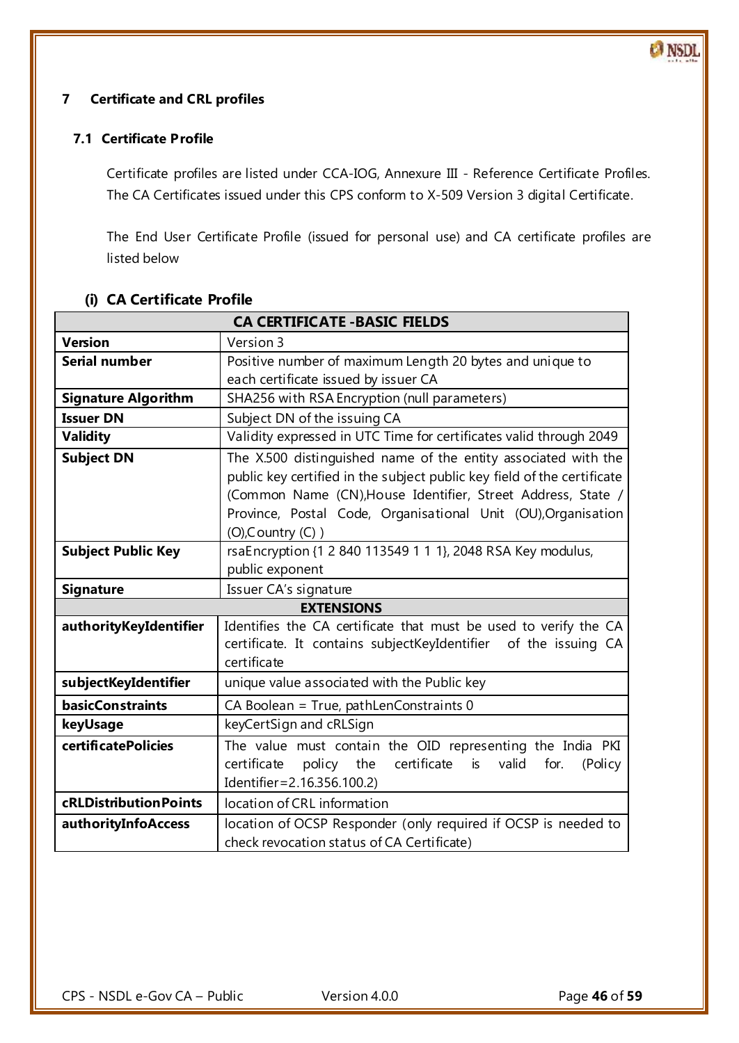# 7 Certificate and CRL profiles

## 7.1 Certificate Profile

Certificate profiles are listed under CCA-IOG, Annexure III - Reference Certificate Profiles. The CA Certificates issued under this CPS conform to X-509 Version 3 digital Certificate.

The End User Certificate Profile (issued for personal use) and CA certificate profiles are listed below

### (i) CA Certificate Profile

| CA CERTIFICATE -BASIC FIELDS | |
|---|---|
| **Version** | Version 3 |
| **Serial number** | Positive number of maximum Length 20 bytes and unique to each certificate issued by issuer CA |
| **Signature Algorithm** | SHA256 with RSA Encryption (null parameters) |
| **Issuer DN** | Subject DN of the issuing CA |
| **Validity** | Validity expressed in UTC Time for certificates valid through 2049 |
| **Subject DN** | The X.500 distinguished name of the entity associated with the public key certified in the subject public key field of the certificate (Common Name (CN),House Identifier, Street Address, State / Province, Postal Code, Organisational Unit (OU),Organisation (O),Country (C) ) |
| **Subject Public Key** | rsaEncryption {1 2 840 113549 1 1 1}, 2048 RSA Key modulus, public exponent |
| **Signature** | Issuer CA's signature |
| **EXTENSIONS** | |
| **authorityKeyIdentifier** | Identifies the CA certificate that must be used to verify the CA certificate. It contains subjectKeyIdentifier of the issuing CA certificate |
| **subjectKeyIdentifier** | unique value associated with the Public key |
| **basicConstraints** | CA Boolean = True, pathLenConstraints 0 |
| **keyUsage** | keyCertSign and cRLSign |
| **certificatePolicies** | The value must contain the OID representing the India PKI certificate policy the certificate is valid for. (Policy Identifier=2.16.356.100.2) |
| **cRLDistributionPoints** | location of CRL information |
| **authorityInfoAccess** | location of OCSP Responder (only required if OCSP is needed to check revocation status of CA Certificate) |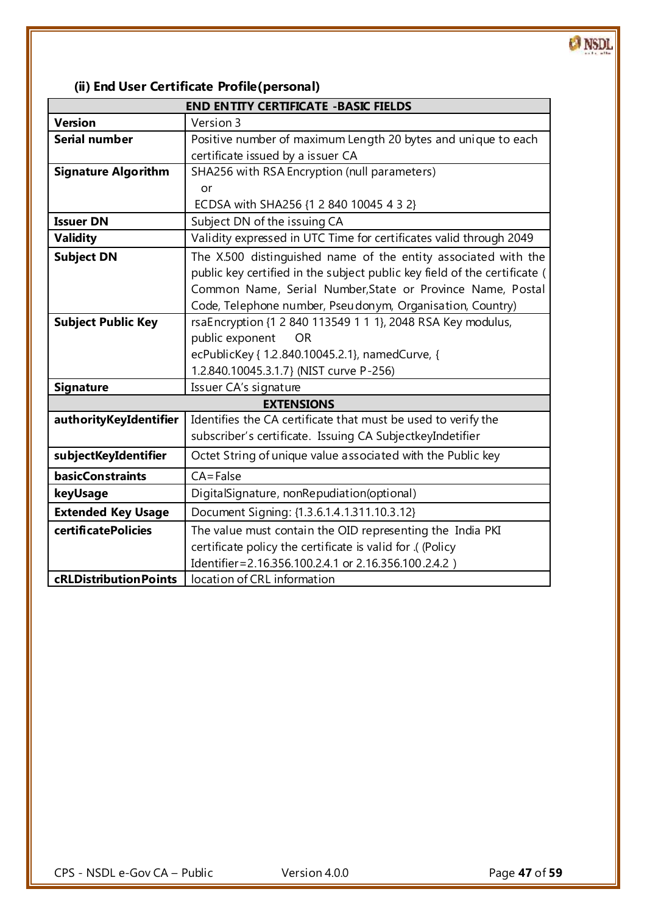### (ii) End User Certificate Profile(personal)

| END ENTITY CERTIFICATE -BASIC FIELDS | |
|---|---|
| **Version** | Version 3 |
| **Serial number** | Positive number of maximum Length 20 bytes and unique to each certificate issued by a issuer CA |
| **Signature Algorithm** | SHA256 with RSA Encryption (null parameters)<br>or<br>ECDSA with SHA256 {1 2 840 10045 4 3 2} |
| **Issuer DN** | Subject DN of the issuing CA |
| **Validity** | Validity expressed in UTC Time for certificates valid through 2049 |
| **Subject DN** | The X.500 distinguished name of the entity associated with the public key certified in the subject public key field of the certificate ( Common Name, Serial Number,State or Province Name, Postal Code, Telephone number, Pseudonym, Organisation, Country) |
| **Subject Public Key** | rsaEncryption {1 2 840 113549 1 1 1}, 2048 RSA Key modulus, public exponent OR<br>ecPublicKey { 1.2.840.10045.2.1}, namedCurve, { 1.2.840.10045.3.1.7} (NIST curve P-256) |
| **Signature** | Issuer CA's signature |
| **EXTENSIONS** | |
| **authorityKeyIdentifier** | Identifies the CA certificate that must be used to verify the subscriber's certificate. Issuing CA SubjectkeyIndetifier |
| **subjectKeyIdentifier** | Octet String of unique value associated with the Public key |
| **basicConstraints** | CA=False |
| **keyUsage** | DigitalSignature, nonRepudiation(optional) |
| **Extended Key Usage** | Document Signing: {1.3.6.1.4.1.311.10.3.12} |
| **certificatePolicies** | The value must contain the OID representing the India PKI certificate policy the certificate is valid for .( (Policy Identifier=2.16.356.100.2.4.1 or 2.16.356.100.2.4.2 ) |
| **cRLDistributionPoints** | location of CRL information |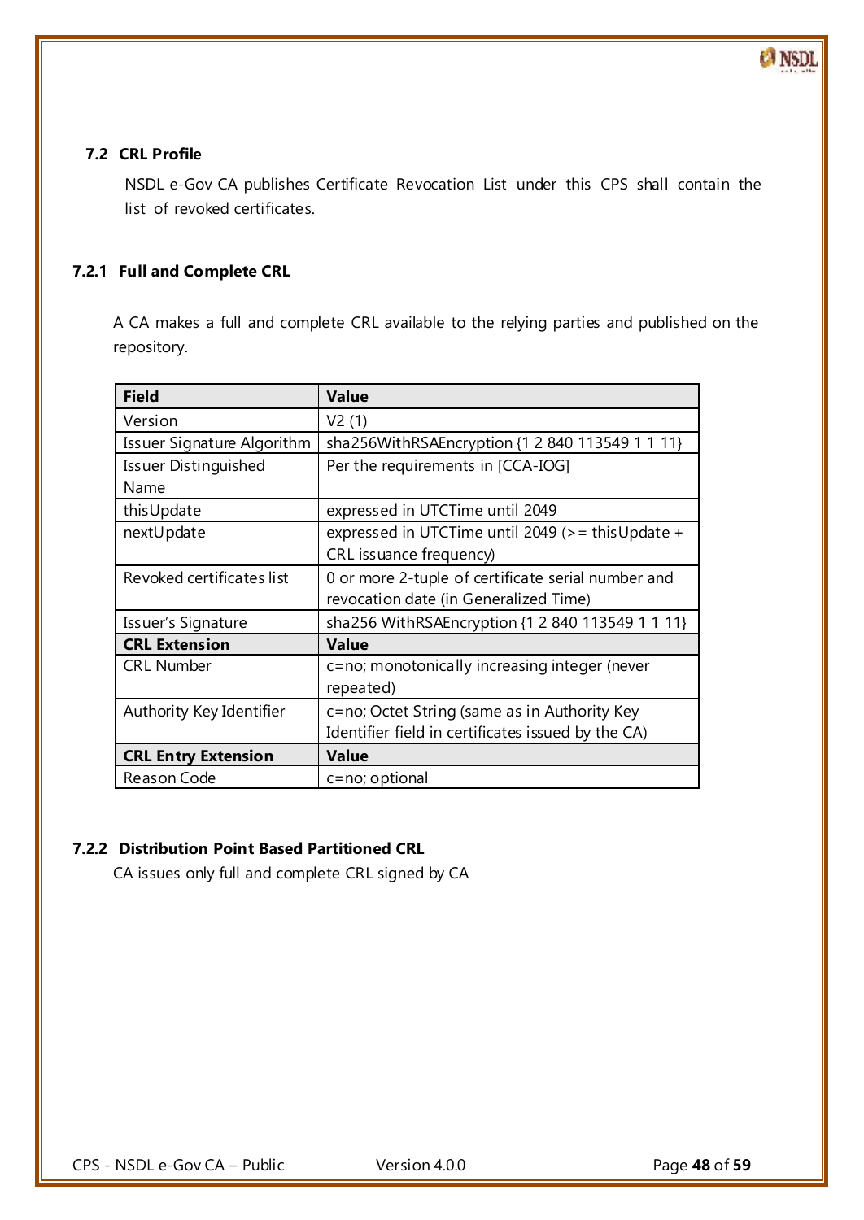## 7.2 CRL Profile

NSDL e-Gov CA publishes Certificate Revocation List under this CPS shall contain the list of revoked certificates.

### 7.2.1 Full and Complete CRL

A CA makes a full and complete CRL available to the relying parties and published on the repository.

| Field | Value |
|---|---|
| Version | V2 (1) |
| Issuer Signature Algorithm | sha256WithRSAEncryption {1 2 840 113549 1 1 11} |
| Issuer Distinguished Name | Per the requirements in [CCA-IOG] |
| thisUpdate | expressed in UTCTime until 2049 |
| nextUpdate | expressed in UTCTime until 2049 (>= thisUpdate + CRL issuance frequency) |
| Revoked certificates list | 0 or more 2-tuple of certificate serial number and revocation date (in Generalized Time) |
| Issuer's Signature | sha256 WithRSAEncryption {1 2 840 113549 1 1 11} |
| **CRL Extension** | **Value** |
| CRL Number | c=no; monotonically increasing integer (never repeated) |
| Authority Key Identifier | c=no; Octet String (same as in Authority Key Identifier field in certificates issued by the CA) |
| **CRL Entry Extension** | **Value** |
| Reason Code | c=no; optional |

### 7.2.2 Distribution Point Based Partitioned CRL

CA issues only full and complete CRL signed by CA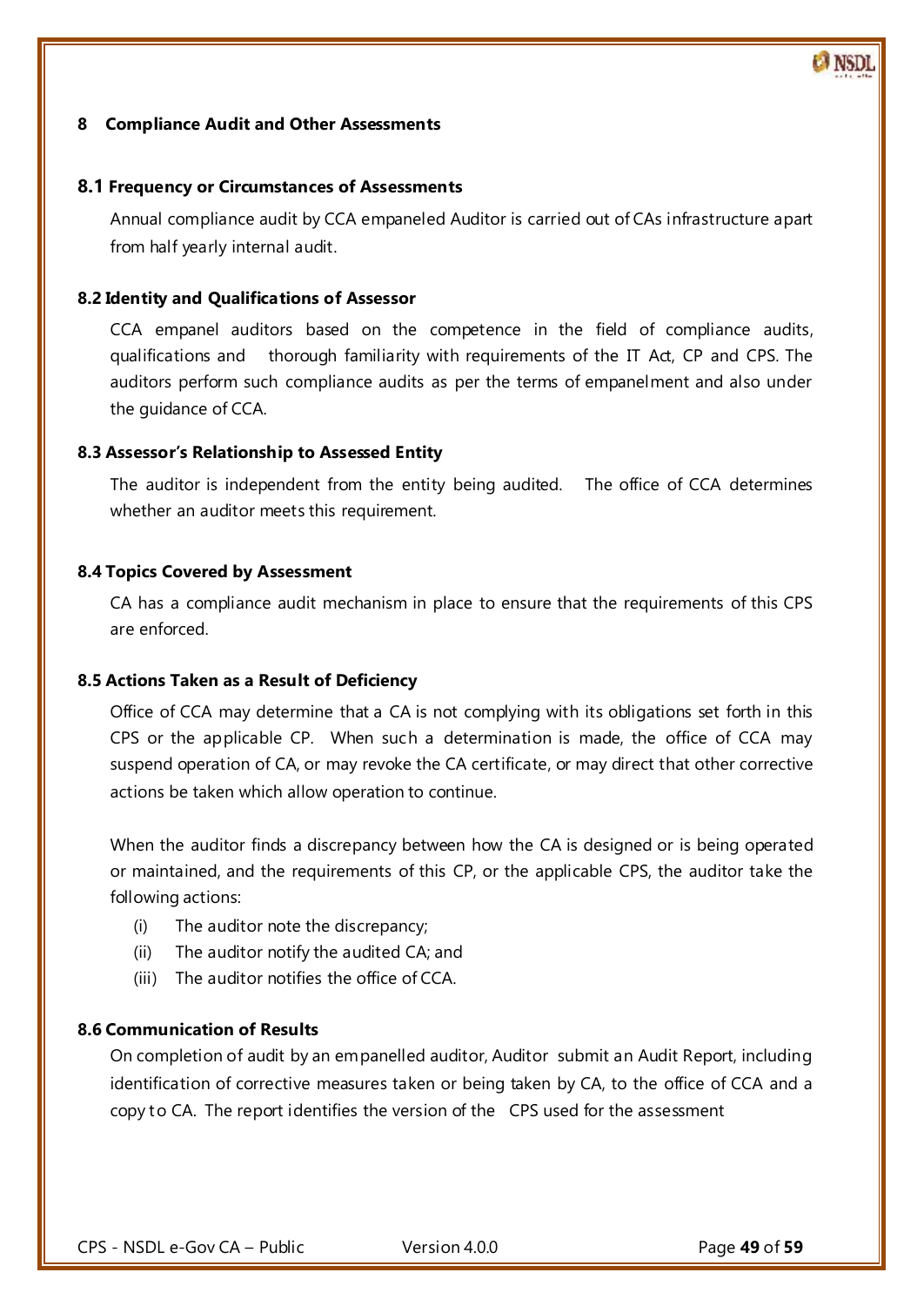# 8 Compliance Audit and Other Assessments

## 8.1 Frequency or Circumstances of Assessments

Annual compliance audit by CCA empaneled Auditor is carried out of CAs infrastructure apart from half yearly internal audit.

## 8.2 Identity and Qualifications of Assessor

CCA empanel auditors based on the competence in the field of compliance audits, qualifications and thorough familiarity with requirements of the IT Act, CP and CPS. The auditors perform such compliance audits as per the terms of empanelment and also under the guidance of CCA.

## 8.3 Assessor's Relationship to Assessed Entity

The auditor is independent from the entity being audited. The office of CCA determines whether an auditor meets this requirement.

## 8.4 Topics Covered by Assessment

CA has a compliance audit mechanism in place to ensure that the requirements of this CPS are enforced.

## 8.5 Actions Taken as a Result of Deficiency

Office of CCA may determine that a CA is not complying with its obligations set forth in this CPS or the applicable CP. When such a determination is made, the office of CCA may suspend operation of CA, or may revoke the CA certificate, or may direct that other corrective actions be taken which allow operation to continue.

When the auditor finds a discrepancy between how the CA is designed or is being operated or maintained, and the requirements of this CP, or the applicable CPS, the auditor take the following actions:

(i) The auditor note the discrepancy;
(ii) The auditor notify the audited CA; and
(iii) The auditor notifies the office of CCA.

## 8.6 Communication of Results

On completion of audit by an empanelled auditor, Auditor submit an Audit Report, including identification of corrective measures taken or being taken by CA, to the office of CCA and a copy to CA. The report identifies the version of the CPS used for the assessment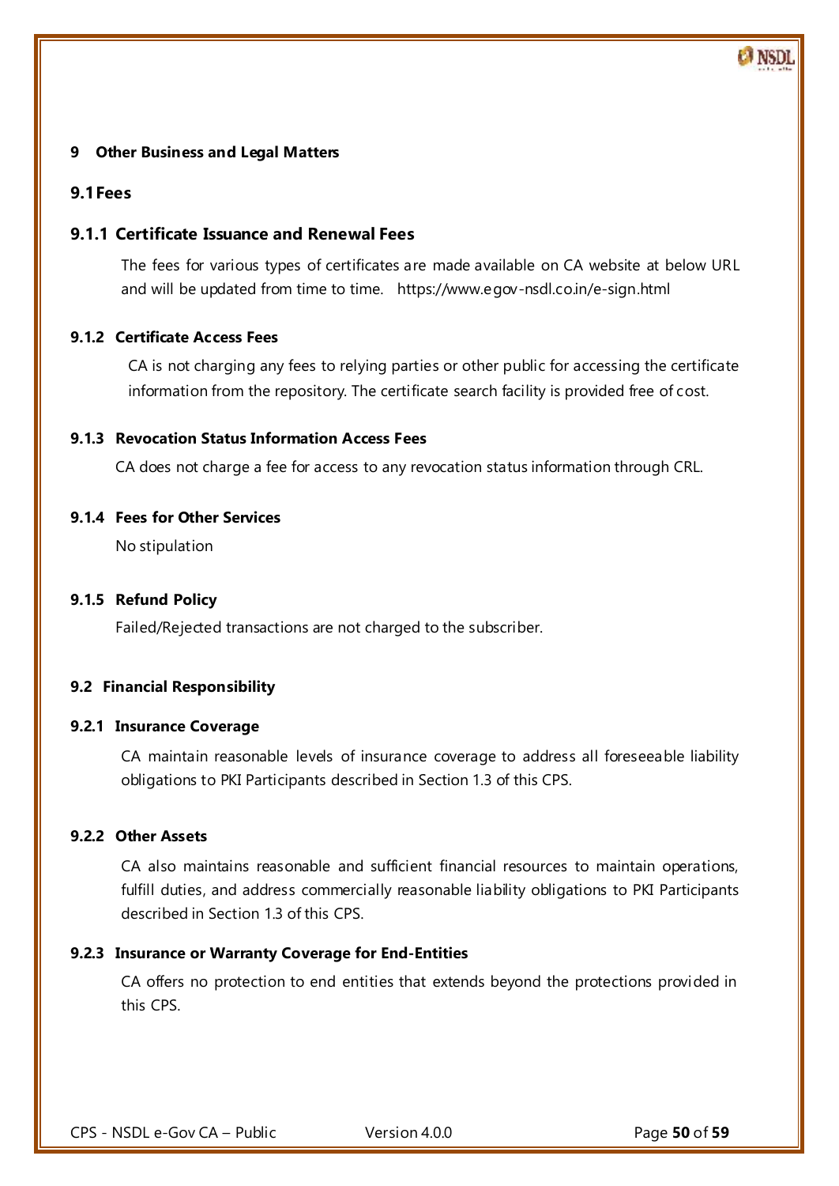# 9 Other Business and Legal Matters

## 9.1 Fees

### 9.1.1 Certificate Issuance and Renewal Fees

The fees for various types of certificates are made available on CA website at below URL and will be updated from time to time. https://www.egov-nsdl.co.in/e-sign.html

### 9.1.2 Certificate Access Fees

CA is not charging any fees to relying parties or other public for accessing the certificate information from the repository. The certificate search facility is provided free of cost.

### 9.1.3 Revocation Status Information Access Fees

CA does not charge a fee for access to any revocation status information through CRL.

### 9.1.4 Fees for Other Services

No stipulation

### 9.1.5 Refund Policy

Failed/Rejected transactions are not charged to the subscriber.

## 9.2 Financial Responsibility

### 9.2.1 Insurance Coverage

CA maintain reasonable levels of insurance coverage to address all foreseeable liability obligations to PKI Participants described in Section 1.3 of this CPS.

### 9.2.2 Other Assets

CA also maintains reasonable and sufficient financial resources to maintain operations, fulfill duties, and address commercially reasonable liability obligations to PKI Participants described in Section 1.3 of this CPS.

### 9.2.3 Insurance or Warranty Coverage for End-Entities

CA offers no protection to end entities that extends beyond the protections provided in this CPS.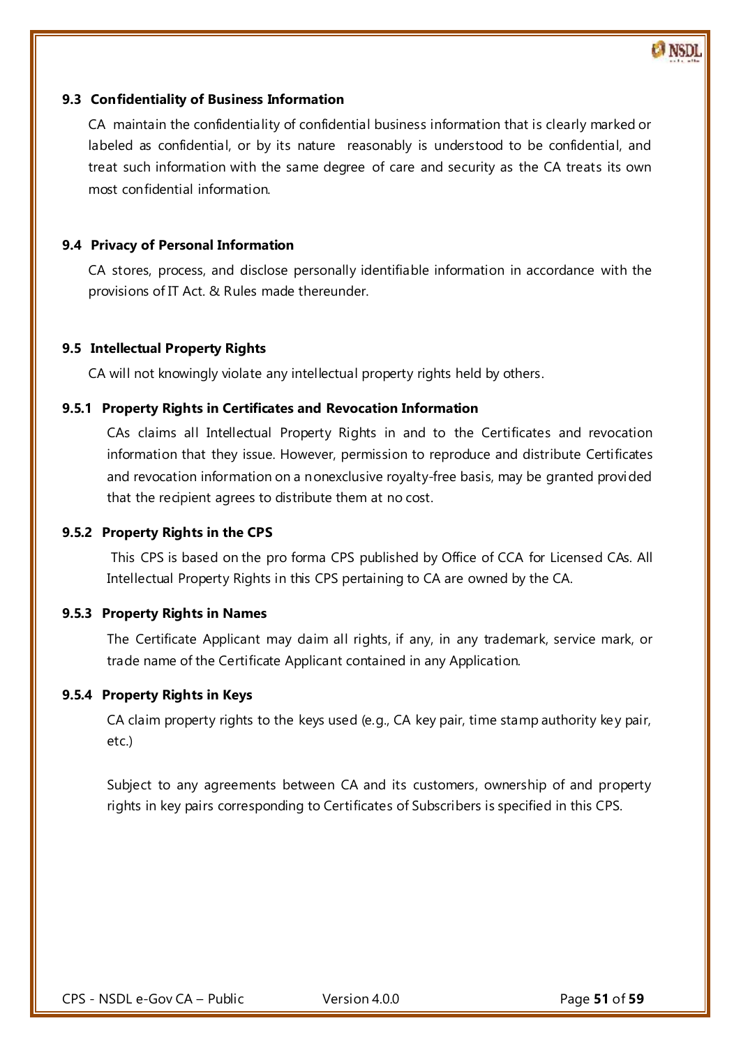## 9.3 Confidentiality of Business Information

CA maintain the confidentiality of confidential business information that is clearly marked or labeled as confidential, or by its nature reasonably is understood to be confidential, and treat such information with the same degree of care and security as the CA treats its own most confidential information.

## 9.4 Privacy of Personal Information

CA stores, process, and disclose personally identifiable information in accordance with the provisions of IT Act. & Rules made thereunder.

## 9.5 Intellectual Property Rights

CA will not knowingly violate any intellectual property rights held by others.

### 9.5.1 Property Rights in Certificates and Revocation Information

CAs claims all Intellectual Property Rights in and to the Certificates and revocation information that they issue. However, permission to reproduce and distribute Certificates and revocation information on a nonexclusive royalty-free basis, may be granted provided that the recipient agrees to distribute them at no cost.

### 9.5.2 Property Rights in the CPS

This CPS is based on the pro forma CPS published by Office of CCA for Licensed CAs. All Intellectual Property Rights in this CPS pertaining to CA are owned by the CA.

### 9.5.3 Property Rights in Names

The Certificate Applicant may claim all rights, if any, in any trademark, service mark, or trade name of the Certificate Applicant contained in any Application.

### 9.5.4 Property Rights in Keys

CA claim property rights to the keys used (e.g., CA key pair, time stamp authority key pair, etc.)

Subject to any agreements between CA and its customers, ownership of and property rights in key pairs corresponding to Certificates of Subscribers is specified in this CPS.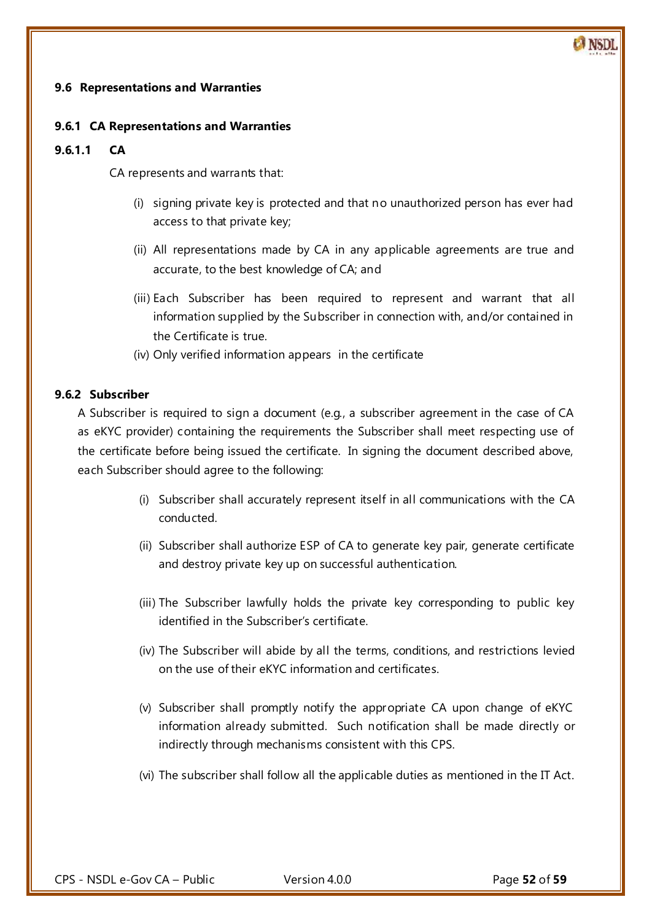### 9.6 Representations and Warranties

#### 9.6.1 CA Representations and Warranties

##### 9.6.1.1 CA

CA represents and warrants that:

(i) signing private key is protected and that no unauthorized person has ever had access to that private key;

(ii) All representations made by CA in any applicable agreements are true and accurate, to the best knowledge of CA; and

(iii) Each Subscriber has been required to represent and warrant that all information supplied by the Subscriber in connection with, and/or contained in the Certificate is true.

(iv) Only verified information appears in the certificate

#### 9.6.2 Subscriber

A Subscriber is required to sign a document (e.g., a subscriber agreement in the case of CA as eKYC provider) containing the requirements the Subscriber shall meet respecting use of the certificate before being issued the certificate. In signing the document described above, each Subscriber should agree to the following:

(i) Subscriber shall accurately represent itself in all communications with the CA conducted.

(ii) Subscriber shall authorize ESP of CA to generate key pair, generate certificate and destroy private key up on successful authentication.

(iii) The Subscriber lawfully holds the private key corresponding to public key identified in the Subscriber's certificate.

(iv) The Subscriber will abide by all the terms, conditions, and restrictions levied on the use of their eKYC information and certificates.

(v) Subscriber shall promptly notify the appropriate CA upon change of eKYC information already submitted. Such notification shall be made directly or indirectly through mechanisms consistent with this CPS.

(vi) The subscriber shall follow all the applicable duties as mentioned in the IT Act.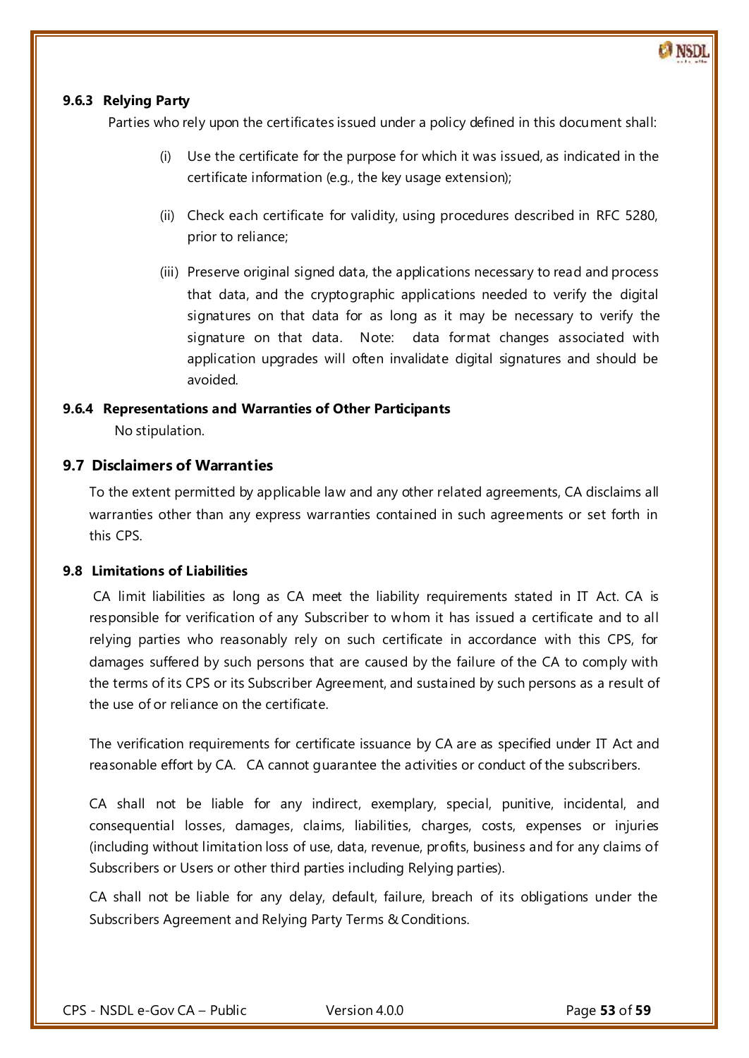### 9.6.3 Relying Party

Parties who rely upon the certificates issued under a policy defined in this document shall:

(i) Use the certificate for the purpose for which it was issued, as indicated in the certificate information (e.g., the key usage extension);

(ii) Check each certificate for validity, using procedures described in RFC 5280, prior to reliance;

(iii) Preserve original signed data, the applications necessary to read and process that data, and the cryptographic applications needed to verify the digital signatures on that data for as long as it may be necessary to verify the signature on that data. Note: data format changes associated with application upgrades will often invalidate digital signatures and should be avoided.

### 9.6.4 Representations and Warranties of Other Participants

No stipulation.

## 9.7 Disclaimers of Warranties

To the extent permitted by applicable law and any other related agreements, CA disclaims all warranties other than any express warranties contained in such agreements or set forth in this CPS.

### 9.8 Limitations of Liabilities

CA limit liabilities as long as CA meet the liability requirements stated in IT Act. CA is responsible for verification of any Subscriber to whom it has issued a certificate and to all relying parties who reasonably rely on such certificate in accordance with this CPS, for damages suffered by such persons that are caused by the failure of the CA to comply with the terms of its CPS or its Subscriber Agreement, and sustained by such persons as a result of the use of or reliance on the certificate.

The verification requirements for certificate issuance by CA are as specified under IT Act and reasonable effort by CA. CA cannot guarantee the activities or conduct of the subscribers.

CA shall not be liable for any indirect, exemplary, special, punitive, incidental, and consequential losses, damages, claims, liabilities, charges, costs, expenses or injuries (including without limitation loss of use, data, revenue, profits, business and for any claims of Subscribers or Users or other third parties including Relying parties).

CA shall not be liable for any delay, default, failure, breach of its obligations under the Subscribers Agreement and Relying Party Terms & Conditions.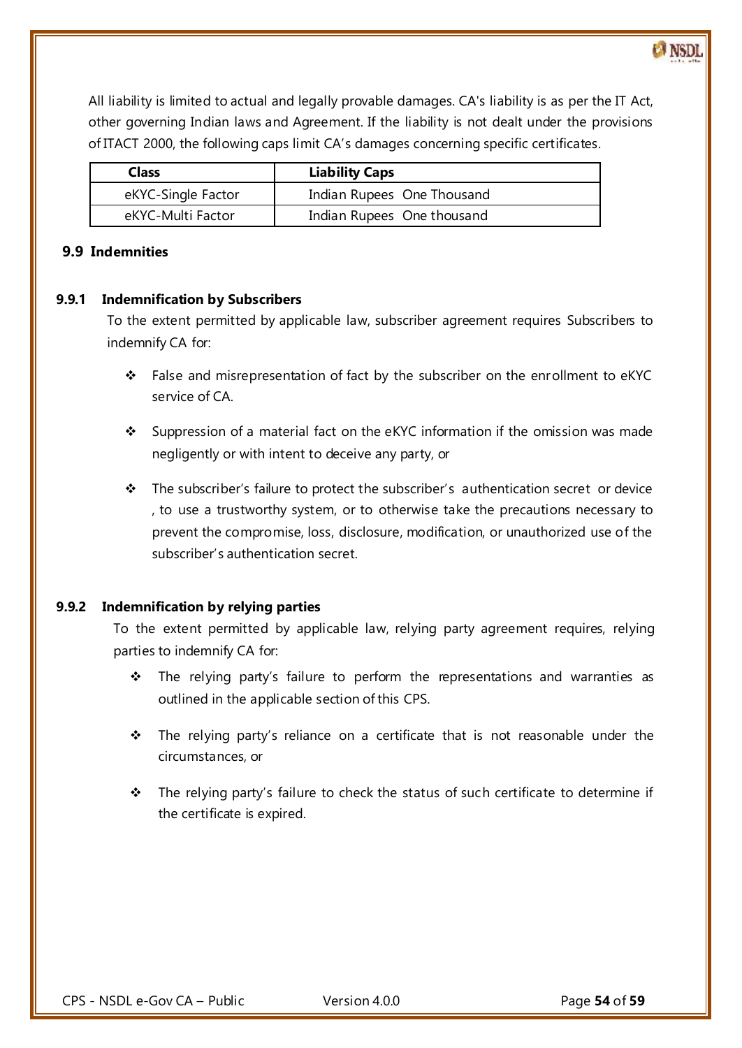All liability is limited to actual and legally provable damages. CA's liability is as per the IT Act, other governing Indian laws and Agreement. If the liability is not dealt under the provisions of ITACT 2000, the following caps limit CA's damages concerning specific certificates.

| Class | Liability Caps |
|---|---|
| eKYC-Single Factor | Indian Rupees One Thousand |
| eKYC-Multi Factor | Indian Rupees One thousand |

## 9.9 Indemnities

### 9.9.1 Indemnification by Subscribers

To the extent permitted by applicable law, subscriber agreement requires Subscribers to indemnify CA for:

- False and misrepresentation of fact by the subscriber on the enrollment to eKYC service of CA.
- Suppression of a material fact on the eKYC information if the omission was made negligently or with intent to deceive any party, or
- The subscriber's failure to protect the subscriber's authentication secret or device , to use a trustworthy system, or to otherwise take the precautions necessary to prevent the compromise, loss, disclosure, modification, or unauthorized use of the subscriber's authentication secret.

### 9.9.2 Indemnification by relying parties

To the extent permitted by applicable law, relying party agreement requires, relying parties to indemnify CA for:

- The relying party's failure to perform the representations and warranties as outlined in the applicable section of this CPS.
- The relying party's reliance on a certificate that is not reasonable under the circumstances, or
- The relying party's failure to check the status of such certificate to determine if the certificate is expired.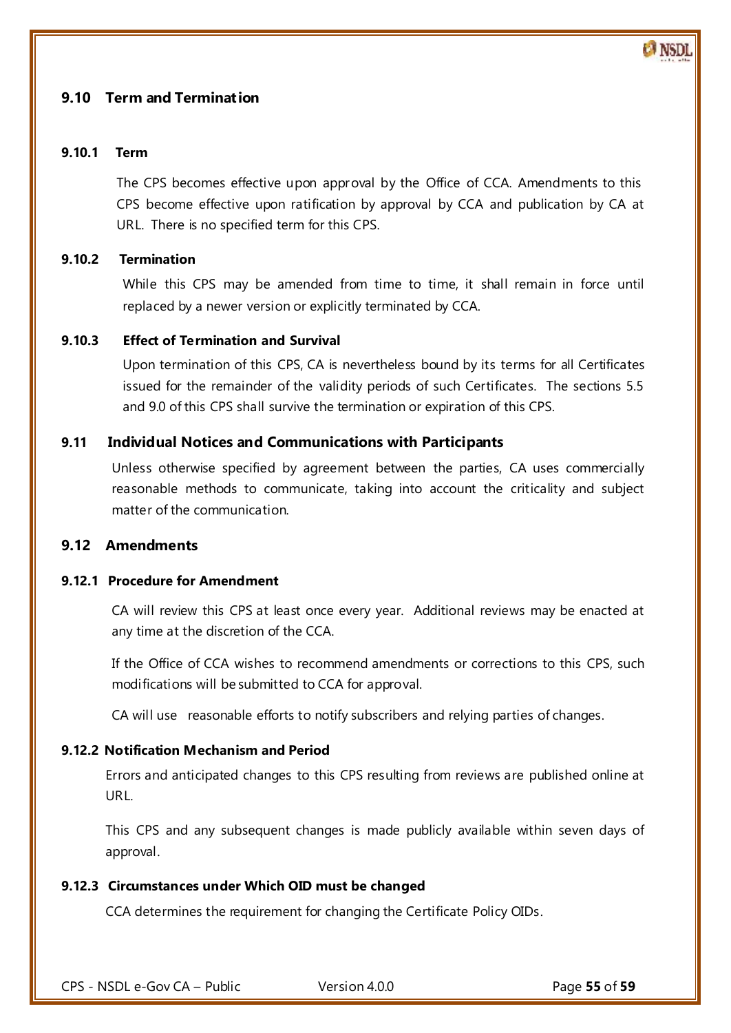## 9.10 Term and Termination

### 9.10.1 Term

The CPS becomes effective upon approval by the Office of CCA. Amendments to this CPS become effective upon ratification by approval by CCA and publication by CA at URL. There is no specified term for this CPS.

### 9.10.2 Termination

While this CPS may be amended from time to time, it shall remain in force until replaced by a newer version or explicitly terminated by CCA.

### 9.10.3 Effect of Termination and Survival

Upon termination of this CPS, CA is nevertheless bound by its terms for all Certificates issued for the remainder of the validity periods of such Certificates. The sections 5.5 and 9.0 of this CPS shall survive the termination or expiration of this CPS.

## 9.11 Individual Notices and Communications with Participants

Unless otherwise specified by agreement between the parties, CA uses commercially reasonable methods to communicate, taking into account the criticality and subject matter of the communication.

## 9.12 Amendments

### 9.12.1 Procedure for Amendment

CA will review this CPS at least once every year. Additional reviews may be enacted at any time at the discretion of the CCA.

If the Office of CCA wishes to recommend amendments or corrections to this CPS, such modifications will be submitted to CCA for approval.

CA will use reasonable efforts to notify subscribers and relying parties of changes.

### 9.12.2 Notification Mechanism and Period

Errors and anticipated changes to this CPS resulting from reviews are published online at URL.

This CPS and any subsequent changes is made publicly available within seven days of approval.

### 9.12.3 Circumstances under Which OID must be changed

CCA determines the requirement for changing the Certificate Policy OIDs.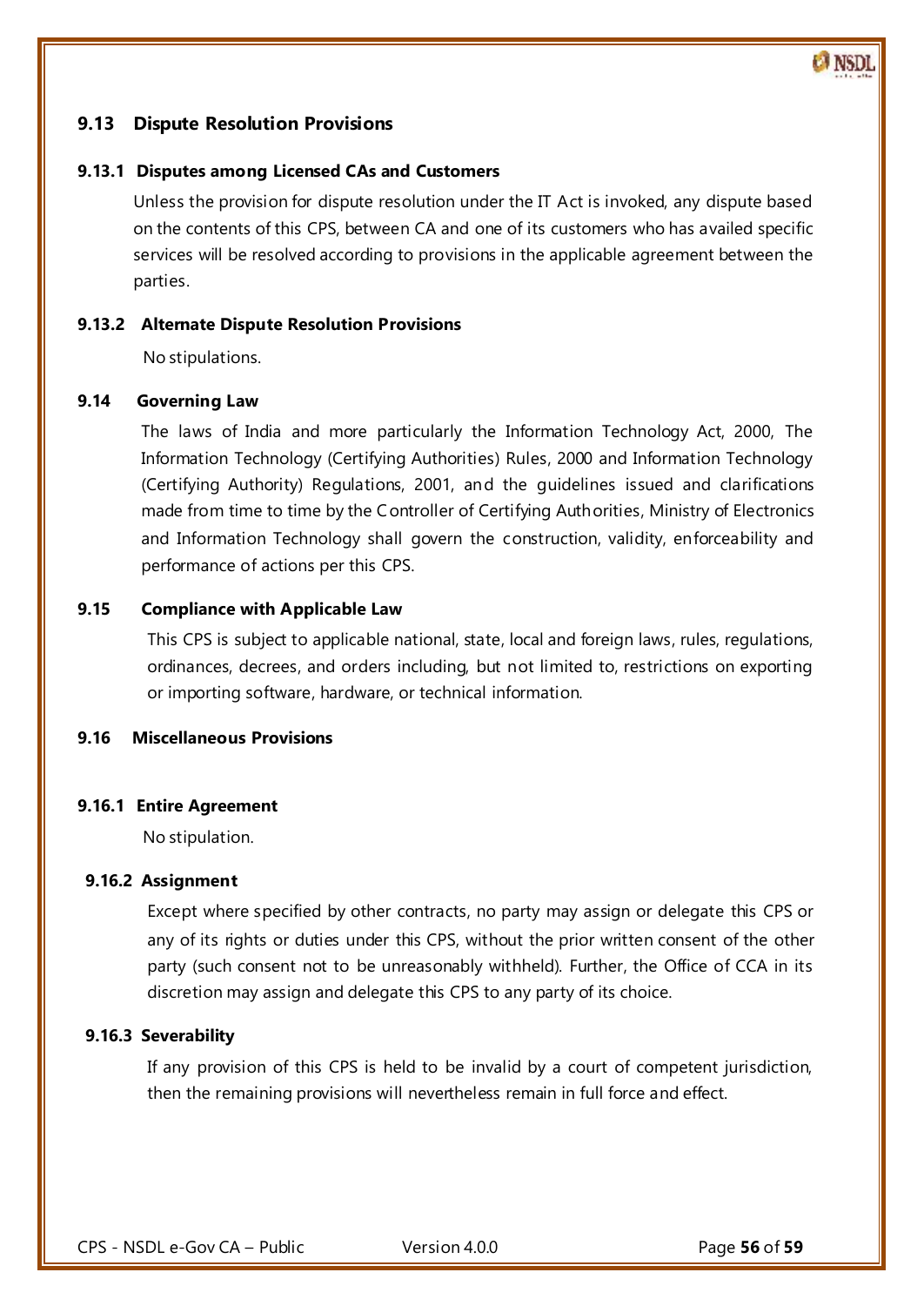## 9.13 Dispute Resolution Provisions

### 9.13.1 Disputes among Licensed CAs and Customers

Unless the provision for dispute resolution under the IT Act is invoked, any dispute based on the contents of this CPS, between CA and one of its customers who has availed specific services will be resolved according to provisions in the applicable agreement between the parties.

### 9.13.2 Alternate Dispute Resolution Provisions

No stipulations.

## 9.14 Governing Law

The laws of India and more particularly the Information Technology Act, 2000, The Information Technology (Certifying Authorities) Rules, 2000 and Information Technology (Certifying Authority) Regulations, 2001, and the guidelines issued and clarifications made from time to time by the Controller of Certifying Authorities, Ministry of Electronics and Information Technology shall govern the construction, validity, enforceability and performance of actions per this CPS.

## 9.15 Compliance with Applicable Law

This CPS is subject to applicable national, state, local and foreign laws, rules, regulations, ordinances, decrees, and orders including, but not limited to, restrictions on exporting or importing software, hardware, or technical information.

## 9.16 Miscellaneous Provisions

### 9.16.1 Entire Agreement

No stipulation.

### 9.16.2 Assignment

Except where specified by other contracts, no party may assign or delegate this CPS or any of its rights or duties under this CPS, without the prior written consent of the other party (such consent not to be unreasonably withheld). Further, the Office of CCA in its discretion may assign and delegate this CPS to any party of its choice.

### 9.16.3 Severability

If any provision of this CPS is held to be invalid by a court of competent jurisdiction, then the remaining provisions will nevertheless remain in full force and effect.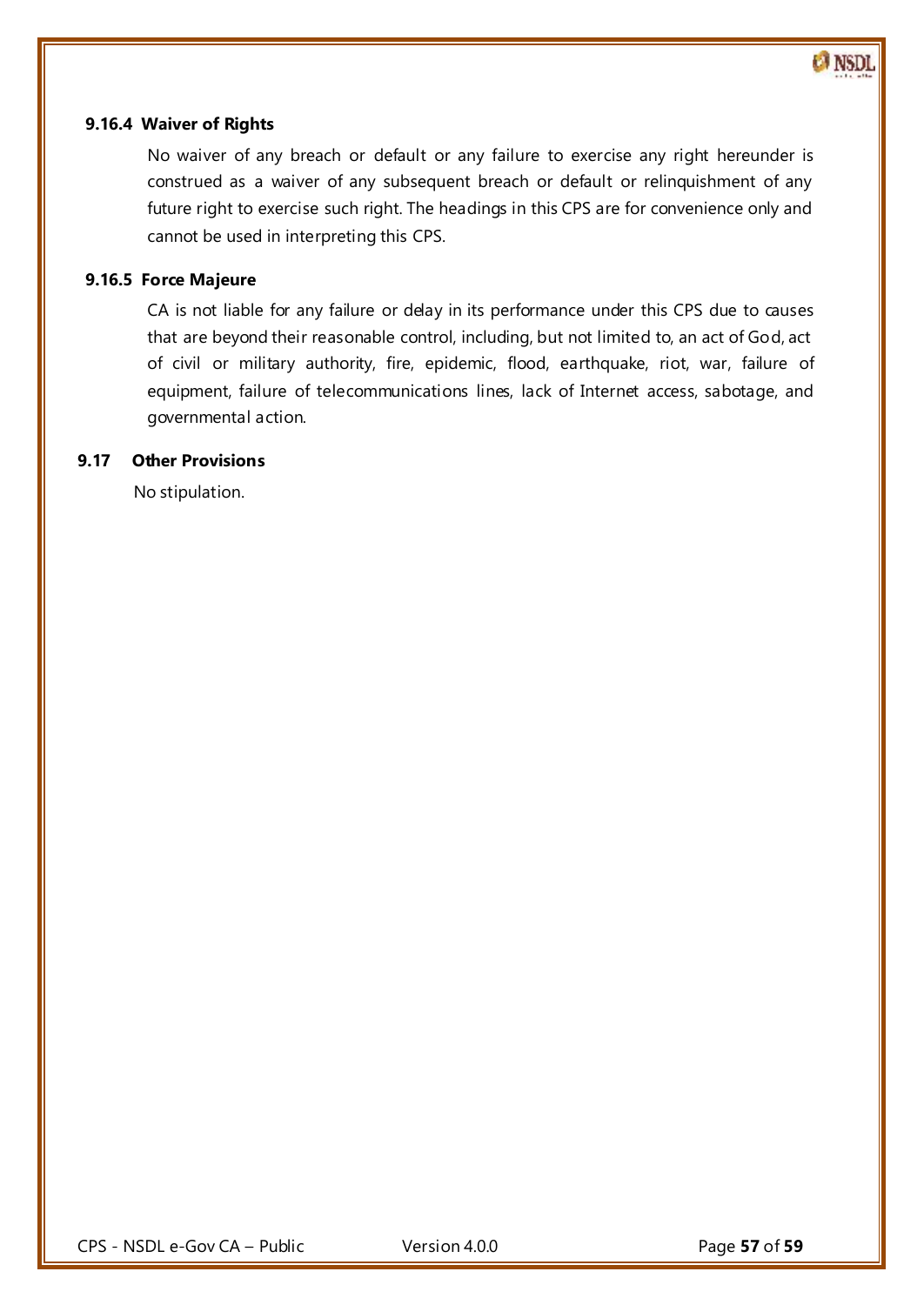#### 9.16.4 Waiver of Rights

No waiver of any breach or default or any failure to exercise any right hereunder is construed as a waiver of any subsequent breach or default or relinquishment of any future right to exercise such right. The headings in this CPS are for convenience only and cannot be used in interpreting this CPS.

#### 9.16.5 Force Majeure

CA is not liable for any failure or delay in its performance under this CPS due to causes that are beyond their reasonable control, including, but not limited to, an act of God, act of civil or military authority, fire, epidemic, flood, earthquake, riot, war, failure of equipment, failure of telecommunications lines, lack of Internet access, sabotage, and governmental action.

### 9.17 Other Provisions

No stipulation.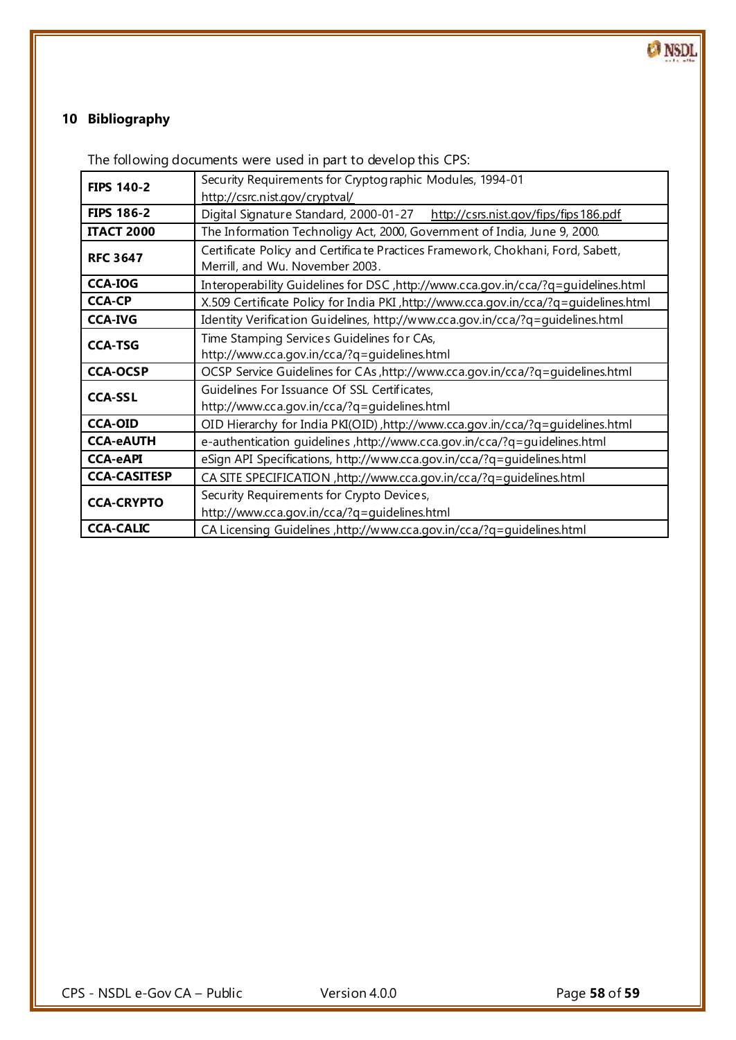# 10 Bibliography

The following documents were used in part to develop this CPS:

| | |
|---|---|
| **FIPS 140-2** | Security Requirements for Cryptographic Modules, 1994-01 http://csrc.nist.gov/cryptval/ |
| **FIPS 186-2** | Digital Signature Standard, 2000-01-27 http://csrs.nist.gov/fips/fips186.pdf |
| **ITACT 2000** | The Information Technoligy Act, 2000, Government of India, June 9, 2000. |
| **RFC 3647** | Certificate Policy and Certificate Practices Framework, Chokhani, Ford, Sabett, Merrill, and Wu. November 2003. |
| **CCA-IOG** | Interoperability Guidelines for DSC ,http://www.cca.gov.in/cca/?q=guidelines.html |
| **CCA-CP** | X.509 Certificate Policy for India PKI ,http://www.cca.gov.in/cca/?q=guidelines.html |
| **CCA-IVG** | Identity Verification Guidelines, http://www.cca.gov.in/cca/?q=guidelines.html |
| **CCA-TSG** | Time Stamping Services Guidelines for CAs, http://www.cca.gov.in/cca/?q=guidelines.html |
| **CCA-OCSP** | OCSP Service Guidelines for CAs ,http://www.cca.gov.in/cca/?q=guidelines.html |
| **CCA-SSL** | Guidelines For Issuance Of SSL Certificates, http://www.cca.gov.in/cca/?q=guidelines.html |
| **CCA-OID** | OID Hierarchy for India PKI(OID) ,http://www.cca.gov.in/cca/?q=guidelines.html |
| **CCA-eAUTH** | e-authentication guidelines ,http://www.cca.gov.in/cca/?q=guidelines.html |
| **CCA-eAPI** | eSign API Specifications, http://www.cca.gov.in/cca/?q=guidelines.html |
| **CCA-CASITESP** | CA SITE SPECIFICATION ,http://www.cca.gov.in/cca/?q=guidelines.html |
| **CCA-CRYPTO** | Security Requirements for Crypto Devices, http://www.cca.gov.in/cca/?q=guidelines.html |
| **CCA-CALIC** | CA Licensing Guidelines ,http://www.cca.gov.in/cca/?q=guidelines.html |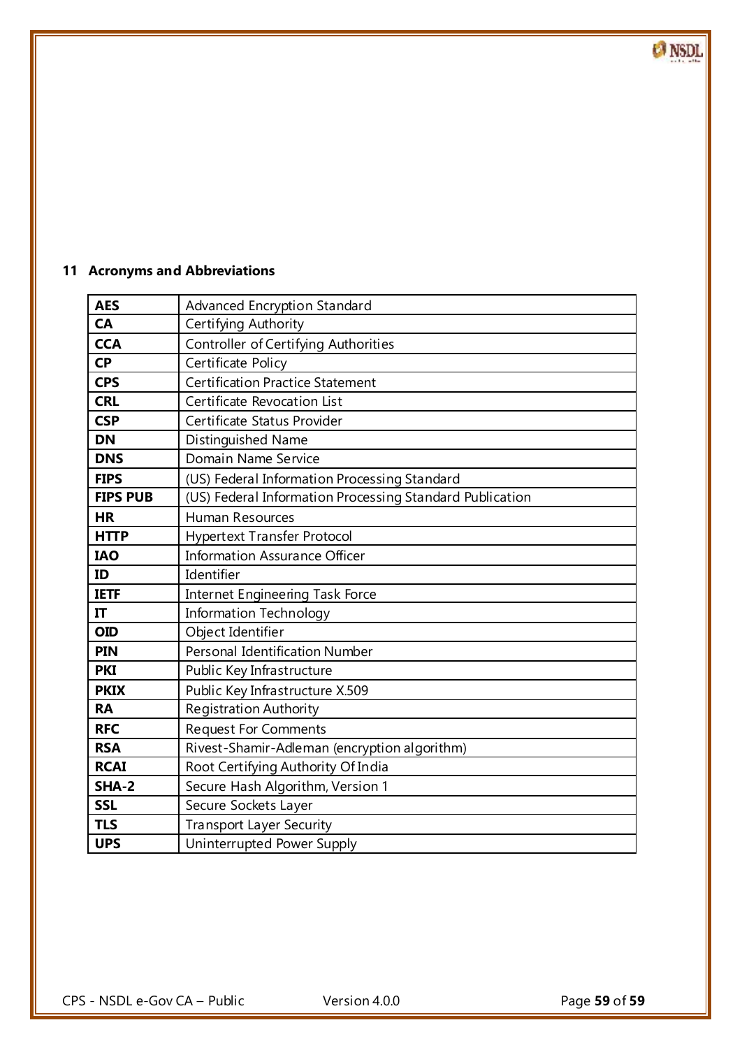## 11 Acronyms and Abbreviations

| | |
|---|---|
| **AES** | Advanced Encryption Standard |
| **CA** | Certifying Authority |
| **CCA** | Controller of Certifying Authorities |
| **CP** | Certificate Policy |
| **CPS** | Certification Practice Statement |
| **CRL** | Certificate Revocation List |
| **CSP** | Certificate Status Provider |
| **DN** | Distinguished Name |
| **DNS** | Domain Name Service |
| **FIPS** | (US) Federal Information Processing Standard |
| **FIPS PUB** | (US) Federal Information Processing Standard Publication |
| **HR** | Human Resources |
| **HTTP** | Hypertext Transfer Protocol |
| **IAO** | Information Assurance Officer |
| **ID** | Identifier |
| **IETF** | Internet Engineering Task Force |
| **IT** | Information Technology |
| **OID** | Object Identifier |
| **PIN** | Personal Identification Number |
| **PKI** | Public Key Infrastructure |
| **PKIX** | Public Key Infrastructure X.509 |
| **RA** | Registration Authority |
| **RFC** | Request For Comments |
| **RSA** | Rivest-Shamir-Adleman (encryption algorithm) |
| **RCAI** | Root Certifying Authority Of India |
| **SHA-2** | Secure Hash Algorithm, Version 1 |
| **SSL** | Secure Sockets Layer |
| **TLS** | Transport Layer Security |
| **UPS** | Uninterrupted Power Supply |